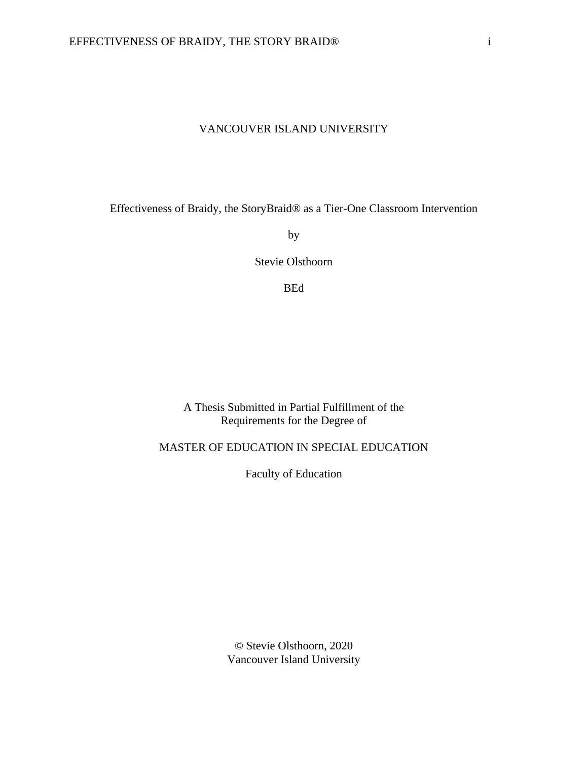VANCOUVER ISLAND UNIVERSITY

# Effectiveness of Braidy, the StoryBraid® as a Tier-One Classroom Intervention

by

Stevie Olsthoorn

BEd

A Thesis Submitted in Partial Fulfillment of the
Requirements for the Degree of

MASTER OF EDUCATION IN SPECIAL EDUCATION

Faculty of Education

© Stevie Olsthoorn, 2020
Vancouver Island University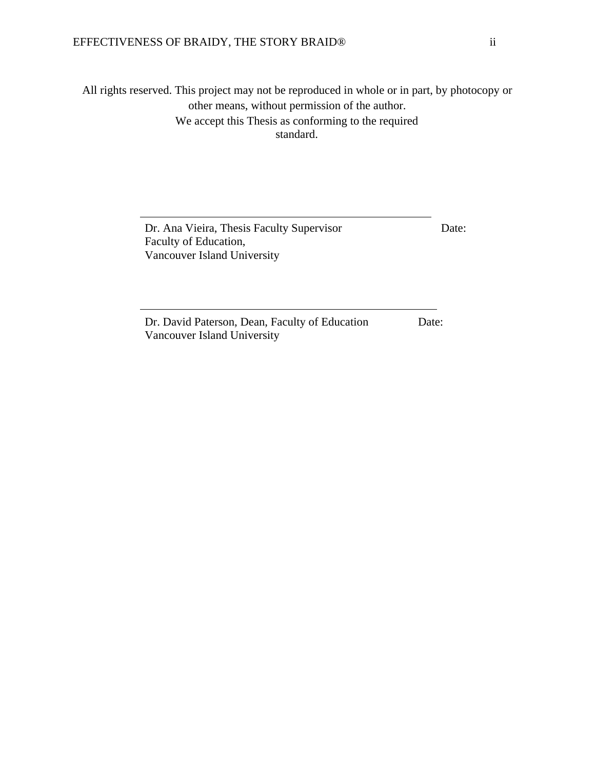All rights reserved. This project may not be reproduced in whole or in part, by photocopy or other means, without permission of the author.

We accept this Thesis as conforming to the required standard.

\_\_\_\_\_\_\_\_\_\_\_\_\_\_\_\_\_\_\_\_\_\_\_\_\_\_\_\_\_\_\_\_\_\_\_\_\_\_\_\_\_\_\_\_

Dr. Ana Vieira, Thesis Faculty Supervisor Date:
Faculty of Education,
Vancouver Island University

\_\_\_\_\_\_\_\_\_\_\_\_\_\_\_\_\_\_\_\_\_\_\_\_\_\_\_\_\_\_\_\_\_\_\_\_\_\_\_\_\_\_\_\_

Dr. David Paterson, Dean, Faculty of Education Date:
Vancouver Island University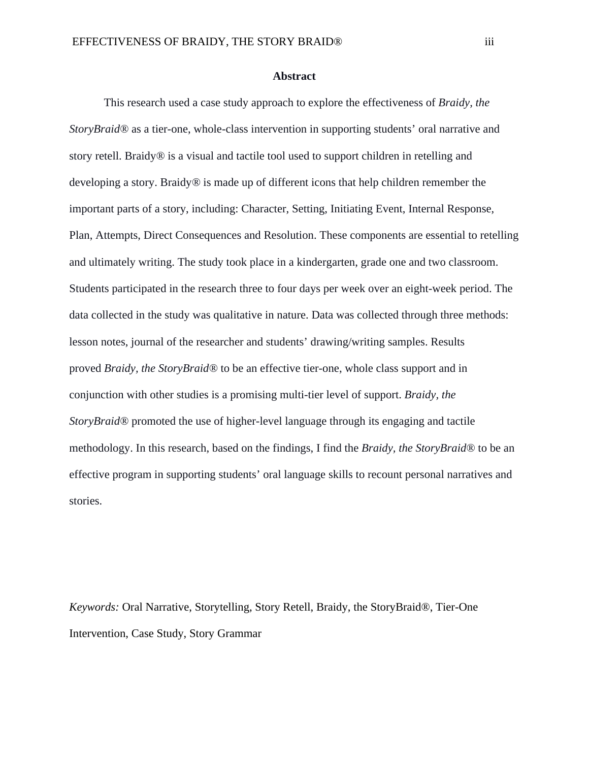## Abstract

This research used a case study approach to explore the effectiveness of *Braidy, the StoryBraid®* as a tier-one, whole-class intervention in supporting students' oral narrative and story retell. Braidy® is a visual and tactile tool used to support children in retelling and developing a story. Braidy® is made up of different icons that help children remember the important parts of a story, including: Character, Setting, Initiating Event, Internal Response, Plan, Attempts, Direct Consequences and Resolution. These components are essential to retelling and ultimately writing. The study took place in a kindergarten, grade one and two classroom. Students participated in the research three to four days per week over an eight-week period. The data collected in the study was qualitative in nature. Data was collected through three methods: lesson notes, journal of the researcher and students' drawing/writing samples. Results proved *Braidy, the StoryBraid®* to be an effective tier-one, whole class support and in conjunction with other studies is a promising multi-tier level of support. *Braidy, the StoryBraid®* promoted the use of higher-level language through its engaging and tactile methodology. In this research, based on the findings, I find the *Braidy, the StoryBraid®* to be an effective program in supporting students' oral language skills to recount personal narratives and stories.

*Keywords:* Oral Narrative, Storytelling, Story Retell, Braidy, the StoryBraid®, Tier-One Intervention, Case Study, Story Grammar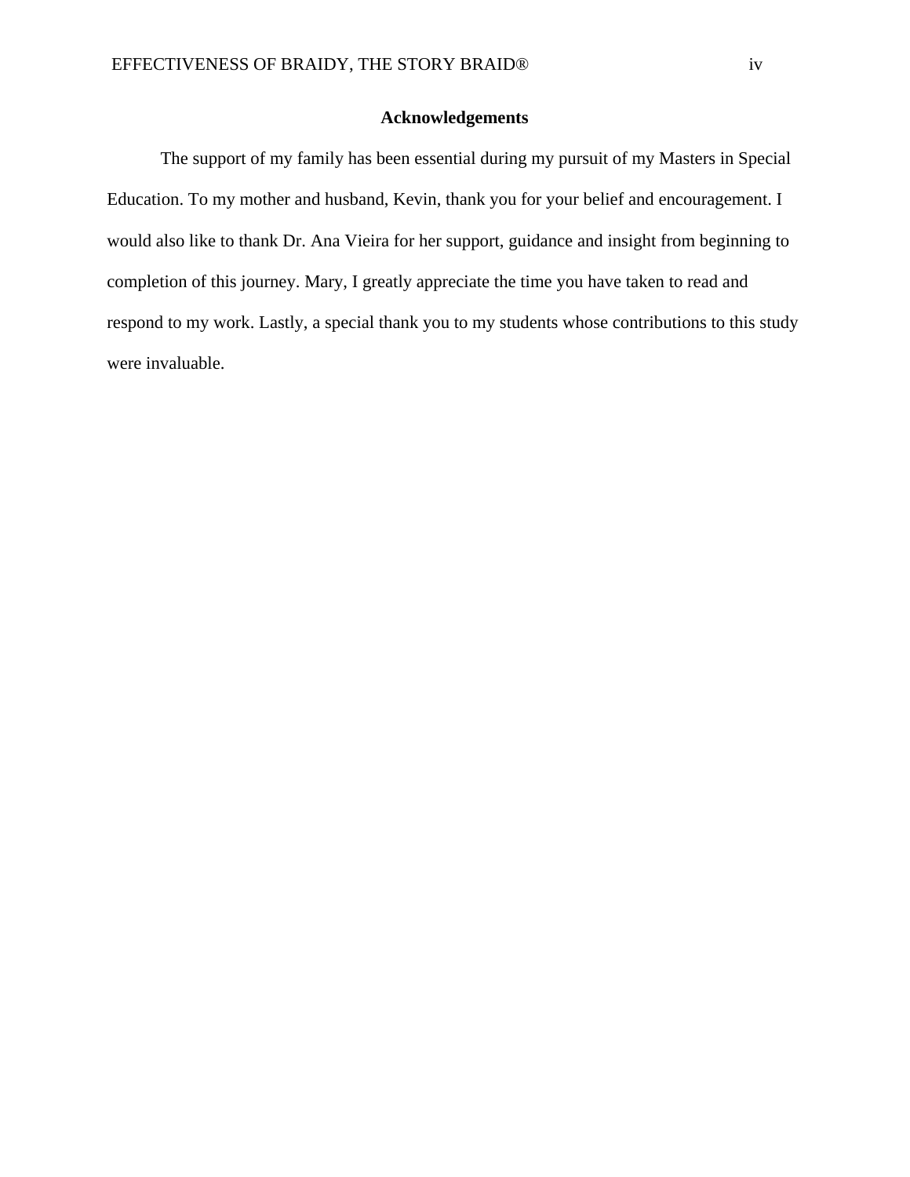# Acknowledgements

The support of my family has been essential during my pursuit of my Masters in Special Education. To my mother and husband, Kevin, thank you for your belief and encouragement. I would also like to thank Dr. Ana Vieira for her support, guidance and insight from beginning to completion of this journey. Mary, I greatly appreciate the time you have taken to read and respond to my work. Lastly, a special thank you to my students whose contributions to this study were invaluable.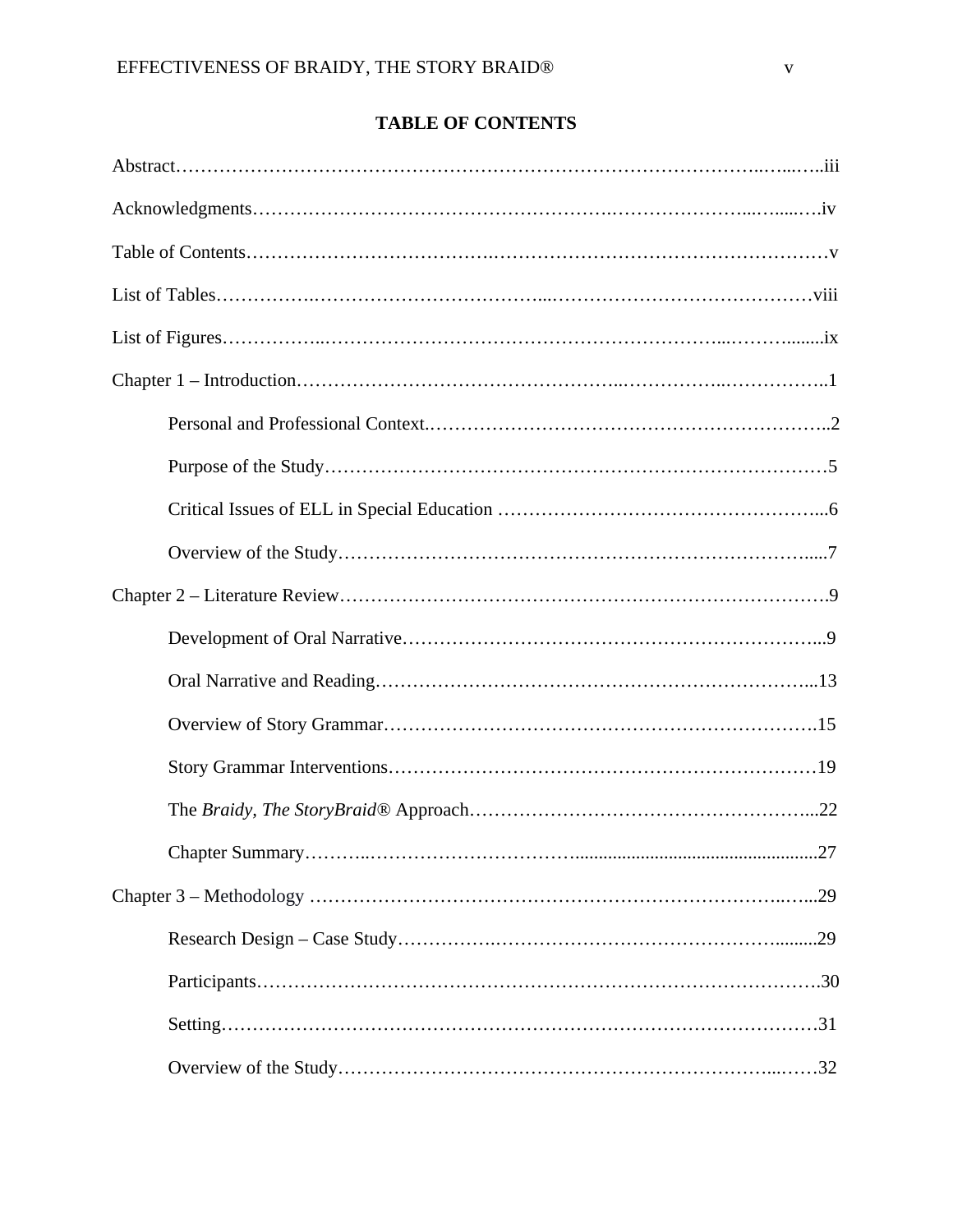# TABLE OF CONTENTS

Abstract……………………………………………………………………………………iii

Acknowledgments…………………………………………………………………………iv

Table of Contents……………………………………………………………………………v

List of Tables………………………………………………………………………………viii

List of Figures………………………………………………………………………………ix

Chapter 1 – Introduction……………………………………………………………………1

Personal and Professional Context……………………………………………………2

Purpose of the Study……………………………………………………………………5

Critical Issues of ELL in Special Education ……………………………………………6

Overview of the Study…………………………………………………………………7

Chapter 2 – Literature Review………………………………………………………………9

Development of Oral Narrative…………………………………………………………9

Oral Narrative and Reading……………………………………………………………13

Overview of Story Grammar……………………………………………………………15

Story Grammar Interventions……………………………………………………………19

The *Braidy, The StoryBraid®* Approach………………………………………………22

Chapter Summary…………………………………………………………………………27

Chapter 3 – Methodology ……………………………………………………………………29

Research Design – Case Study…………………………………………………………29

Participants…………………………………………………………………………………30

Setting………………………………………………………………………………………31

Overview of the Study……………………………………………………………………32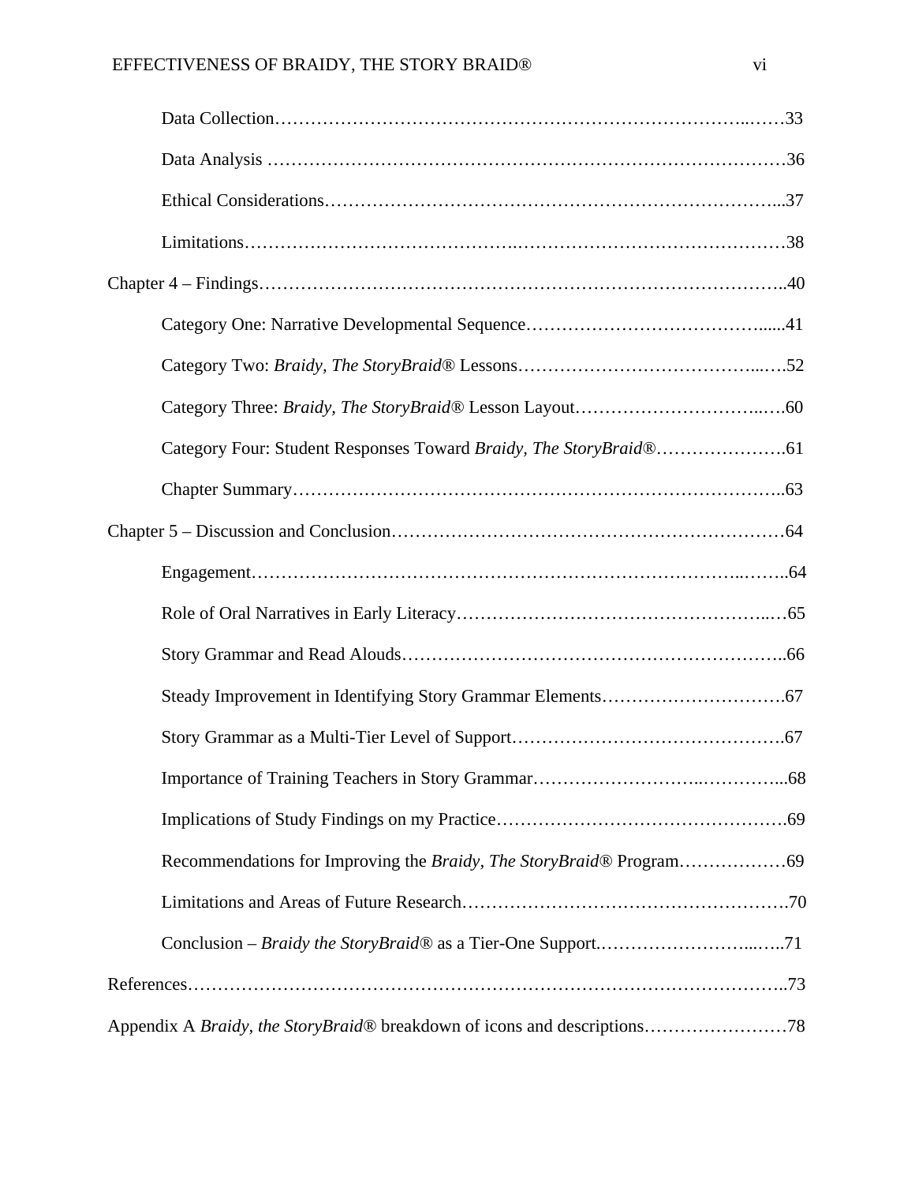Data Collection……………………………………………………………………..……33

Data Analysis ……………………………………………………………………………36

Ethical Considerations………………………………………………………………...37

Limitations……………………………………….……………………………………38

Chapter 4 – Findings……………………………………………………………………………..40

Category One: Narrative Developmental Sequence…………………………………......41

Category Two: *Braidy, The StoryBraid®* Lessons………………………………...….52

Category Three: *Braidy, The StoryBraid®* Lesson Layout…………………………..….60

Category Four: Student Responses Toward *Braidy, The StoryBraid®*………………….61

Chapter Summary……………………………………………………………………..63

Chapter 5 – Discussion and Conclusion………………………………………………………64

Engagement……………………………………………………………………..……..64

Role of Oral Narratives in Early Literacy……………………………………………..…65

Story Grammar and Read Alouds……….…………………………………………….66

Steady Improvement in Identifying Story Grammar Elements………………………….67

Story Grammar as a Multi-Tier Level of Support……………………………………….67

Importance of Training Teachers in Story Grammar……………………..…………...68

Implications of Study Findings on my Practice………………………………………….69

Recommendations for Improving the *Braidy, The StoryBraid®* Program………………69

Limitations and Areas of Future Research……………………………………………….70

Conclusion – *Braidy the StoryBraid®* as a Tier-One Support.……………………...…..71

References……………………………………………………………………………………..73

Appendix A *Braidy, the StoryBraid®* breakdown of icons and descriptions……………………78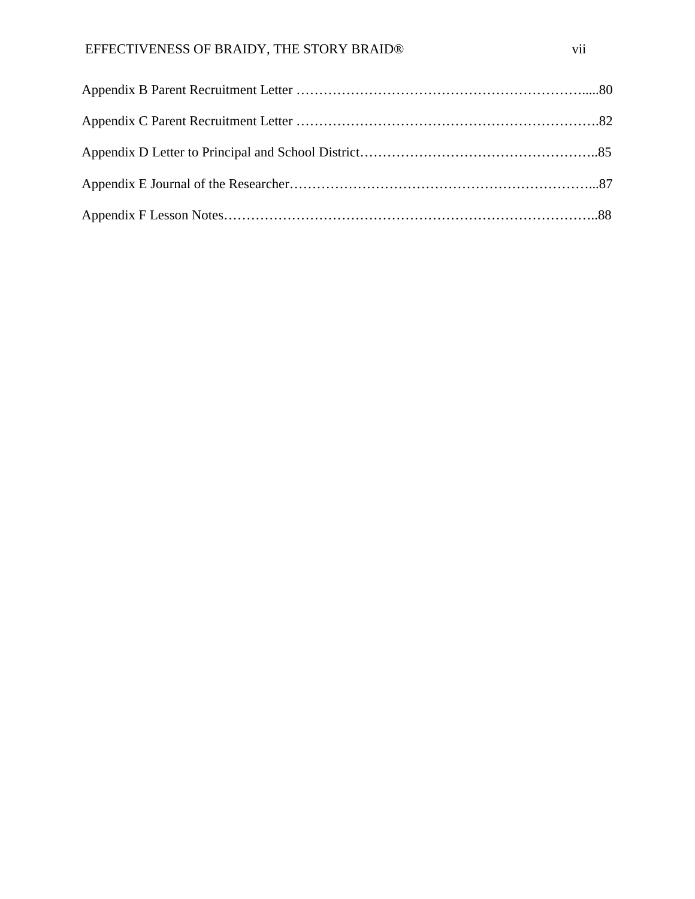Appendix B Parent Recruitment Letter ……………………………………………………….....80

Appendix C Parent Recruitment Letter ………………………………………………………….82

Appendix D Letter to Principal and School District……………………………………………..85

Appendix E Journal of the Researcher…………………………………………………………...87

Appendix F Lesson Notes………………………………………………………………………..88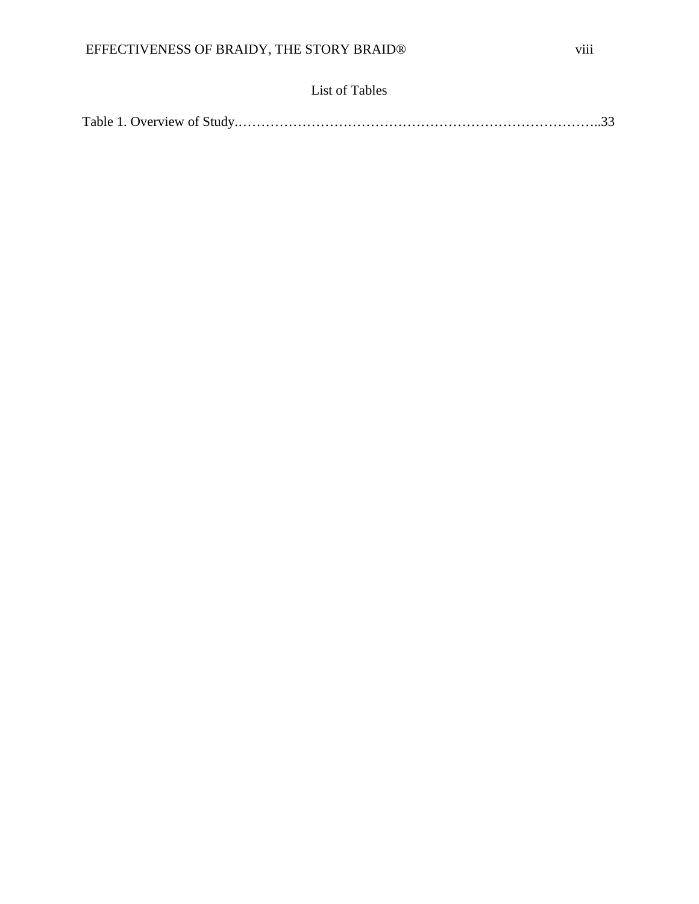# List of Tables

Table 1. Overview of Study.……………………………………………………………………..33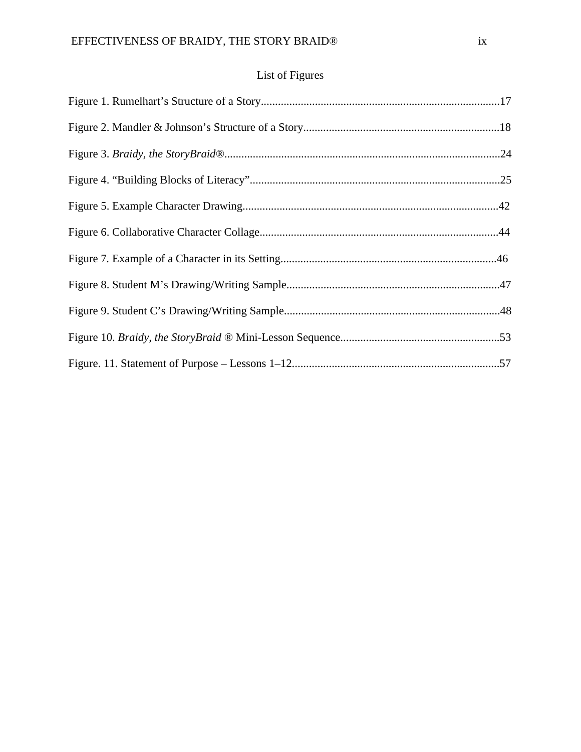# List of Figures

Figure 1. Rumelhart’s Structure of a Story....................................................................................17

Figure 2. Mandler & Johnson’s Structure of a Story.....................................................................18

Figure 3. *Braidy, the StoryBraid®*................................................................................................24

Figure 4. “Building Blocks of Literacy”........................................................................................25

Figure 5. Example Character Drawing..........................................................................................42

Figure 6. Collaborative Character Collage....................................................................................44

Figure 7. Example of a Character in its Setting............................................................................46

Figure 8. Student M’s Drawing/Writing Sample...........................................................................47

Figure 9. Student C’s Drawing/Writing Sample............................................................................48

Figure 10. *Braidy, the StoryBraid* ® Mini-Lesson Sequence........................................................53

Figure. 11. Statement of Purpose – Lessons 1–12.........................................................................57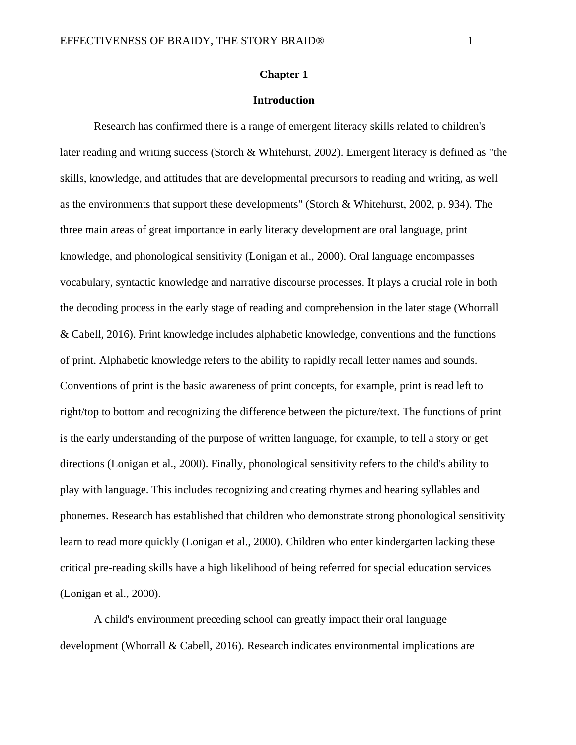# Chapter 1

## Introduction

Research has confirmed there is a range of emergent literacy skills related to children's later reading and writing success (Storch & Whitehurst, 2002). Emergent literacy is defined as "the skills, knowledge, and attitudes that are developmental precursors to reading and writing, as well as the environments that support these developments" (Storch & Whitehurst, 2002, p. 934). The three main areas of great importance in early literacy development are oral language, print knowledge, and phonological sensitivity (Lonigan et al., 2000). Oral language encompasses vocabulary, syntactic knowledge and narrative discourse processes. It plays a crucial role in both the decoding process in the early stage of reading and comprehension in the later stage (Whorrall & Cabell, 2016). Print knowledge includes alphabetic knowledge, conventions and the functions of print. Alphabetic knowledge refers to the ability to rapidly recall letter names and sounds. Conventions of print is the basic awareness of print concepts, for example, print is read left to right/top to bottom and recognizing the difference between the picture/text. The functions of print is the early understanding of the purpose of written language, for example, to tell a story or get directions (Lonigan et al., 2000). Finally, phonological sensitivity refers to the child's ability to play with language. This includes recognizing and creating rhymes and hearing syllables and phonemes. Research has established that children who demonstrate strong phonological sensitivity learn to read more quickly (Lonigan et al., 2000). Children who enter kindergarten lacking these critical pre-reading skills have a high likelihood of being referred for special education services (Lonigan et al., 2000).

A child's environment preceding school can greatly impact their oral language development (Whorrall & Cabell, 2016). Research indicates environmental implications are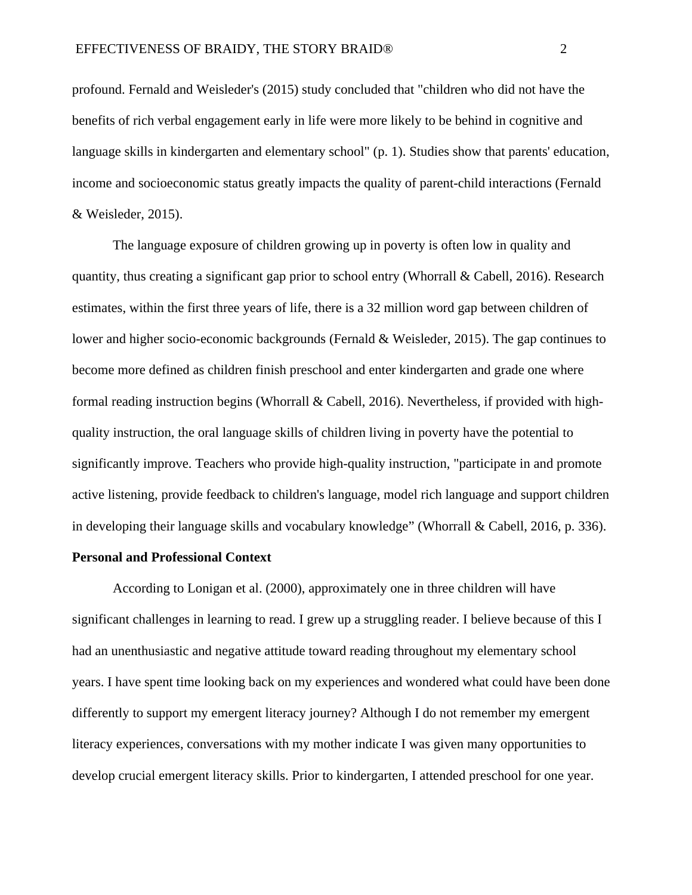profound. Fernald and Weisleder's (2015) study concluded that "children who did not have the benefits of rich verbal engagement early in life were more likely to be behind in cognitive and language skills in kindergarten and elementary school" (p. 1). Studies show that parents' education, income and socioeconomic status greatly impacts the quality of parent-child interactions (Fernald & Weisleder, 2015).

The language exposure of children growing up in poverty is often low in quality and quantity, thus creating a significant gap prior to school entry (Whorrall & Cabell, 2016). Research estimates, within the first three years of life, there is a 32 million word gap between children of lower and higher socio-economic backgrounds (Fernald & Weisleder, 2015). The gap continues to become more defined as children finish preschool and enter kindergarten and grade one where formal reading instruction begins (Whorrall & Cabell, 2016). Nevertheless, if provided with high-quality instruction, the oral language skills of children living in poverty have the potential to significantly improve. Teachers who provide high-quality instruction, "participate in and promote active listening, provide feedback to children's language, model rich language and support children in developing their language skills and vocabulary knowledge" (Whorrall & Cabell, 2016, p. 336).

**Personal and Professional Context**

According to Lonigan et al. (2000), approximately one in three children will have significant challenges in learning to read. I grew up a struggling reader. I believe because of this I had an unenthusiastic and negative attitude toward reading throughout my elementary school years. I have spent time looking back on my experiences and wondered what could have been done differently to support my emergent literacy journey? Although I do not remember my emergent literacy experiences, conversations with my mother indicate I was given many opportunities to develop crucial emergent literacy skills. Prior to kindergarten, I attended preschool for one year.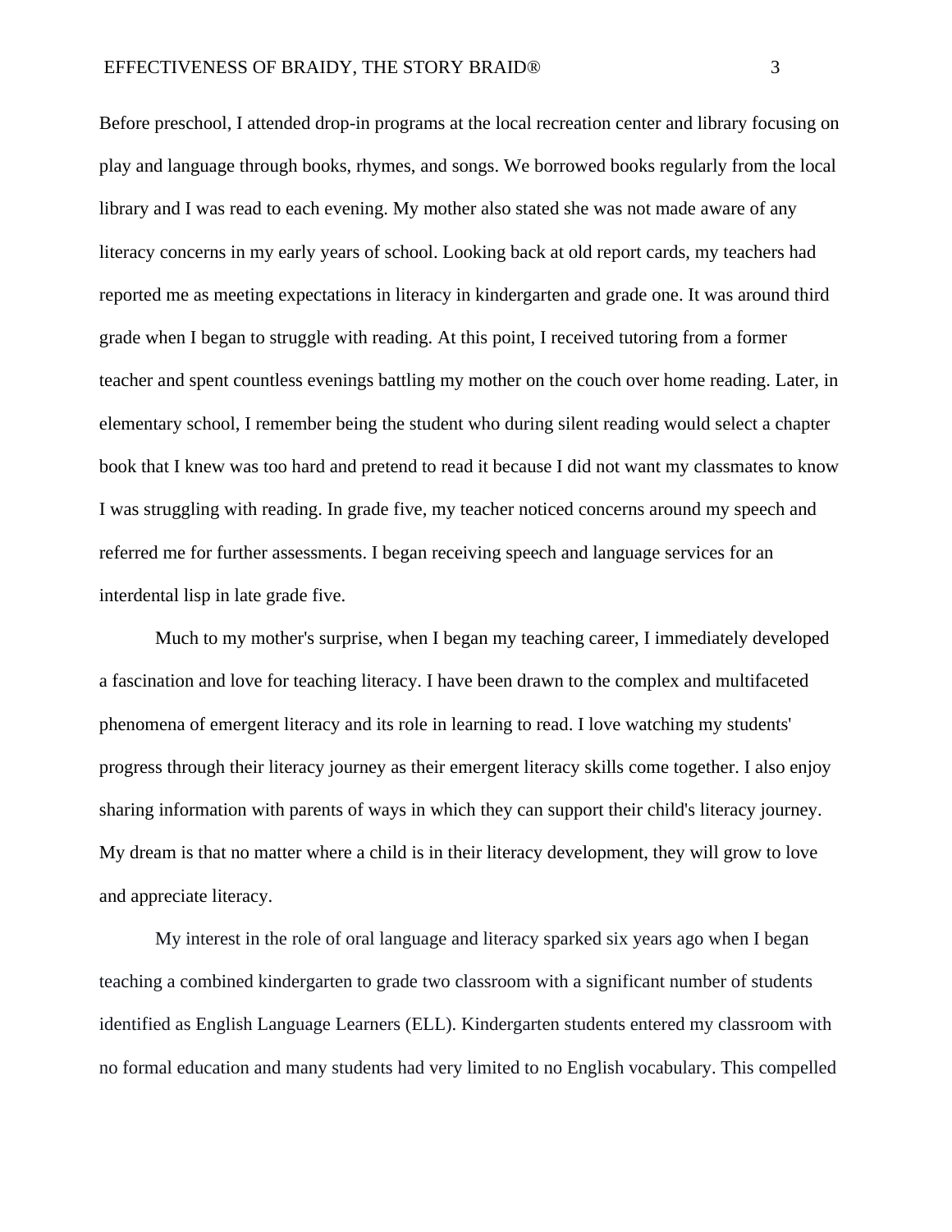Before preschool, I attended drop-in programs at the local recreation center and library focusing on play and language through books, rhymes, and songs. We borrowed books regularly from the local library and I was read to each evening. My mother also stated she was not made aware of any literacy concerns in my early years of school. Looking back at old report cards, my teachers had reported me as meeting expectations in literacy in kindergarten and grade one. It was around third grade when I began to struggle with reading. At this point, I received tutoring from a former teacher and spent countless evenings battling my mother on the couch over home reading. Later, in elementary school, I remember being the student who during silent reading would select a chapter book that I knew was too hard and pretend to read it because I did not want my classmates to know I was struggling with reading. In grade five, my teacher noticed concerns around my speech and referred me for further assessments. I began receiving speech and language services for an interdental lisp in late grade five.

Much to my mother's surprise, when I began my teaching career, I immediately developed a fascination and love for teaching literacy. I have been drawn to the complex and multifaceted phenomena of emergent literacy and its role in learning to read. I love watching my students' progress through their literacy journey as their emergent literacy skills come together. I also enjoy sharing information with parents of ways in which they can support their child's literacy journey. My dream is that no matter where a child is in their literacy development, they will grow to love and appreciate literacy.

My interest in the role of oral language and literacy sparked six years ago when I began teaching a combined kindergarten to grade two classroom with a significant number of students identified as English Language Learners (ELL). Kindergarten students entered my classroom with no formal education and many students had very limited to no English vocabulary. This compelled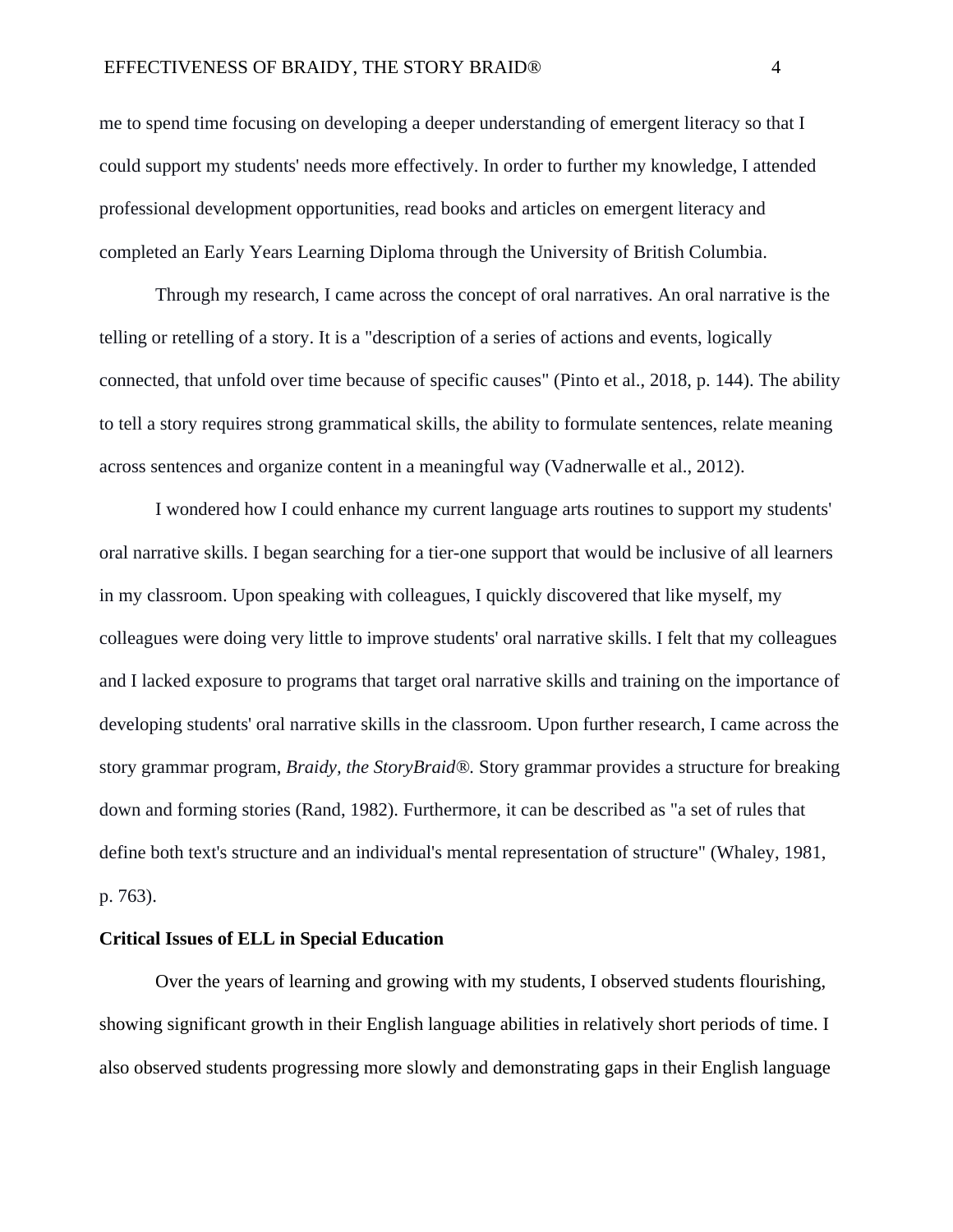me to spend time focusing on developing a deeper understanding of emergent literacy so that I could support my students' needs more effectively. In order to further my knowledge, I attended professional development opportunities, read books and articles on emergent literacy and completed an Early Years Learning Diploma through the University of British Columbia.

Through my research, I came across the concept of oral narratives. An oral narrative is the telling or retelling of a story. It is a "description of a series of actions and events, logically connected, that unfold over time because of specific causes" (Pinto et al., 2018, p. 144). The ability to tell a story requires strong grammatical skills, the ability to formulate sentences, relate meaning across sentences and organize content in a meaningful way (Vadnerwalle et al., 2012).

I wondered how I could enhance my current language arts routines to support my students' oral narrative skills. I began searching for a tier-one support that would be inclusive of all learners in my classroom. Upon speaking with colleagues, I quickly discovered that like myself, my colleagues were doing very little to improve students' oral narrative skills. I felt that my colleagues and I lacked exposure to programs that target oral narrative skills and training on the importance of developing students' oral narrative skills in the classroom. Upon further research, I came across the story grammar program, *Braidy, the StoryBraid®.* Story grammar provides a structure for breaking down and forming stories (Rand, 1982). Furthermore, it can be described as "a set of rules that define both text's structure and an individual's mental representation of structure" (Whaley, 1981, p. 763).

**Critical Issues of ELL in Special Education**

Over the years of learning and growing with my students, I observed students flourishing, showing significant growth in their English language abilities in relatively short periods of time. I also observed students progressing more slowly and demonstrating gaps in their English language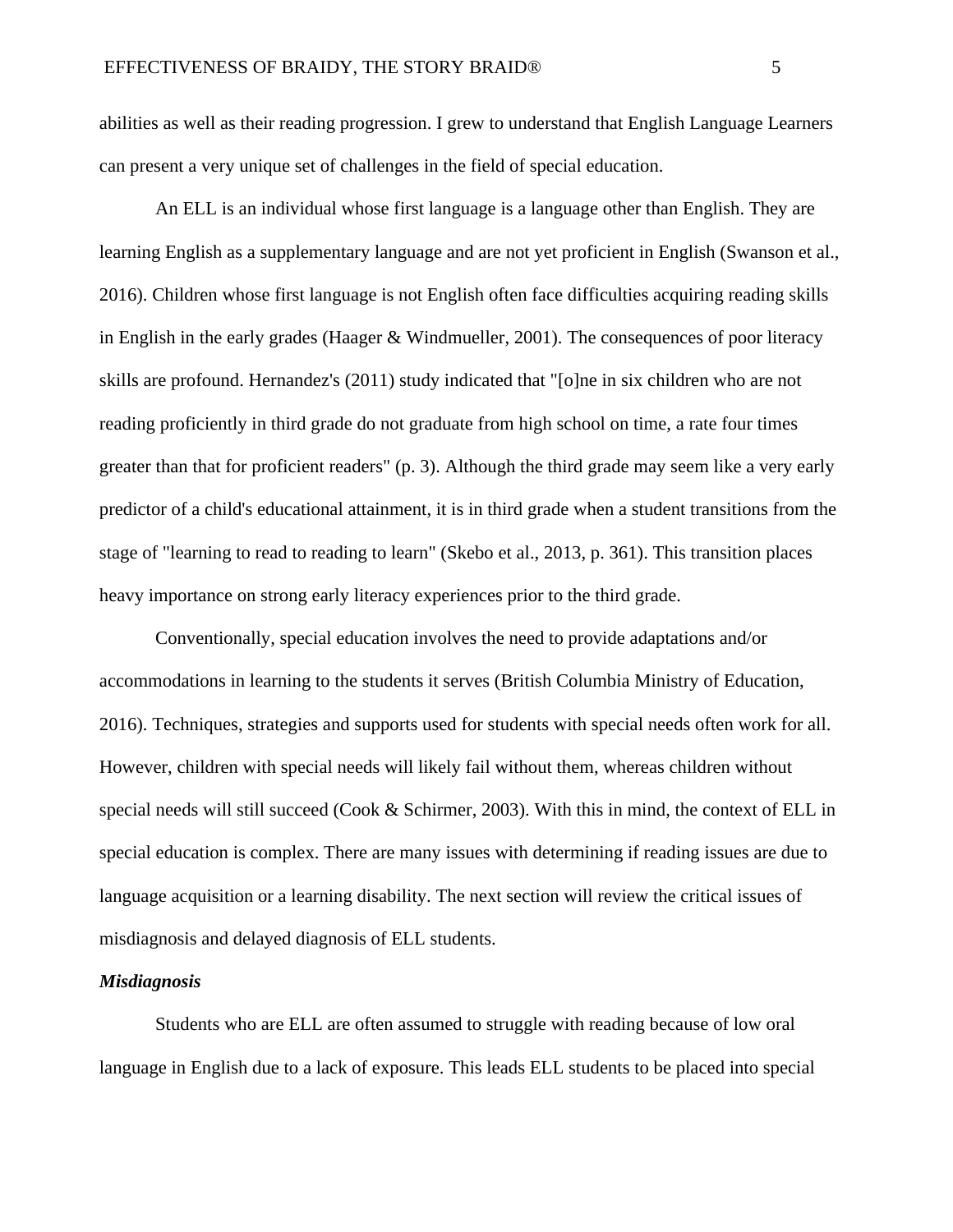abilities as well as their reading progression. I grew to understand that English Language Learners can present a very unique set of challenges in the field of special education.

An ELL is an individual whose first language is a language other than English. They are learning English as a supplementary language and are not yet proficient in English (Swanson et al., 2016). Children whose first language is not English often face difficulties acquiring reading skills in English in the early grades (Haager & Windmueller, 2001). The consequences of poor literacy skills are profound. Hernandez's (2011) study indicated that "[o]ne in six children who are not reading proficiently in third grade do not graduate from high school on time, a rate four times greater than that for proficient readers" (p. 3). Although the third grade may seem like a very early predictor of a child's educational attainment, it is in third grade when a student transitions from the stage of "learning to read to reading to learn" (Skebo et al., 2013, p. 361). This transition places heavy importance on strong early literacy experiences prior to the third grade.

Conventionally, special education involves the need to provide adaptations and/or accommodations in learning to the students it serves (British Columbia Ministry of Education, 2016). Techniques, strategies and supports used for students with special needs often work for all. However, children with special needs will likely fail without them, whereas children without special needs will still succeed (Cook & Schirmer, 2003). With this in mind, the context of ELL in special education is complex. There are many issues with determining if reading issues are due to language acquisition or a learning disability. The next section will review the critical issues of misdiagnosis and delayed diagnosis of ELL students.

### *Misdiagnosis*

Students who are ELL are often assumed to struggle with reading because of low oral language in English due to a lack of exposure. This leads ELL students to be placed into special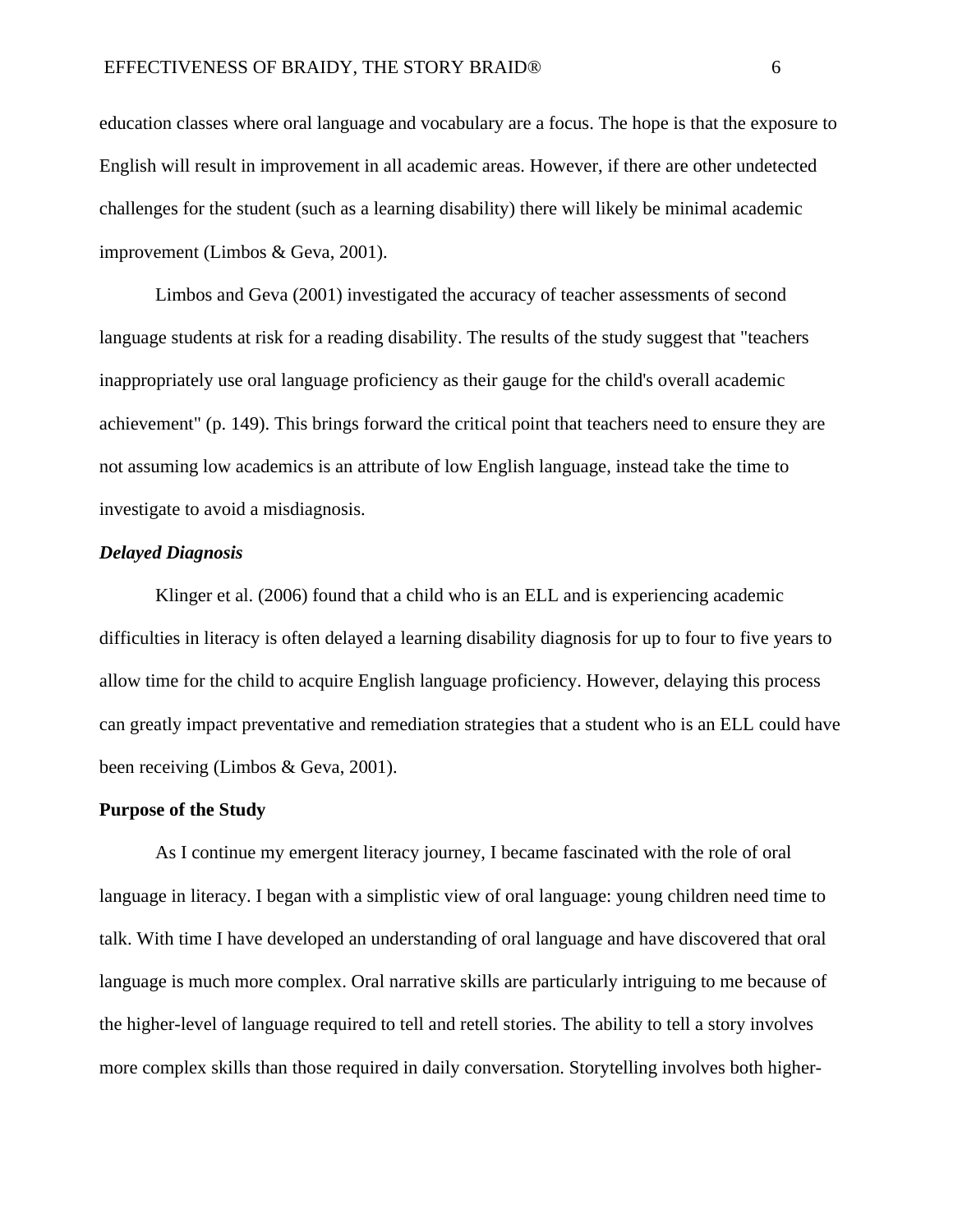education classes where oral language and vocabulary are a focus. The hope is that the exposure to English will result in improvement in all academic areas. However, if there are other undetected challenges for the student (such as a learning disability) there will likely be minimal academic improvement (Limbos & Geva, 2001).

Limbos and Geva (2001) investigated the accuracy of teacher assessments of second language students at risk for a reading disability. The results of the study suggest that "teachers inappropriately use oral language proficiency as their gauge for the child's overall academic achievement" (p. 149). This brings forward the critical point that teachers need to ensure they are not assuming low academics is an attribute of low English language, instead take the time to investigate to avoid a misdiagnosis.

### *Delayed Diagnosis*

Klinger et al. (2006) found that a child who is an ELL and is experiencing academic difficulties in literacy is often delayed a learning disability diagnosis for up to four to five years to allow time for the child to acquire English language proficiency. However, delaying this process can greatly impact preventative and remediation strategies that a student who is an ELL could have been receiving (Limbos & Geva, 2001).

## Purpose of the Study

As I continue my emergent literacy journey, I became fascinated with the role of oral language in literacy. I began with a simplistic view of oral language: young children need time to talk. With time I have developed an understanding of oral language and have discovered that oral language is much more complex. Oral narrative skills are particularly intriguing to me because of the higher-level of language required to tell and retell stories. The ability to tell a story involves more complex skills than those required in daily conversation. Storytelling involves both higher-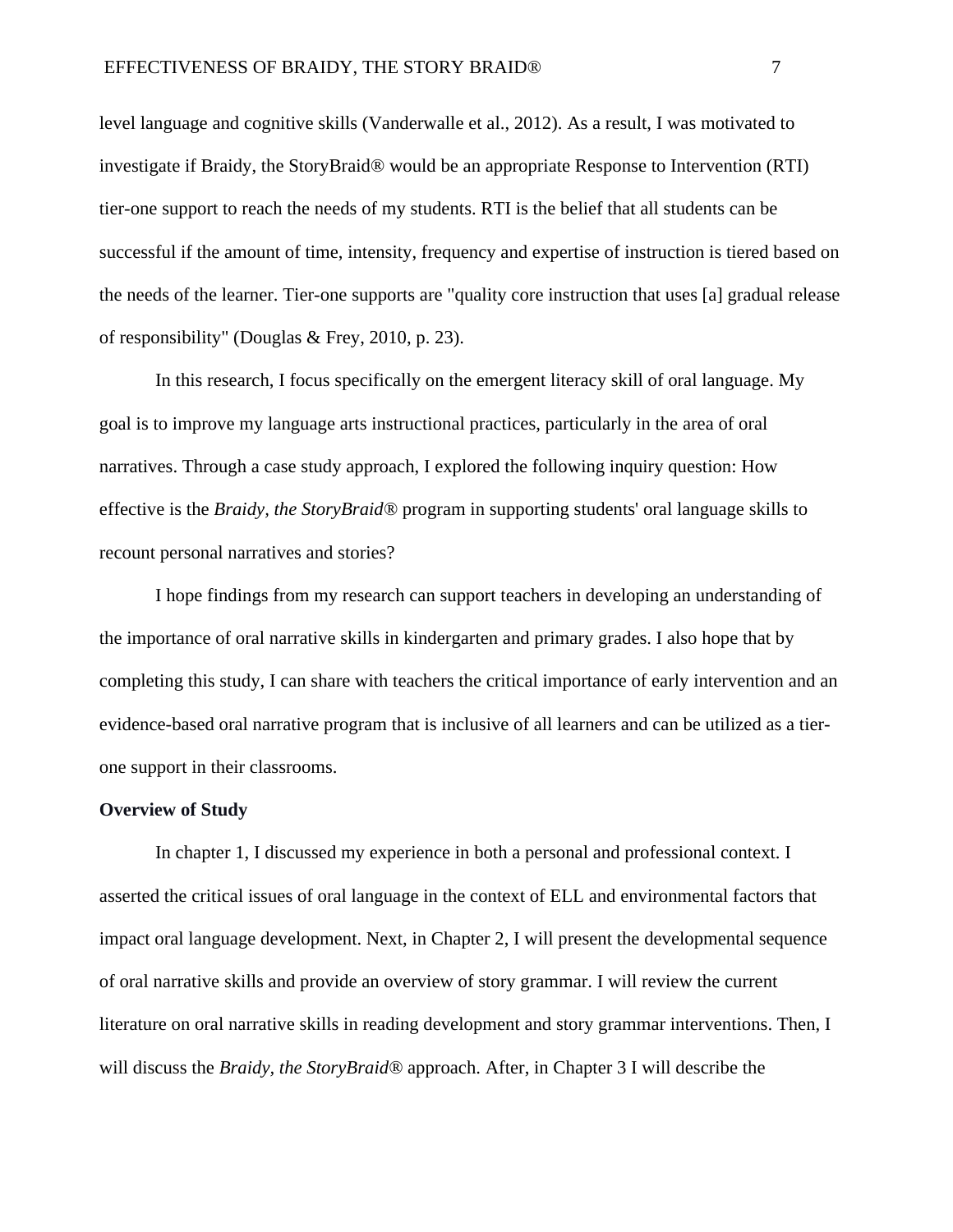level language and cognitive skills (Vanderwalle et al., 2012). As a result, I was motivated to investigate if Braidy, the StoryBraid® would be an appropriate Response to Intervention (RTI) tier-one support to reach the needs of my students. RTI is the belief that all students can be successful if the amount of time, intensity, frequency and expertise of instruction is tiered based on the needs of the learner. Tier-one supports are "quality core instruction that uses [a] gradual release of responsibility" (Douglas & Frey, 2010, p. 23).

In this research, I focus specifically on the emergent literacy skill of oral language. My goal is to improve my language arts instructional practices, particularly in the area of oral narratives. Through a case study approach, I explored the following inquiry question: How effective is the *Braidy, the StoryBraid®* program in supporting students' oral language skills to recount personal narratives and stories?

I hope findings from my research can support teachers in developing an understanding of the importance of oral narrative skills in kindergarten and primary grades. I also hope that by completing this study, I can share with teachers the critical importance of early intervention and an evidence-based oral narrative program that is inclusive of all learners and can be utilized as a tier-one support in their classrooms.

**Overview of Study**

In chapter 1, I discussed my experience in both a personal and professional context. I asserted the critical issues of oral language in the context of ELL and environmental factors that impact oral language development. Next, in Chapter 2, I will present the developmental sequence of oral narrative skills and provide an overview of story grammar. I will review the current literature on oral narrative skills in reading development and story grammar interventions. Then, I will discuss the *Braidy, the StoryBraid®* approach. After, in Chapter 3 I will describe the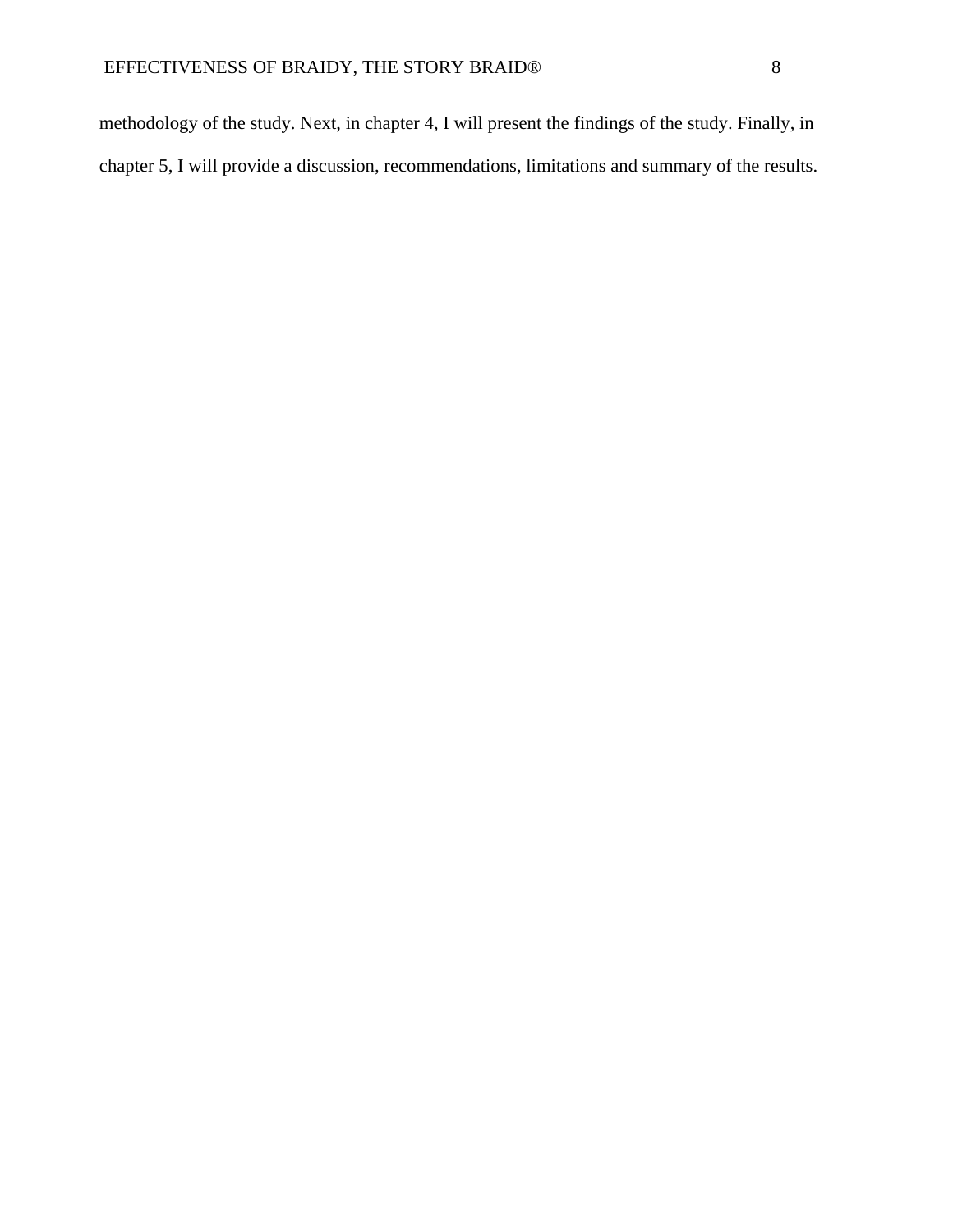methodology of the study. Next, in chapter 4, I will present the findings of the study. Finally, in chapter 5, I will provide a discussion, recommendations, limitations and summary of the results.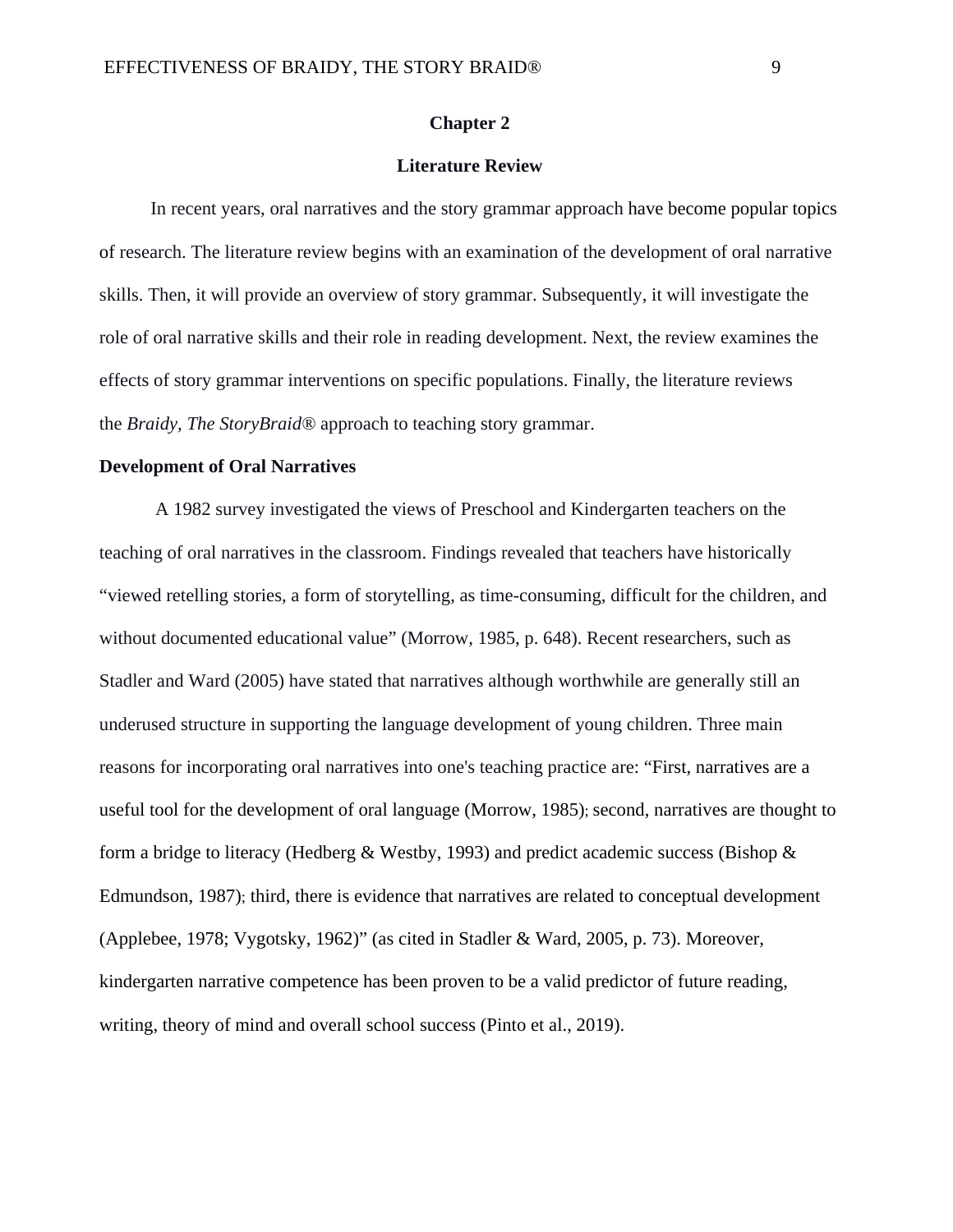# Chapter 2

## Literature Review

In recent years, oral narratives and the story grammar approach have become popular topics of research. The literature review begins with an examination of the development of oral narrative skills. Then, it will provide an overview of story grammar. Subsequently, it will investigate the role of oral narrative skills and their role in reading development. Next, the review examines the effects of story grammar interventions on specific populations. Finally, the literature reviews the *Braidy, The StoryBraid®* approach to teaching story grammar.

### Development of Oral Narratives

A 1982 survey investigated the views of Preschool and Kindergarten teachers on the teaching of oral narratives in the classroom. Findings revealed that teachers have historically "viewed retelling stories, a form of storytelling, as time-consuming, difficult for the children, and without documented educational value" (Morrow, 1985, p. 648). Recent researchers, such as Stadler and Ward (2005) have stated that narratives although worthwhile are generally still an underused structure in supporting the language development of young children. Three main reasons for incorporating oral narratives into one's teaching practice are: "First, narratives are a useful tool for the development of oral language (Morrow, 1985); second, narratives are thought to form a bridge to literacy (Hedberg & Westby, 1993) and predict academic success (Bishop & Edmundson, 1987); third, there is evidence that narratives are related to conceptual development (Applebee, 1978; Vygotsky, 1962)" (as cited in Stadler & Ward, 2005, p. 73). Moreover, kindergarten narrative competence has been proven to be a valid predictor of future reading, writing, theory of mind and overall school success (Pinto et al., 2019).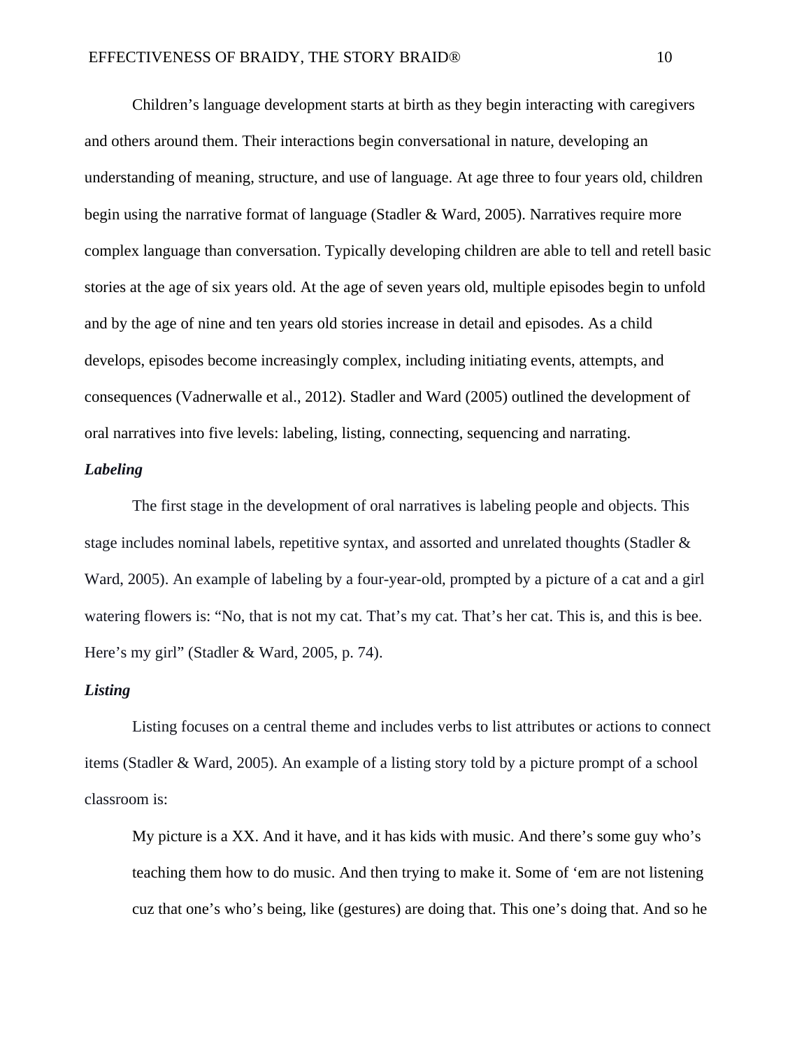Children's language development starts at birth as they begin interacting with caregivers and others around them. Their interactions begin conversational in nature, developing an understanding of meaning, structure, and use of language. At age three to four years old, children begin using the narrative format of language (Stadler & Ward, 2005). Narratives require more complex language than conversation. Typically developing children are able to tell and retell basic stories at the age of six years old. At the age of seven years old, multiple episodes begin to unfold and by the age of nine and ten years old stories increase in detail and episodes. As a child develops, episodes become increasingly complex, including initiating events, attempts, and consequences (Vadnerwalle et al., 2012). Stadler and Ward (2005) outlined the development of oral narratives into five levels: labeling, listing, connecting, sequencing and narrating.

***Labeling***

The first stage in the development of oral narratives is labeling people and objects. This stage includes nominal labels, repetitive syntax, and assorted and unrelated thoughts (Stadler & Ward, 2005). An example of labeling by a four-year-old, prompted by a picture of a cat and a girl watering flowers is: "No, that is not my cat. That's my cat. That's her cat. This is, and this is bee. Here's my girl" (Stadler & Ward, 2005, p. 74).

***Listing***

Listing focuses on a central theme and includes verbs to list attributes or actions to connect items (Stadler & Ward, 2005). An example of a listing story told by a picture prompt of a school classroom is:

> My picture is a XX. And it have, and it has kids with music. And there's some guy who's teaching them how to do music. And then trying to make it. Some of 'em are not listening cuz that one's who's being, like (gestures) are doing that. This one's doing that. And so he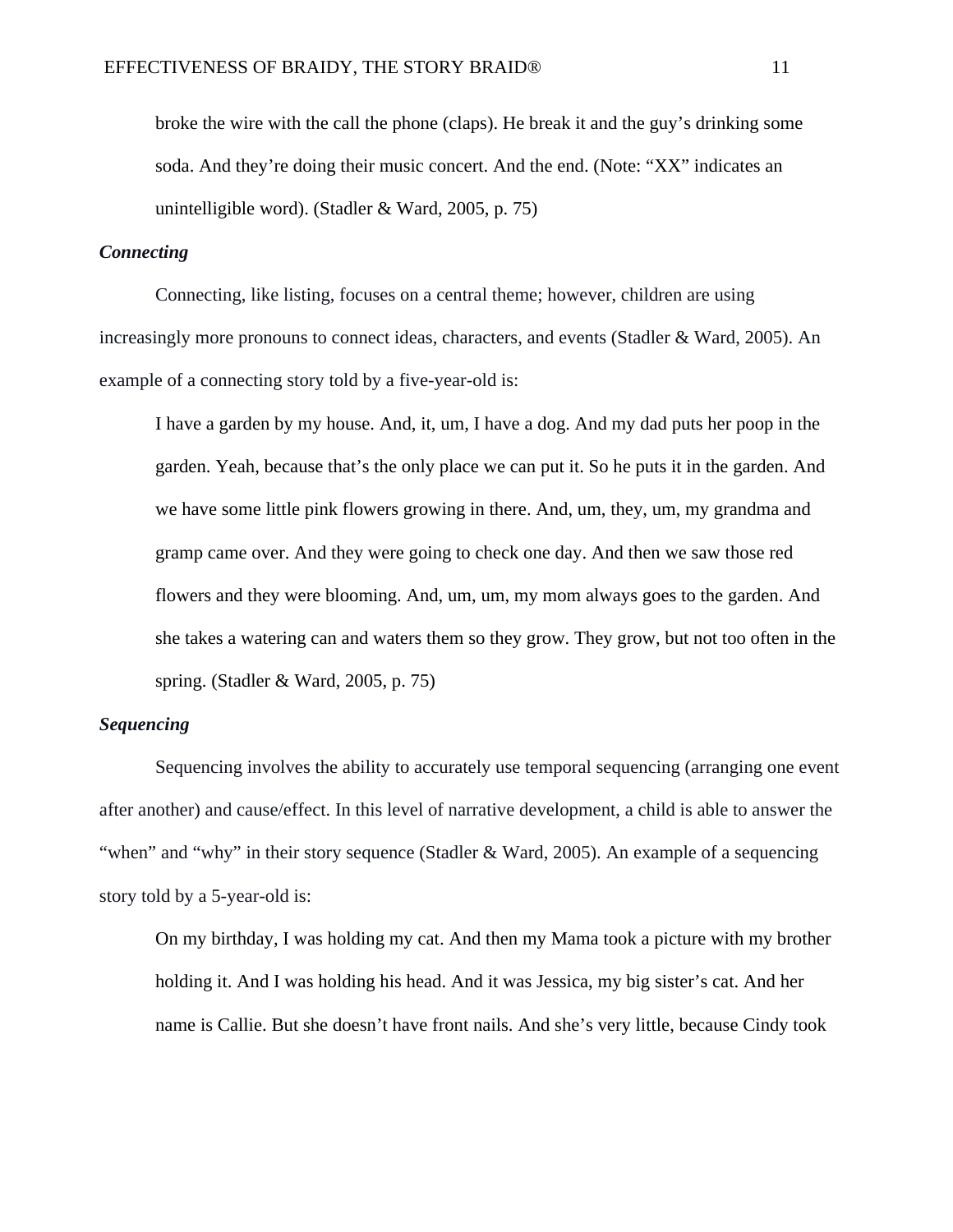broke the wire with the call the phone (claps). He break it and the guy's drinking some soda. And they're doing their music concert. And the end. (Note: "XX" indicates an unintelligible word). (Stadler & Ward, 2005, p. 75)

### *Connecting*

Connecting, like listing, focuses on a central theme; however, children are using increasingly more pronouns to connect ideas, characters, and events (Stadler & Ward, 2005). An example of a connecting story told by a five-year-old is:

> I have a garden by my house. And, it, um, I have a dog. And my dad puts her poop in the garden. Yeah, because that's the only place we can put it. So he puts it in the garden. And we have some little pink flowers growing in there. And, um, they, um, my grandma and gramp came over. And they were going to check one day. And then we saw those red flowers and they were blooming. And, um, um, my mom always goes to the garden. And she takes a watering can and waters them so they grow. They grow, but not too often in the spring. (Stadler & Ward, 2005, p. 75)

### *Sequencing*

Sequencing involves the ability to accurately use temporal sequencing (arranging one event after another) and cause/effect. In this level of narrative development, a child is able to answer the "when" and "why" in their story sequence (Stadler & Ward, 2005). An example of a sequencing story told by a 5-year-old is:

> On my birthday, I was holding my cat. And then my Mama took a picture with my brother holding it. And I was holding his head. And it was Jessica, my big sister's cat. And her name is Callie. But she doesn't have front nails. And she's very little, because Cindy took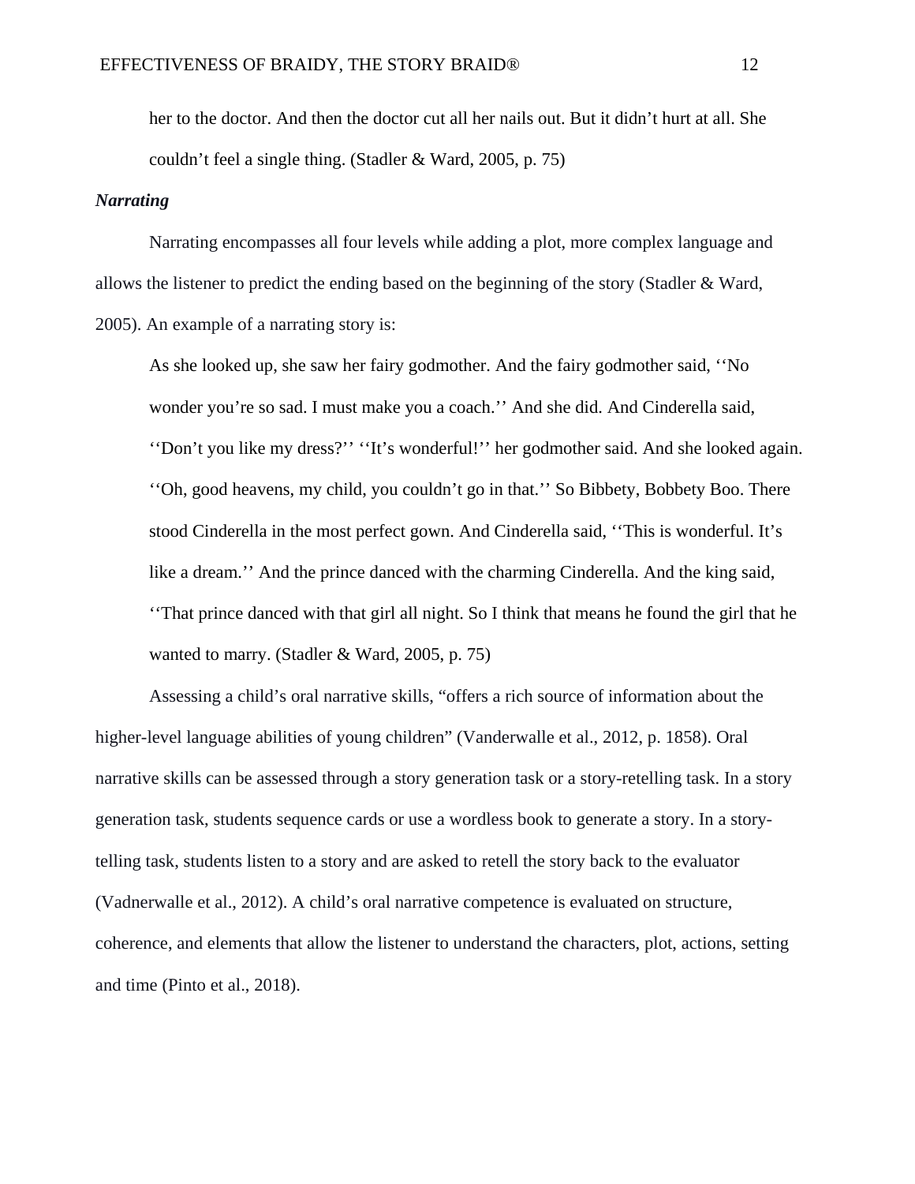> her to the doctor. And then the doctor cut all her nails out. But it didn't hurt at all. She couldn't feel a single thing. (Stadler & Ward, 2005, p. 75)

***Narrating***

Narrating encompasses all four levels while adding a plot, more complex language and allows the listener to predict the ending based on the beginning of the story (Stadler & Ward, 2005). An example of a narrating story is:

> As she looked up, she saw her fairy godmother. And the fairy godmother said, ''No wonder you're so sad. I must make you a coach.'' And she did. And Cinderella said, ''Don't you like my dress?'' ''It's wonderful!'' her godmother said. And she looked again. ''Oh, good heavens, my child, you couldn't go in that.'' So Bibbety, Bobbety Boo. There stood Cinderella in the most perfect gown. And Cinderella said, ''This is wonderful. It's like a dream.'' And the prince danced with the charming Cinderella. And the king said, ''That prince danced with that girl all night. So I think that means he found the girl that he wanted to marry. (Stadler & Ward, 2005, p. 75)

Assessing a child's oral narrative skills, "offers a rich source of information about the higher-level language abilities of young children" (Vanderwalle et al., 2012, p. 1858). Oral narrative skills can be assessed through a story generation task or a story-retelling task. In a story generation task, students sequence cards or use a wordless book to generate a story. In a story-telling task, students listen to a story and are asked to retell the story back to the evaluator (Vadnerwalle et al., 2012). A child's oral narrative competence is evaluated on structure, coherence, and elements that allow the listener to understand the characters, plot, actions, setting and time (Pinto et al., 2018).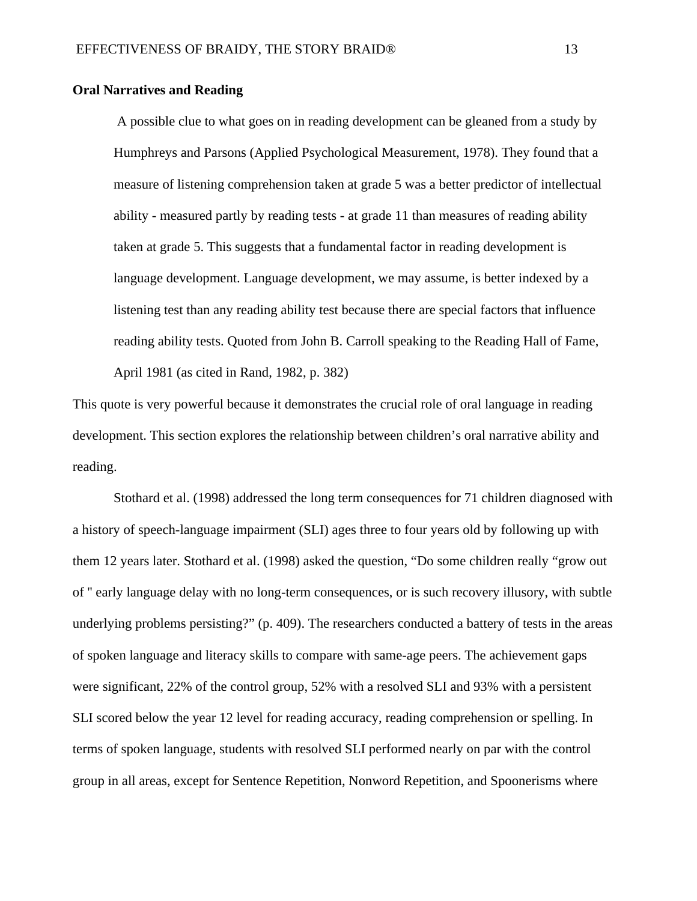**Oral Narratives and Reading**

> A possible clue to what goes on in reading development can be gleaned from a study by Humphreys and Parsons (Applied Psychological Measurement, 1978). They found that a measure of listening comprehension taken at grade 5 was a better predictor of intellectual ability - measured partly by reading tests - at grade 11 than measures of reading ability taken at grade 5. This suggests that a fundamental factor in reading development is language development. Language development, we may assume, is better indexed by a listening test than any reading ability test because there are special factors that influence reading ability tests. Quoted from John B. Carroll speaking to the Reading Hall of Fame, April 1981 (as cited in Rand, 1982, p. 382)

This quote is very powerful because it demonstrates the crucial role of oral language in reading development. This section explores the relationship between children's oral narrative ability and reading.

Stothard et al. (1998) addressed the long term consequences for 71 children diagnosed with a history of speech-language impairment (SLI) ages three to four years old by following up with them 12 years later. Stothard et al. (1998) asked the question, "Do some children really "grow out of " early language delay with no long-term consequences, or is such recovery illusory, with subtle underlying problems persisting?" (p. 409). The researchers conducted a battery of tests in the areas of spoken language and literacy skills to compare with same-age peers. The achievement gaps were significant, 22% of the control group, 52% with a resolved SLI and 93% with a persistent SLI scored below the year 12 level for reading accuracy, reading comprehension or spelling. In terms of spoken language, students with resolved SLI performed nearly on par with the control group in all areas, except for Sentence Repetition, Nonword Repetition, and Spoonerisms where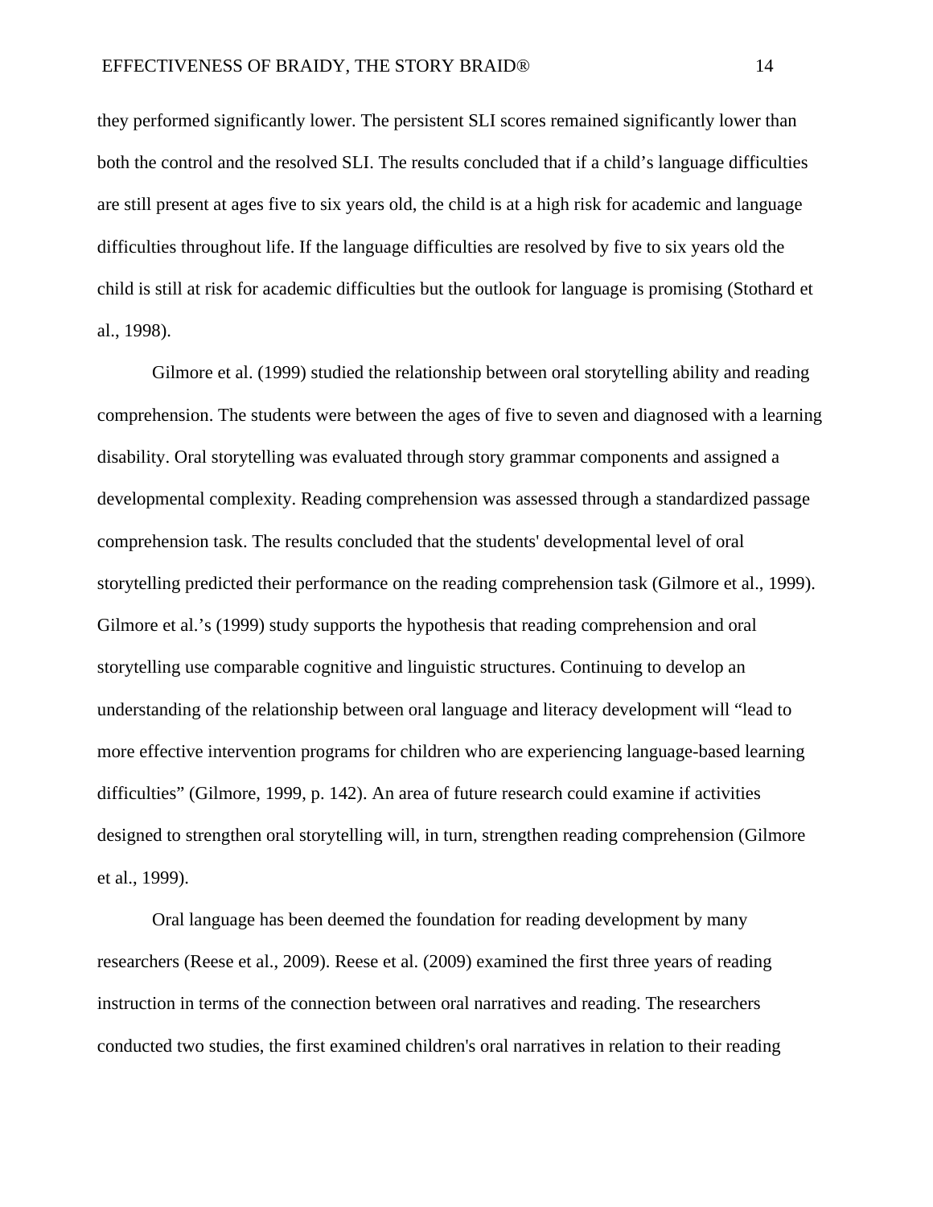they performed significantly lower. The persistent SLI scores remained significantly lower than both the control and the resolved SLI. The results concluded that if a child's language difficulties are still present at ages five to six years old, the child is at a high risk for academic and language difficulties throughout life. If the language difficulties are resolved by five to six years old the child is still at risk for academic difficulties but the outlook for language is promising (Stothard et al., 1998).

Gilmore et al. (1999) studied the relationship between oral storytelling ability and reading comprehension. The students were between the ages of five to seven and diagnosed with a learning disability. Oral storytelling was evaluated through story grammar components and assigned a developmental complexity. Reading comprehension was assessed through a standardized passage comprehension task. The results concluded that the students' developmental level of oral storytelling predicted their performance on the reading comprehension task (Gilmore et al., 1999). Gilmore et al.'s (1999) study supports the hypothesis that reading comprehension and oral storytelling use comparable cognitive and linguistic structures. Continuing to develop an understanding of the relationship between oral language and literacy development will "lead to more effective intervention programs for children who are experiencing language-based learning difficulties" (Gilmore, 1999, p. 142). An area of future research could examine if activities designed to strengthen oral storytelling will, in turn, strengthen reading comprehension (Gilmore et al., 1999).

Oral language has been deemed the foundation for reading development by many researchers (Reese et al., 2009). Reese et al. (2009) examined the first three years of reading instruction in terms of the connection between oral narratives and reading. The researchers conducted two studies, the first examined children's oral narratives in relation to their reading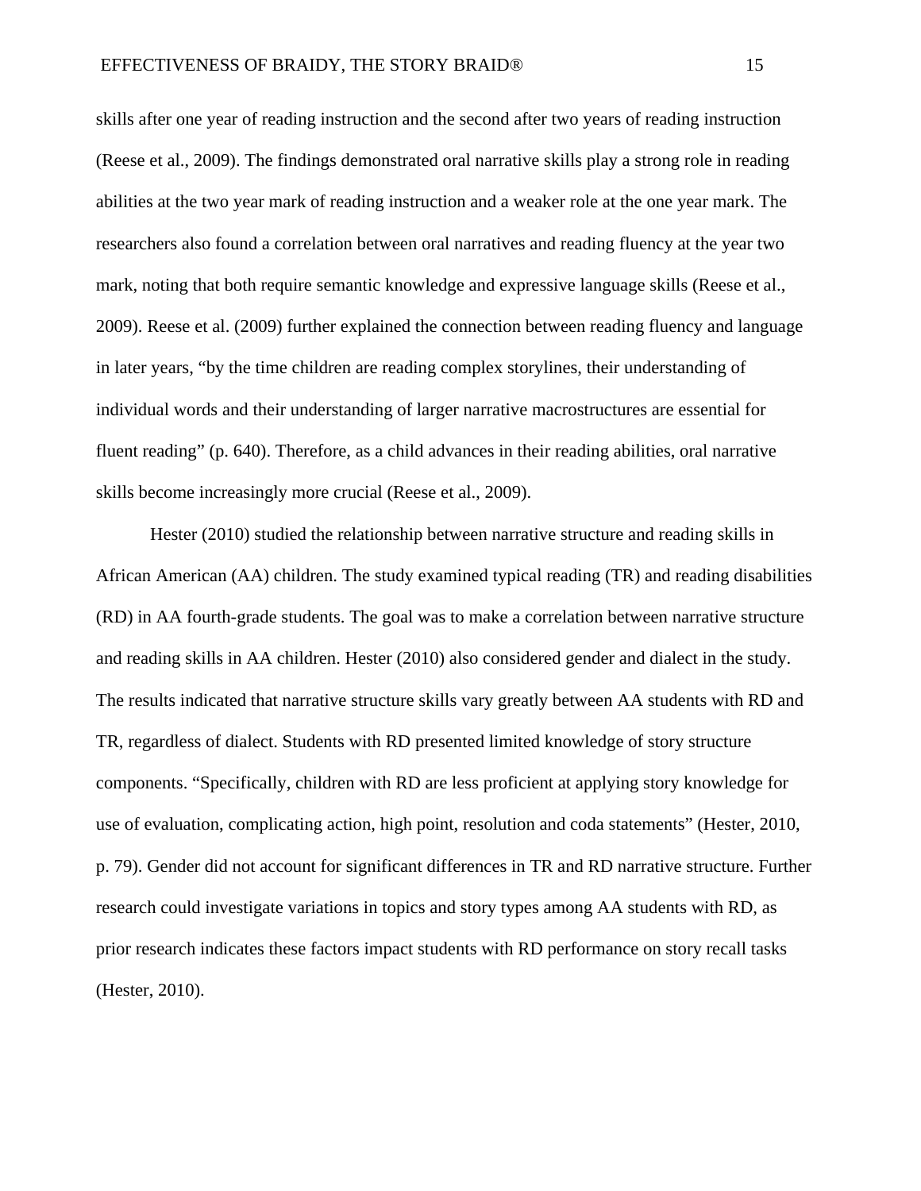skills after one year of reading instruction and the second after two years of reading instruction (Reese et al., 2009). The findings demonstrated oral narrative skills play a strong role in reading abilities at the two year mark of reading instruction and a weaker role at the one year mark. The researchers also found a correlation between oral narratives and reading fluency at the year two mark, noting that both require semantic knowledge and expressive language skills (Reese et al., 2009). Reese et al. (2009) further explained the connection between reading fluency and language in later years, "by the time children are reading complex storylines, their understanding of individual words and their understanding of larger narrative macrostructures are essential for fluent reading" (p. 640). Therefore, as a child advances in their reading abilities, oral narrative skills become increasingly more crucial (Reese et al., 2009).

Hester (2010) studied the relationship between narrative structure and reading skills in African American (AA) children. The study examined typical reading (TR) and reading disabilities (RD) in AA fourth-grade students. The goal was to make a correlation between narrative structure and reading skills in AA children. Hester (2010) also considered gender and dialect in the study. The results indicated that narrative structure skills vary greatly between AA students with RD and TR, regardless of dialect. Students with RD presented limited knowledge of story structure components. "Specifically, children with RD are less proficient at applying story knowledge for use of evaluation, complicating action, high point, resolution and coda statements" (Hester, 2010, p. 79). Gender did not account for significant differences in TR and RD narrative structure. Further research could investigate variations in topics and story types among AA students with RD, as prior research indicates these factors impact students with RD performance on story recall tasks (Hester, 2010).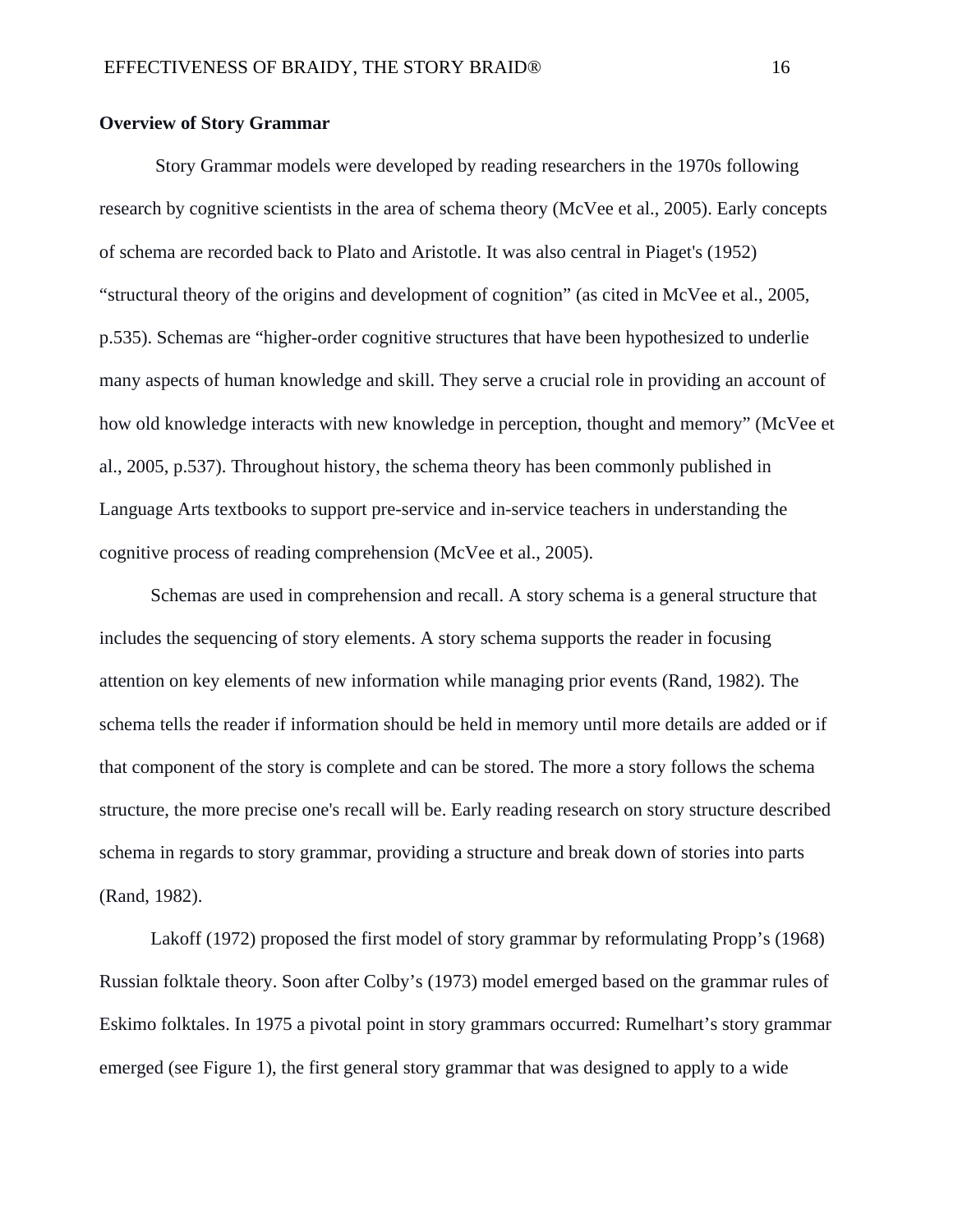**Overview of Story Grammar**

Story Grammar models were developed by reading researchers in the 1970s following research by cognitive scientists in the area of schema theory (McVee et al., 2005). Early concepts of schema are recorded back to Plato and Aristotle. It was also central in Piaget's (1952) “structural theory of the origins and development of cognition” (as cited in McVee et al., 2005, p.535). Schemas are “higher-order cognitive structures that have been hypothesized to underlie many aspects of human knowledge and skill. They serve a crucial role in providing an account of how old knowledge interacts with new knowledge in perception, thought and memory” (McVee et al., 2005, p.537). Throughout history, the schema theory has been commonly published in Language Arts textbooks to support pre-service and in-service teachers in understanding the cognitive process of reading comprehension (McVee et al., 2005).

Schemas are used in comprehension and recall. A story schema is a general structure that includes the sequencing of story elements. A story schema supports the reader in focusing attention on key elements of new information while managing prior events (Rand, 1982). The schema tells the reader if information should be held in memory until more details are added or if that component of the story is complete and can be stored. The more a story follows the schema structure, the more precise one's recall will be. Early reading research on story structure described schema in regards to story grammar, providing a structure and break down of stories into parts (Rand, 1982).

Lakoff (1972) proposed the first model of story grammar by reformulating Propp’s (1968) Russian folktale theory. Soon after Colby’s (1973) model emerged based on the grammar rules of Eskimo folktales. In 1975 a pivotal point in story grammars occurred: Rumelhart’s story grammar emerged (see Figure 1), the first general story grammar that was designed to apply to a wide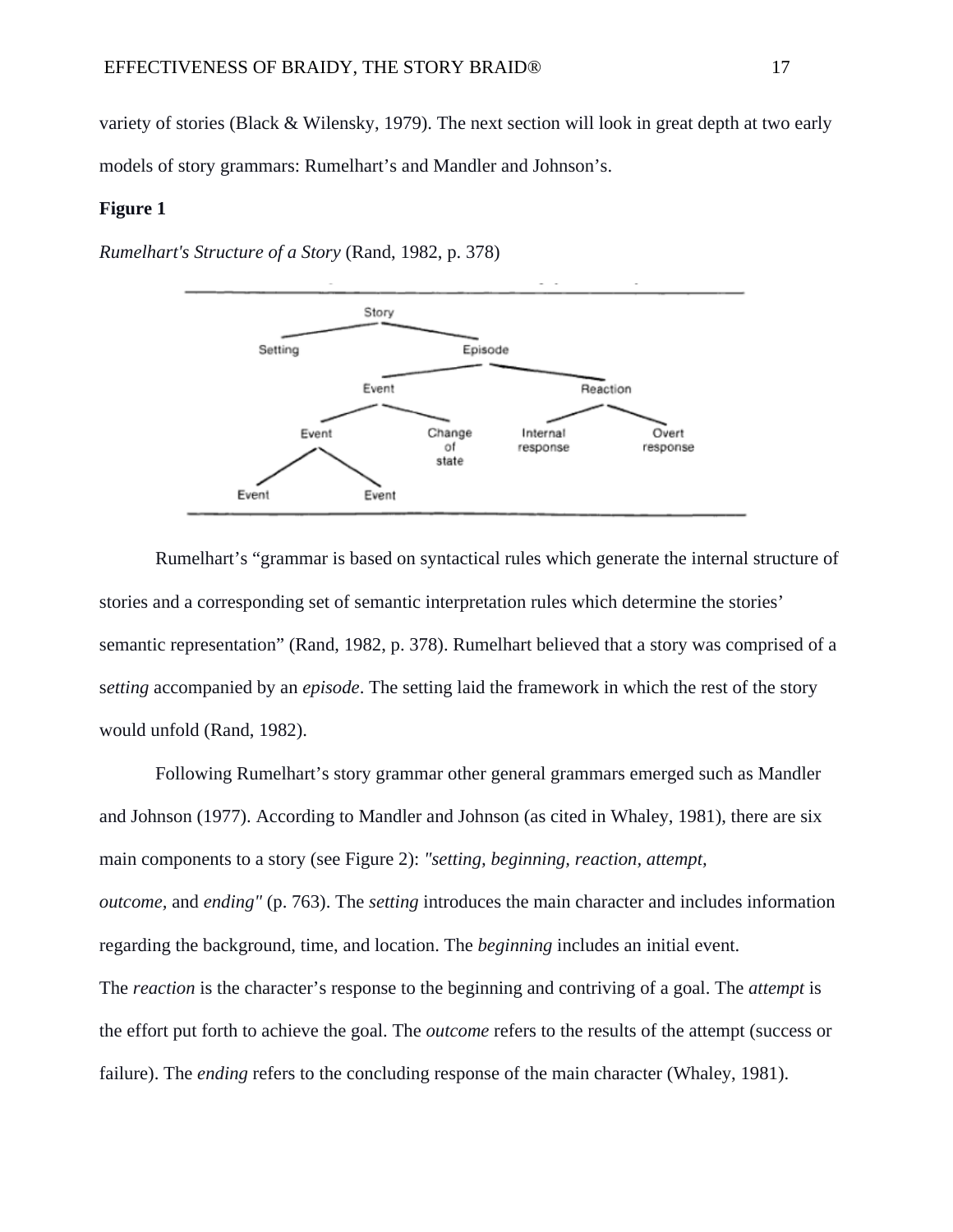variety of stories (Black & Wilensky, 1979). The next section will look in great depth at two early models of story grammars: Rumelhart's and Mandler and Johnson's.

**Figure 1**

*Rumelhart's Structure of a Story* (Rand, 1982, p. 378)

Rumelhart's "grammar is based on syntactical rules which generate the internal structure of stories and a corresponding set of semantic interpretation rules which determine the stories' semantic representation" (Rand, 1982, p. 378). Rumelhart believed that a story was comprised of a s*etting* accompanied by an *episode*. The setting laid the framework in which the rest of the story would unfold (Rand, 1982).

Following Rumelhart's story grammar other general grammars emerged such as Mandler and Johnson (1977). According to Mandler and Johnson (as cited in Whaley, 1981), there are six main components to a story (see Figure 2): *"setting, beginning, reaction, attempt, outcome,* and *ending"* (p. 763). The *setting* introduces the main character and includes information regarding the background, time, and location. The *beginning* includes an initial event. The *reaction* is the character's response to the beginning and contriving of a goal. The *attempt* is the effort put forth to achieve the goal. The *outcome* refers to the results of the attempt (success or failure). The *ending* refers to the concluding response of the main character (Whaley, 1981).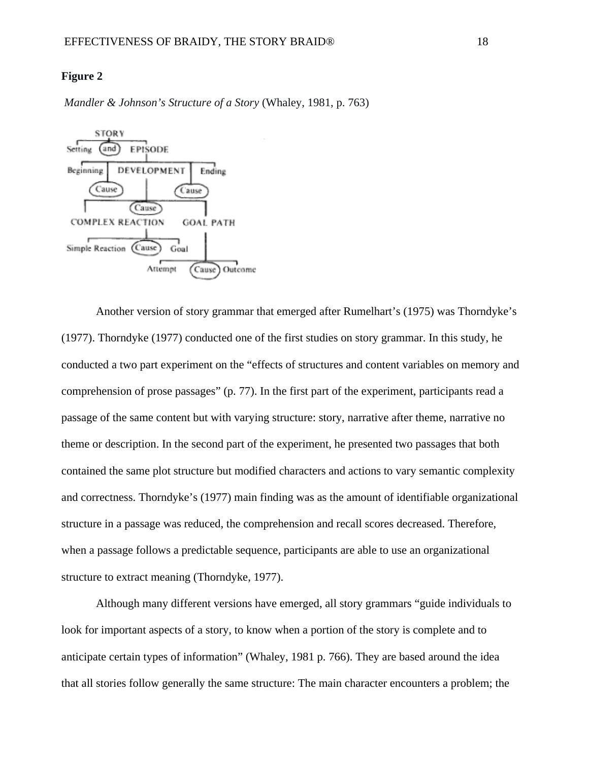**Figure 2**

*Mandler & Johnson's Structure of a Story* (Whaley, 1981, p. 763)

Another version of story grammar that emerged after Rumelhart's (1975) was Thorndyke's (1977). Thorndyke (1977) conducted one of the first studies on story grammar. In this study, he conducted a two part experiment on the "effects of structures and content variables on memory and comprehension of prose passages" (p. 77). In the first part of the experiment, participants read a passage of the same content but with varying structure: story, narrative after theme, narrative no theme or description. In the second part of the experiment, he presented two passages that both contained the same plot structure but modified characters and actions to vary semantic complexity and correctness. Thorndyke's (1977) main finding was as the amount of identifiable organizational structure in a passage was reduced, the comprehension and recall scores decreased. Therefore, when a passage follows a predictable sequence, participants are able to use an organizational structure to extract meaning (Thorndyke, 1977).

Although many different versions have emerged, all story grammars "guide individuals to look for important aspects of a story, to know when a portion of the story is complete and to anticipate certain types of information" (Whaley, 1981 p. 766). They are based around the idea that all stories follow generally the same structure: The main character encounters a problem; the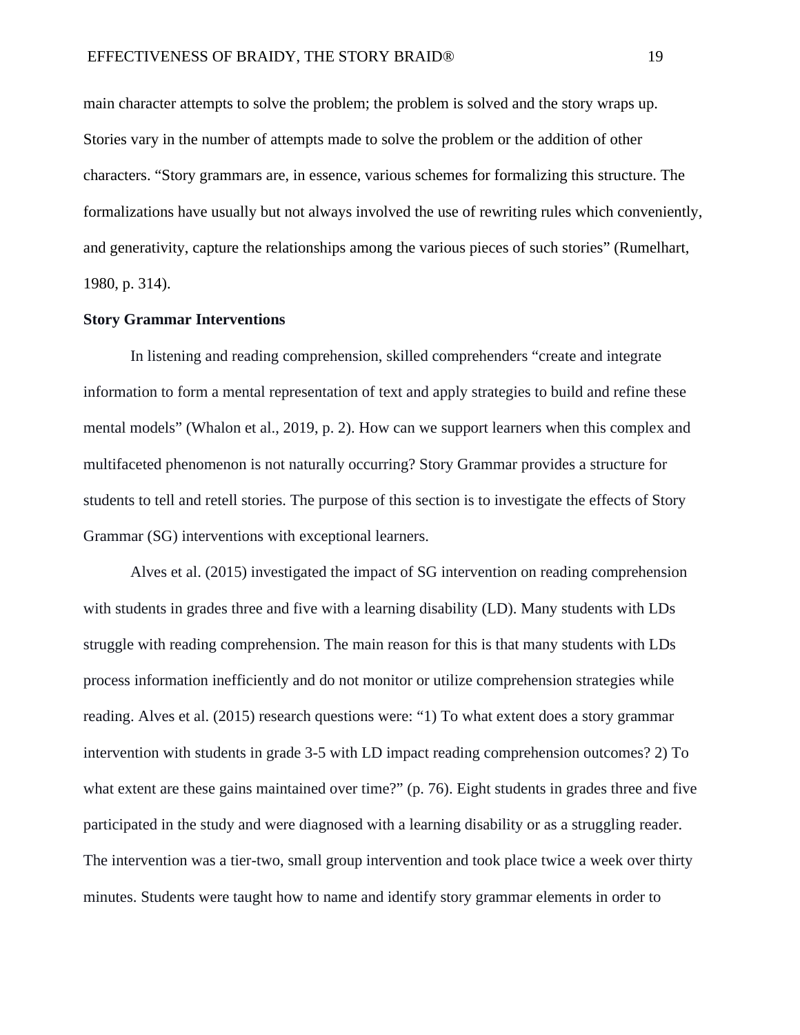main character attempts to solve the problem; the problem is solved and the story wraps up. Stories vary in the number of attempts made to solve the problem or the addition of other characters. “Story grammars are, in essence, various schemes for formalizing this structure. The formalizations have usually but not always involved the use of rewriting rules which conveniently, and generativity, capture the relationships among the various pieces of such stories” (Rumelhart, 1980, p. 314).

**Story Grammar Interventions**

In listening and reading comprehension, skilled comprehenders “create and integrate information to form a mental representation of text and apply strategies to build and refine these mental models” (Whalon et al., 2019, p. 2). How can we support learners when this complex and multifaceted phenomenon is not naturally occurring? Story Grammar provides a structure for students to tell and retell stories. The purpose of this section is to investigate the effects of Story Grammar (SG) interventions with exceptional learners.

Alves et al. (2015) investigated the impact of SG intervention on reading comprehension with students in grades three and five with a learning disability (LD). Many students with LDs struggle with reading comprehension. The main reason for this is that many students with LDs process information inefficiently and do not monitor or utilize comprehension strategies while reading. Alves et al. (2015) research questions were: “1) To what extent does a story grammar intervention with students in grade 3-5 with LD impact reading comprehension outcomes? 2) To what extent are these gains maintained over time?” (p. 76). Eight students in grades three and five participated in the study and were diagnosed with a learning disability or as a struggling reader. The intervention was a tier-two, small group intervention and took place twice a week over thirty minutes. Students were taught how to name and identify story grammar elements in order to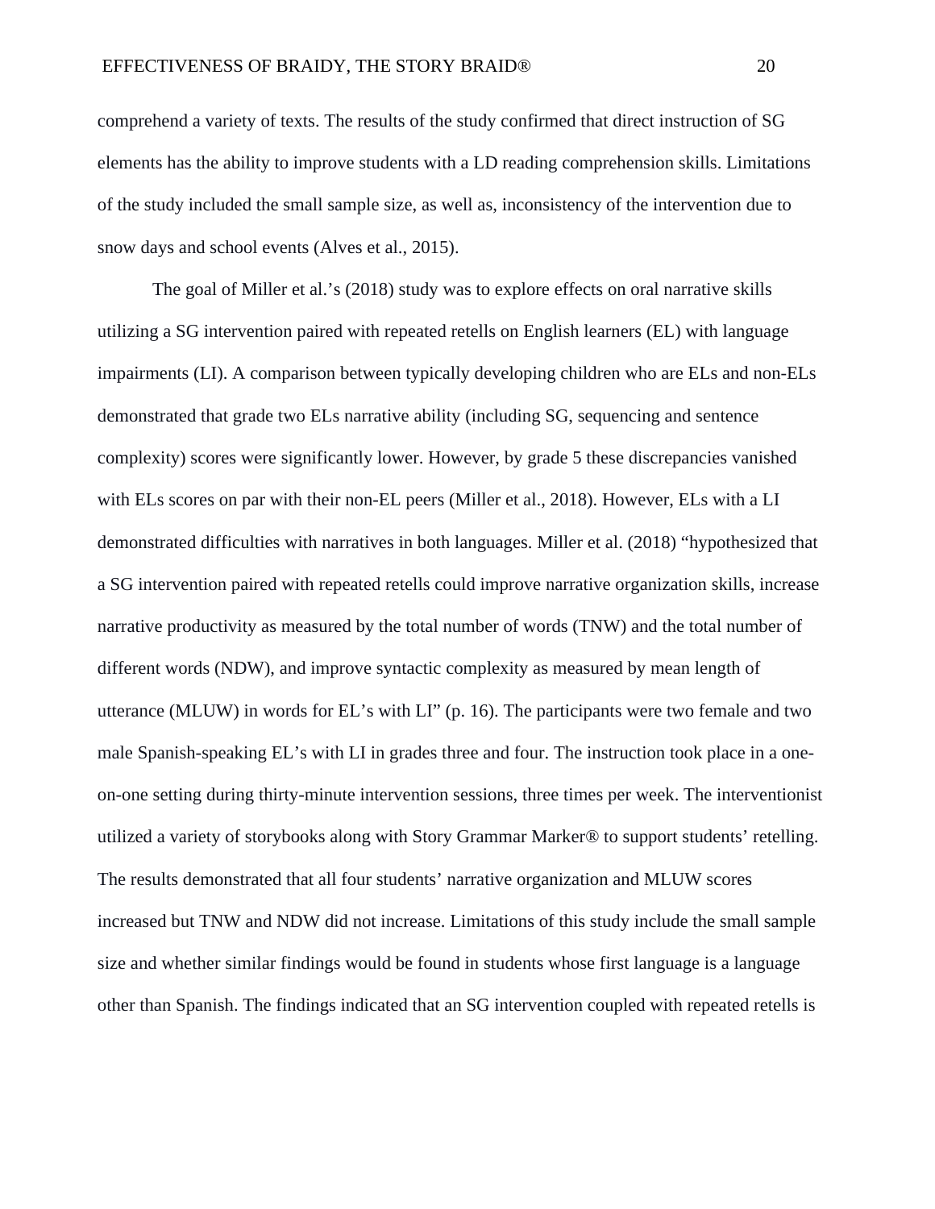comprehend a variety of texts. The results of the study confirmed that direct instruction of SG elements has the ability to improve students with a LD reading comprehension skills. Limitations of the study included the small sample size, as well as, inconsistency of the intervention due to snow days and school events (Alves et al., 2015).

The goal of Miller et al.'s (2018) study was to explore effects on oral narrative skills utilizing a SG intervention paired with repeated retells on English learners (EL) with language impairments (LI). A comparison between typically developing children who are ELs and non-ELs demonstrated that grade two ELs narrative ability (including SG, sequencing and sentence complexity) scores were significantly lower. However, by grade 5 these discrepancies vanished with ELs scores on par with their non-EL peers (Miller et al., 2018). However, ELs with a LI demonstrated difficulties with narratives in both languages. Miller et al. (2018) "hypothesized that a SG intervention paired with repeated retells could improve narrative organization skills, increase narrative productivity as measured by the total number of words (TNW) and the total number of different words (NDW), and improve syntactic complexity as measured by mean length of utterance (MLUW) in words for EL's with LI" (p. 16). The participants were two female and two male Spanish-speaking EL's with LI in grades three and four. The instruction took place in a one-on-one setting during thirty-minute intervention sessions, three times per week. The interventionist utilized a variety of storybooks along with Story Grammar Marker® to support students' retelling. The results demonstrated that all four students' narrative organization and MLUW scores increased but TNW and NDW did not increase. Limitations of this study include the small sample size and whether similar findings would be found in students whose first language is a language other than Spanish. The findings indicated that an SG intervention coupled with repeated retells is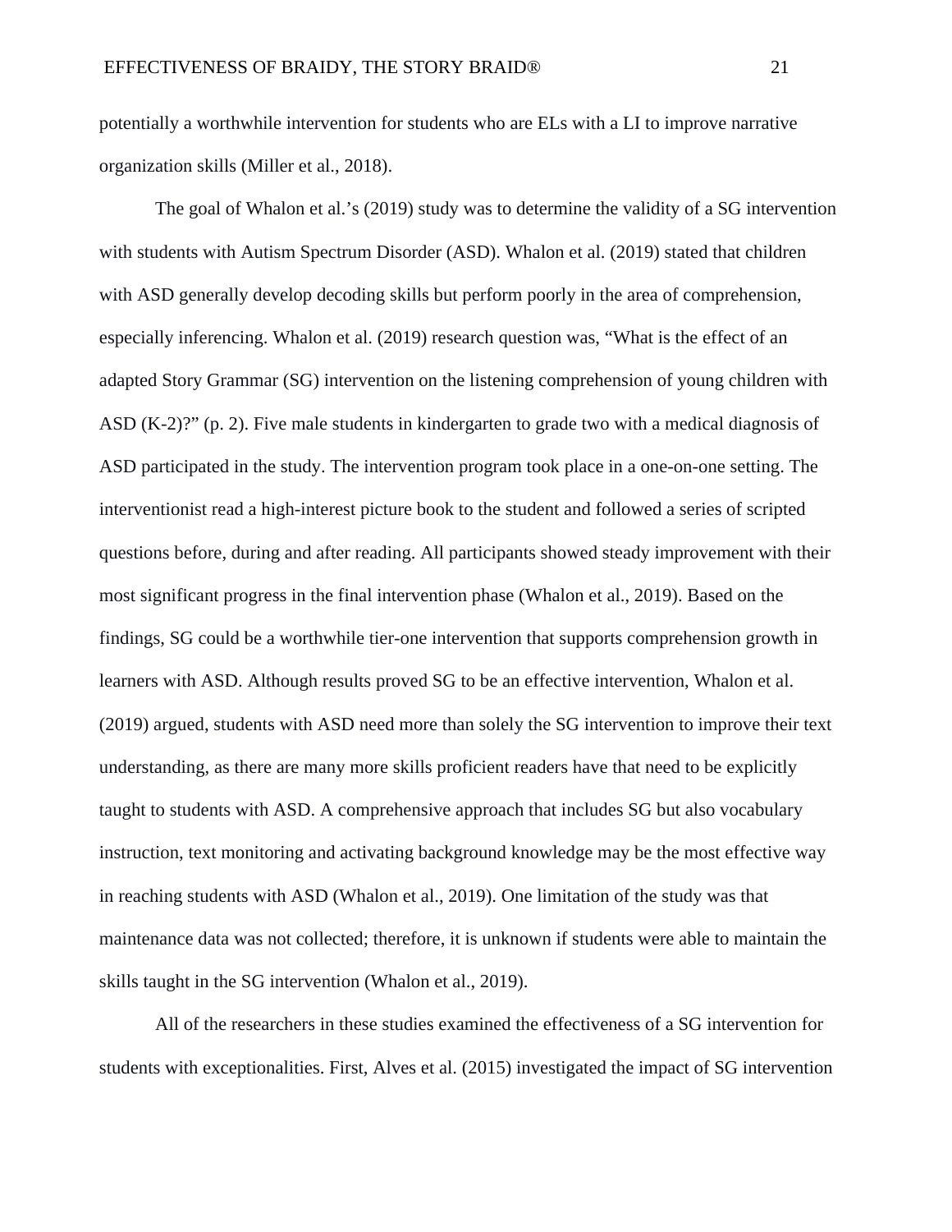potentially a worthwhile intervention for students who are ELs with a LI to improve narrative organization skills (Miller et al., 2018).

The goal of Whalon et al.'s (2019) study was to determine the validity of a SG intervention with students with Autism Spectrum Disorder (ASD). Whalon et al. (2019) stated that children with ASD generally develop decoding skills but perform poorly in the area of comprehension, especially inferencing. Whalon et al. (2019) research question was, "What is the effect of an adapted Story Grammar (SG) intervention on the listening comprehension of young children with ASD (K-2)?" (p. 2). Five male students in kindergarten to grade two with a medical diagnosis of ASD participated in the study. The intervention program took place in a one-on-one setting. The interventionist read a high-interest picture book to the student and followed a series of scripted questions before, during and after reading. All participants showed steady improvement with their most significant progress in the final intervention phase (Whalon et al., 2019). Based on the findings, SG could be a worthwhile tier-one intervention that supports comprehension growth in learners with ASD. Although results proved SG to be an effective intervention, Whalon et al. (2019) argued, students with ASD need more than solely the SG intervention to improve their text understanding, as there are many more skills proficient readers have that need to be explicitly taught to students with ASD. A comprehensive approach that includes SG but also vocabulary instruction, text monitoring and activating background knowledge may be the most effective way in reaching students with ASD (Whalon et al., 2019). One limitation of the study was that maintenance data was not collected; therefore, it is unknown if students were able to maintain the skills taught in the SG intervention (Whalon et al., 2019).

All of the researchers in these studies examined the effectiveness of a SG intervention for students with exceptionalities. First, Alves et al. (2015) investigated the impact of SG intervention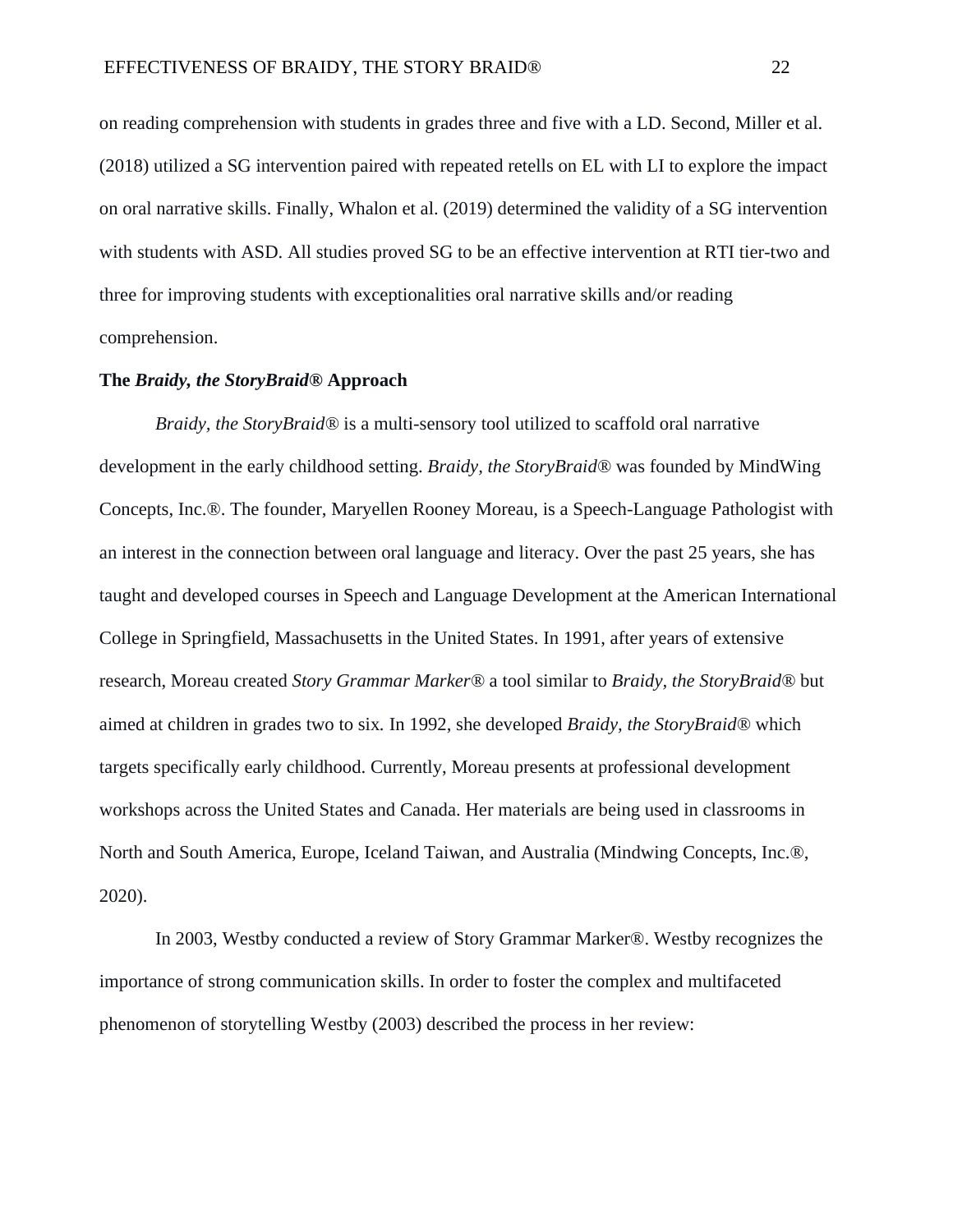on reading comprehension with students in grades three and five with a LD. Second, Miller et al. (2018) utilized a SG intervention paired with repeated retells on EL with LI to explore the impact on oral narrative skills. Finally, Whalon et al. (2019) determined the validity of a SG intervention with students with ASD. All studies proved SG to be an effective intervention at RTI tier-two and three for improving students with exceptionalities oral narrative skills and/or reading comprehension.

**The *Braidy, the StoryBraid®* Approach**

*Braidy, the StoryBraid®* is a multi-sensory tool utilized to scaffold oral narrative development in the early childhood setting. *Braidy, the StoryBraid®* was founded by MindWing Concepts, Inc.®. The founder, Maryellen Rooney Moreau, is a Speech-Language Pathologist with an interest in the connection between oral language and literacy. Over the past 25 years, she has taught and developed courses in Speech and Language Development at the American International College in Springfield, Massachusetts in the United States. In 1991, after years of extensive research, Moreau created *Story Grammar Marker®* a tool similar to *Braidy, the StoryBraid®* but aimed at children in grades two to six. In 1992, she developed *Braidy, the StoryBraid®* which targets specifically early childhood. Currently, Moreau presents at professional development workshops across the United States and Canada. Her materials are being used in classrooms in North and South America, Europe, Iceland Taiwan, and Australia (Mindwing Concepts, Inc.®, 2020).

In 2003, Westby conducted a review of Story Grammar Marker®. Westby recognizes the importance of strong communication skills. In order to foster the complex and multifaceted phenomenon of storytelling Westby (2003) described the process in her review: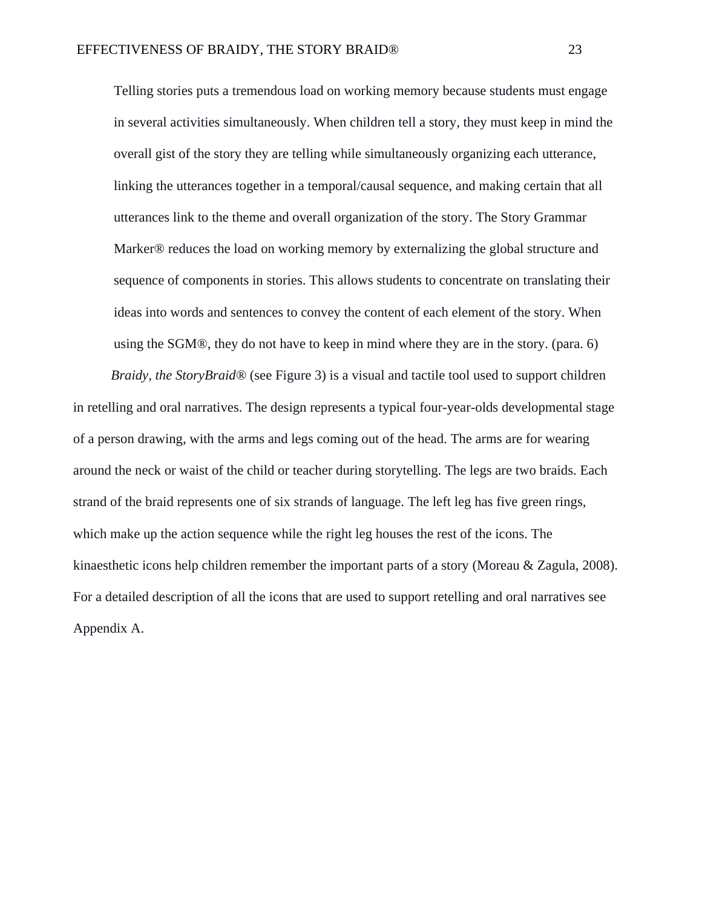> Telling stories puts a tremendous load on working memory because students must engage in several activities simultaneously. When children tell a story, they must keep in mind the overall gist of the story they are telling while simultaneously organizing each utterance, linking the utterances together in a temporal/causal sequence, and making certain that all utterances link to the theme and overall organization of the story. The Story Grammar Marker® reduces the load on working memory by externalizing the global structure and sequence of components in stories. This allows students to concentrate on translating their ideas into words and sentences to convey the content of each element of the story. When using the SGM®, they do not have to keep in mind where they are in the story. (para. 6)

*Braidy, the StoryBraid®* (see Figure 3) is a visual and tactile tool used to support children in retelling and oral narratives. The design represents a typical four-year-olds developmental stage of a person drawing, with the arms and legs coming out of the head. The arms are for wearing around the neck or waist of the child or teacher during storytelling. The legs are two braids. Each strand of the braid represents one of six strands of language. The left leg has five green rings, which make up the action sequence while the right leg houses the rest of the icons. The kinaesthetic icons help children remember the important parts of a story (Moreau & Zagula, 2008). For a detailed description of all the icons that are used to support retelling and oral narratives see Appendix A.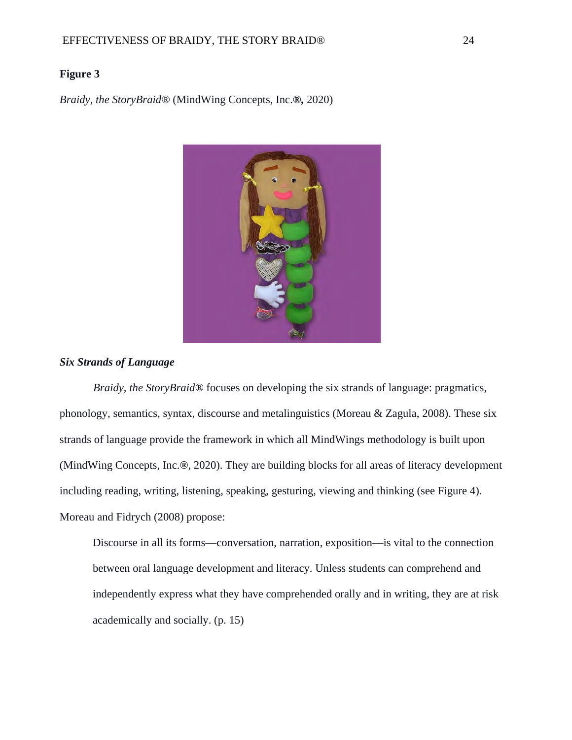**Figure 3**

*Braidy, the StoryBraid*® (MindWing Concepts, Inc.**®,** 2020)

***Six Strands of Language***

*Braidy, the StoryBraid*® focuses on developing the six strands of language: pragmatics, phonology, semantics, syntax, discourse and metalinguistics (Moreau & Zagula, 2008). These six strands of language provide the framework in which all MindWings methodology is built upon (MindWing Concepts, Inc.**®**, 2020). They are building blocks for all areas of literacy development including reading, writing, listening, speaking, gesturing, viewing and thinking (see Figure 4). Moreau and Fidrych (2008) propose:

> Discourse in all its forms—conversation, narration, exposition—is vital to the connection between oral language development and literacy. Unless students can comprehend and independently express what they have comprehended orally and in writing, they are at risk academically and socially. (p. 15)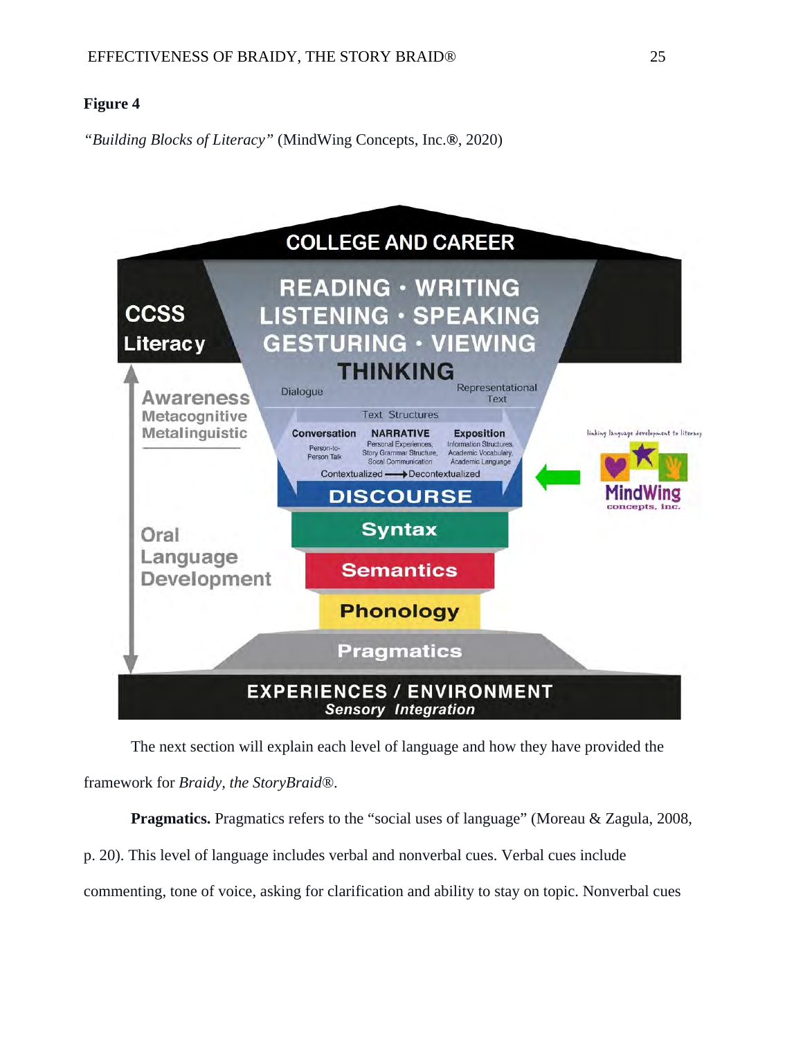**Figure 4**

*"Building Blocks of Literacy"* (MindWing Concepts, Inc.®, 2020)

The next section will explain each level of language and how they have provided the framework for *Braidy, the StoryBraid®*.

**Pragmatics.** Pragmatics refers to the "social uses of language" (Moreau & Zagula, 2008, p. 20). This level of language includes verbal and nonverbal cues. Verbal cues include commenting, tone of voice, asking for clarification and ability to stay on topic. Nonverbal cues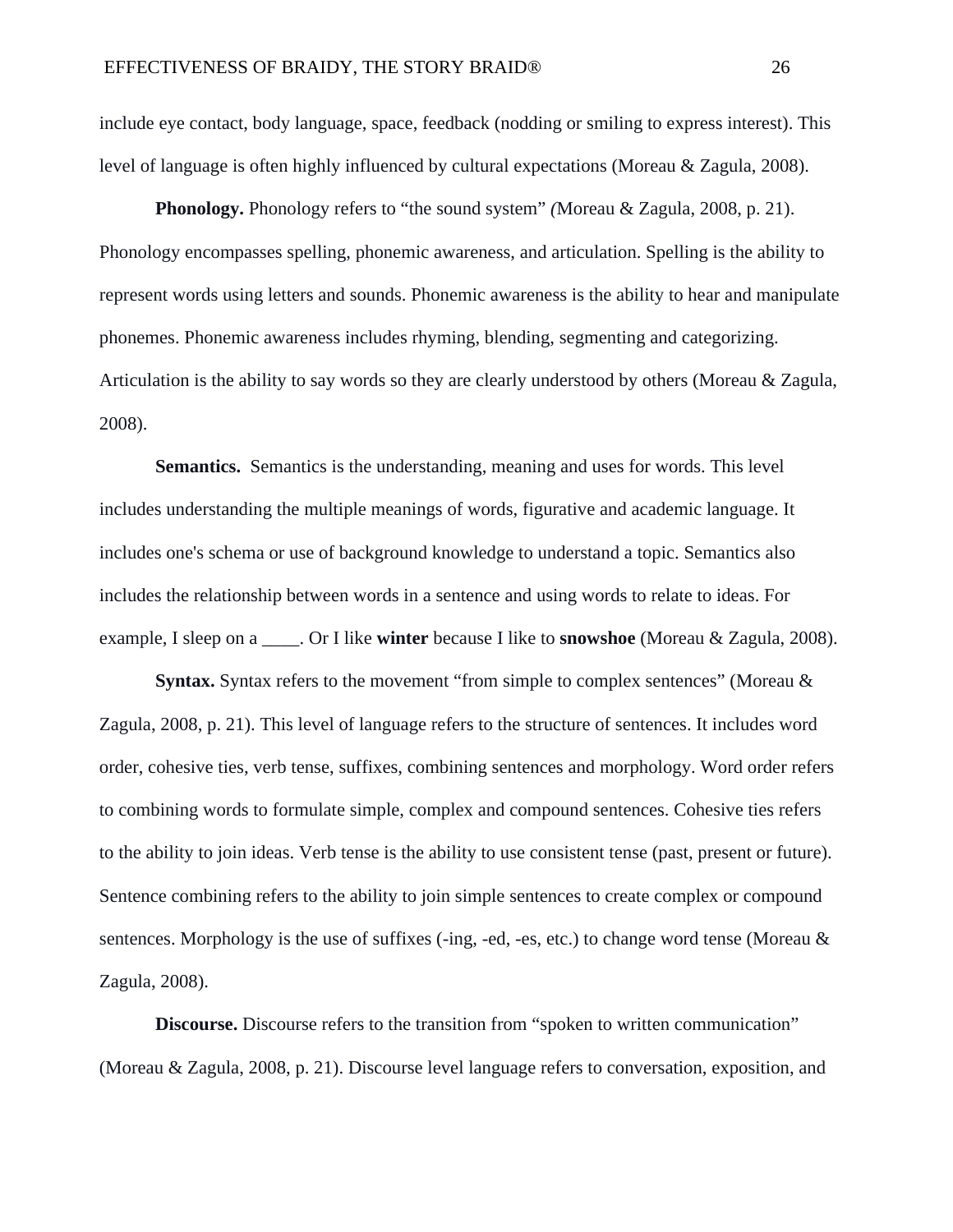include eye contact, body language, space, feedback (nodding or smiling to express interest). This level of language is often highly influenced by cultural expectations (Moreau & Zagula, 2008).

**Phonology.** Phonology refers to "the sound system" (Moreau & Zagula, 2008, p. 21). Phonology encompasses spelling, phonemic awareness, and articulation. Spelling is the ability to represent words using letters and sounds. Phonemic awareness is the ability to hear and manipulate phonemes. Phonemic awareness includes rhyming, blending, segmenting and categorizing. Articulation is the ability to say words so they are clearly understood by others (Moreau & Zagula, 2008).

**Semantics.** Semantics is the understanding, meaning and uses for words. This level includes understanding the multiple meanings of words, figurative and academic language. It includes one's schema or use of background knowledge to understand a topic. Semantics also includes the relationship between words in a sentence and using words to relate to ideas. For example, I sleep on a ____. Or I like **winter** because I like to **snowshoe** (Moreau & Zagula, 2008).

**Syntax.** Syntax refers to the movement "from simple to complex sentences" (Moreau & Zagula, 2008, p. 21). This level of language refers to the structure of sentences. It includes word order, cohesive ties, verb tense, suffixes, combining sentences and morphology. Word order refers to combining words to formulate simple, complex and compound sentences. Cohesive ties refers to the ability to join ideas. Verb tense is the ability to use consistent tense (past, present or future). Sentence combining refers to the ability to join simple sentences to create complex or compound sentences. Morphology is the use of suffixes (-ing, -ed, -es, etc.) to change word tense (Moreau & Zagula, 2008).

**Discourse.** Discourse refers to the transition from "spoken to written communication" (Moreau & Zagula, 2008, p. 21). Discourse level language refers to conversation, exposition, and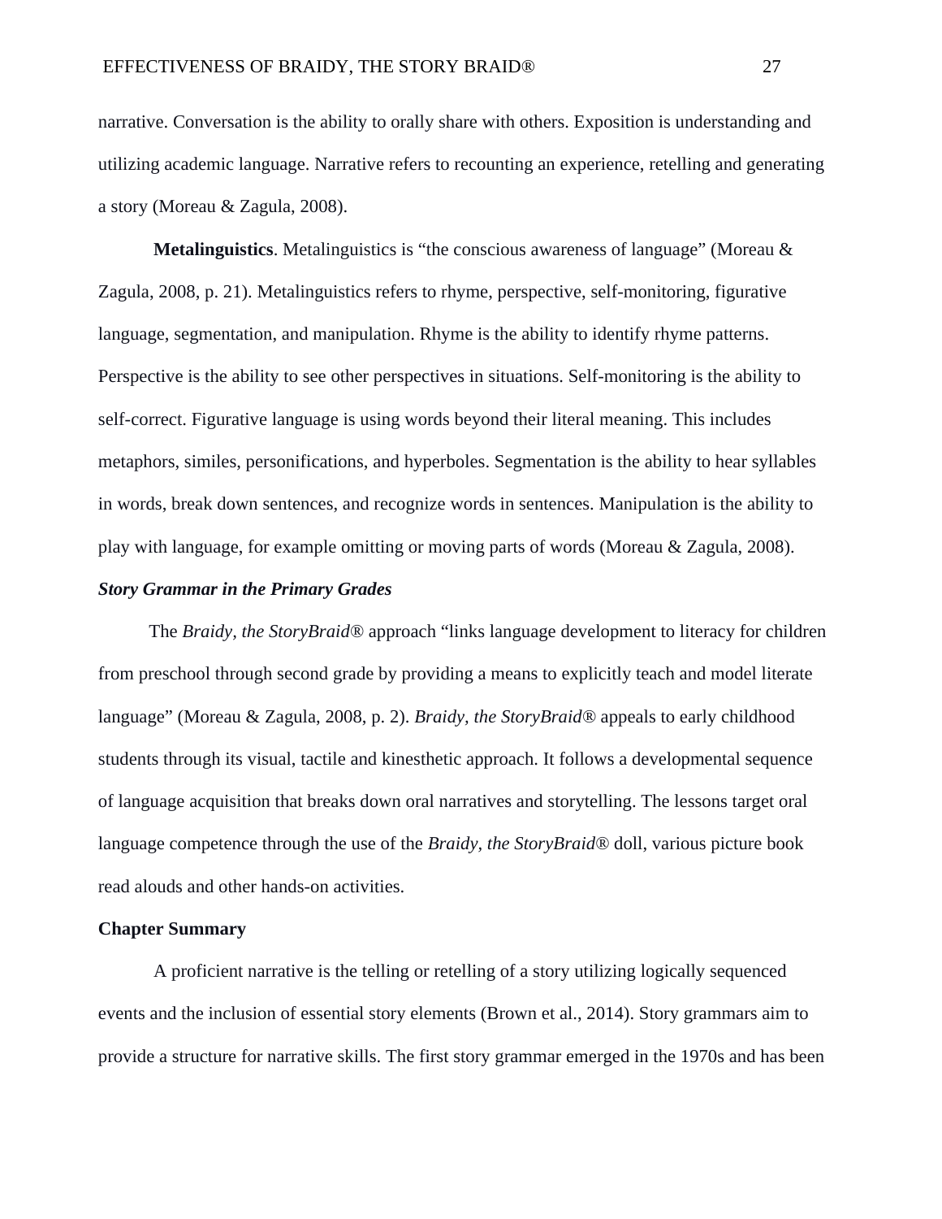narrative. Conversation is the ability to orally share with others. Exposition is understanding and utilizing academic language. Narrative refers to recounting an experience, retelling and generating a story (Moreau & Zagula, 2008).

**Metalinguistics**. Metalinguistics is "the conscious awareness of language" (Moreau & Zagula, 2008, p. 21). Metalinguistics refers to rhyme, perspective, self-monitoring, figurative language, segmentation, and manipulation. Rhyme is the ability to identify rhyme patterns. Perspective is the ability to see other perspectives in situations. Self-monitoring is the ability to self-correct. Figurative language is using words beyond their literal meaning. This includes metaphors, similes, personifications, and hyperboles. Segmentation is the ability to hear syllables in words, break down sentences, and recognize words in sentences. Manipulation is the ability to play with language, for example omitting or moving parts of words (Moreau & Zagula, 2008).

### *Story Grammar in the Primary Grades*

The *Braidy, the StoryBraid®* approach "links language development to literacy for children from preschool through second grade by providing a means to explicitly teach and model literate language" (Moreau & Zagula, 2008, p. 2). *Braidy, the StoryBraid®* appeals to early childhood students through its visual, tactile and kinesthetic approach. It follows a developmental sequence of language acquisition that breaks down oral narratives and storytelling. The lessons target oral language competence through the use of the *Braidy, the StoryBraid®* doll, various picture book read alouds and other hands-on activities.

## Chapter Summary

A proficient narrative is the telling or retelling of a story utilizing logically sequenced events and the inclusion of essential story elements (Brown et al., 2014). Story grammars aim to provide a structure for narrative skills. The first story grammar emerged in the 1970s and has been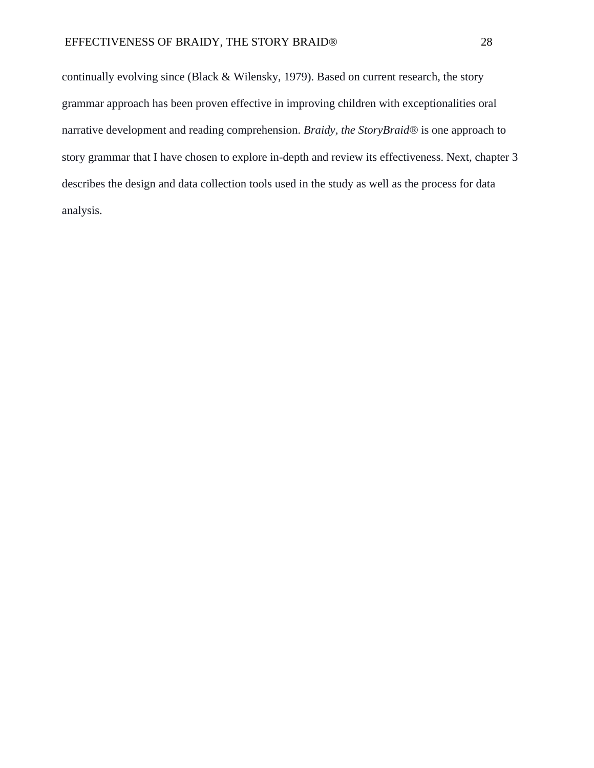continually evolving since (Black & Wilensky, 1979). Based on current research, the story grammar approach has been proven effective in improving children with exceptionalities oral narrative development and reading comprehension. *Braidy, the StoryBraid®* is one approach to story grammar that I have chosen to explore in-depth and review its effectiveness. Next, chapter 3 describes the design and data collection tools used in the study as well as the process for data analysis.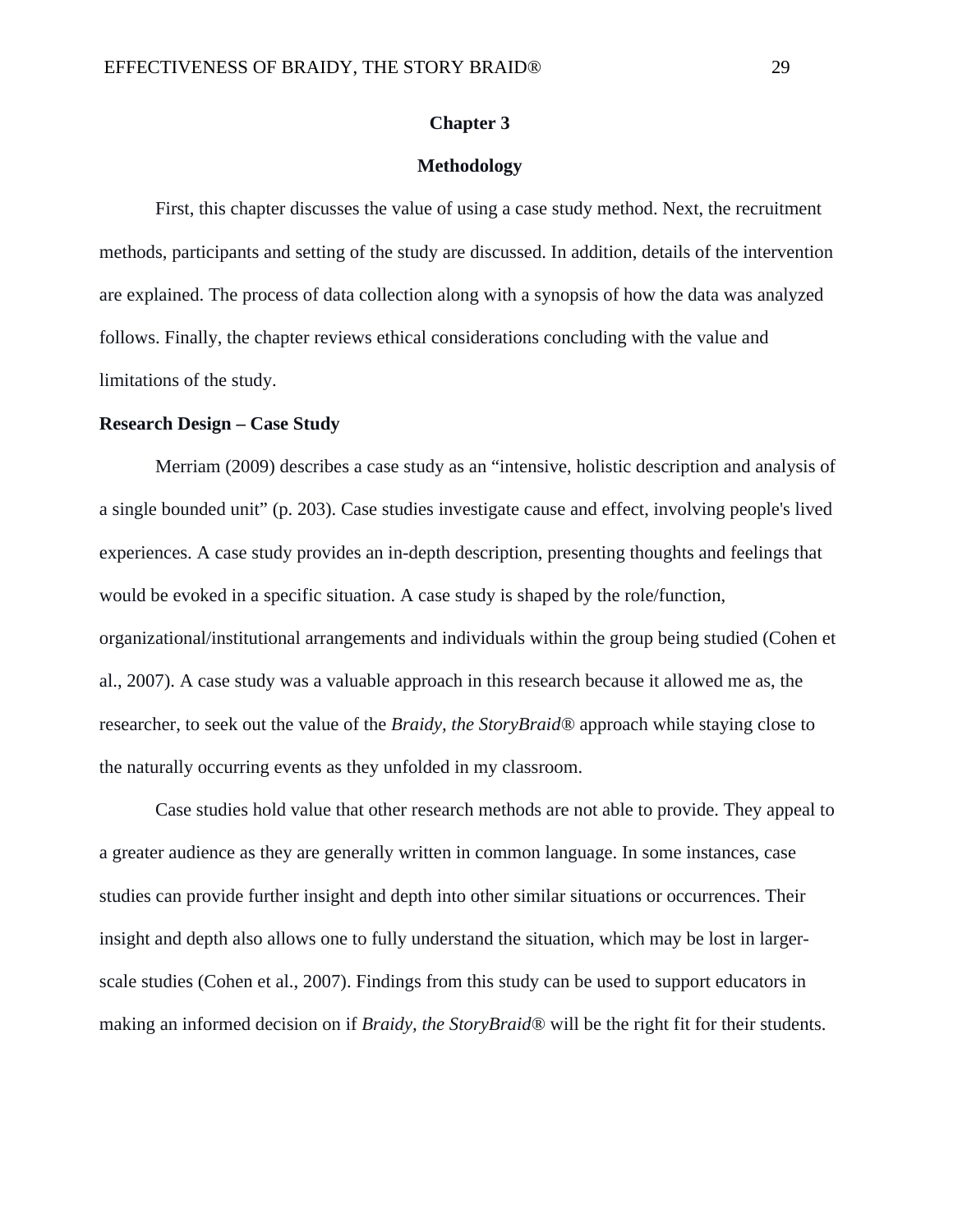# Chapter 3

## Methodology

First, this chapter discusses the value of using a case study method. Next, the recruitment methods, participants and setting of the study are discussed. In addition, details of the intervention are explained. The process of data collection along with a synopsis of how the data was analyzed follows. Finally, the chapter reviews ethical considerations concluding with the value and limitations of the study.

### Research Design – Case Study

Merriam (2009) describes a case study as an "intensive, holistic description and analysis of a single bounded unit" (p. 203). Case studies investigate cause and effect, involving people's lived experiences. A case study provides an in-depth description, presenting thoughts and feelings that would be evoked in a specific situation. A case study is shaped by the role/function, organizational/institutional arrangements and individuals within the group being studied (Cohen et al., 2007). A case study was a valuable approach in this research because it allowed me as, the researcher, to seek out the value of the *Braidy, the StoryBraid®* approach while staying close to the naturally occurring events as they unfolded in my classroom.

Case studies hold value that other research methods are not able to provide. They appeal to a greater audience as they are generally written in common language. In some instances, case studies can provide further insight and depth into other similar situations or occurrences. Their insight and depth also allows one to fully understand the situation, which may be lost in larger-scale studies (Cohen et al., 2007). Findings from this study can be used to support educators in making an informed decision on if *Braidy, the StoryBraid®* will be the right fit for their students.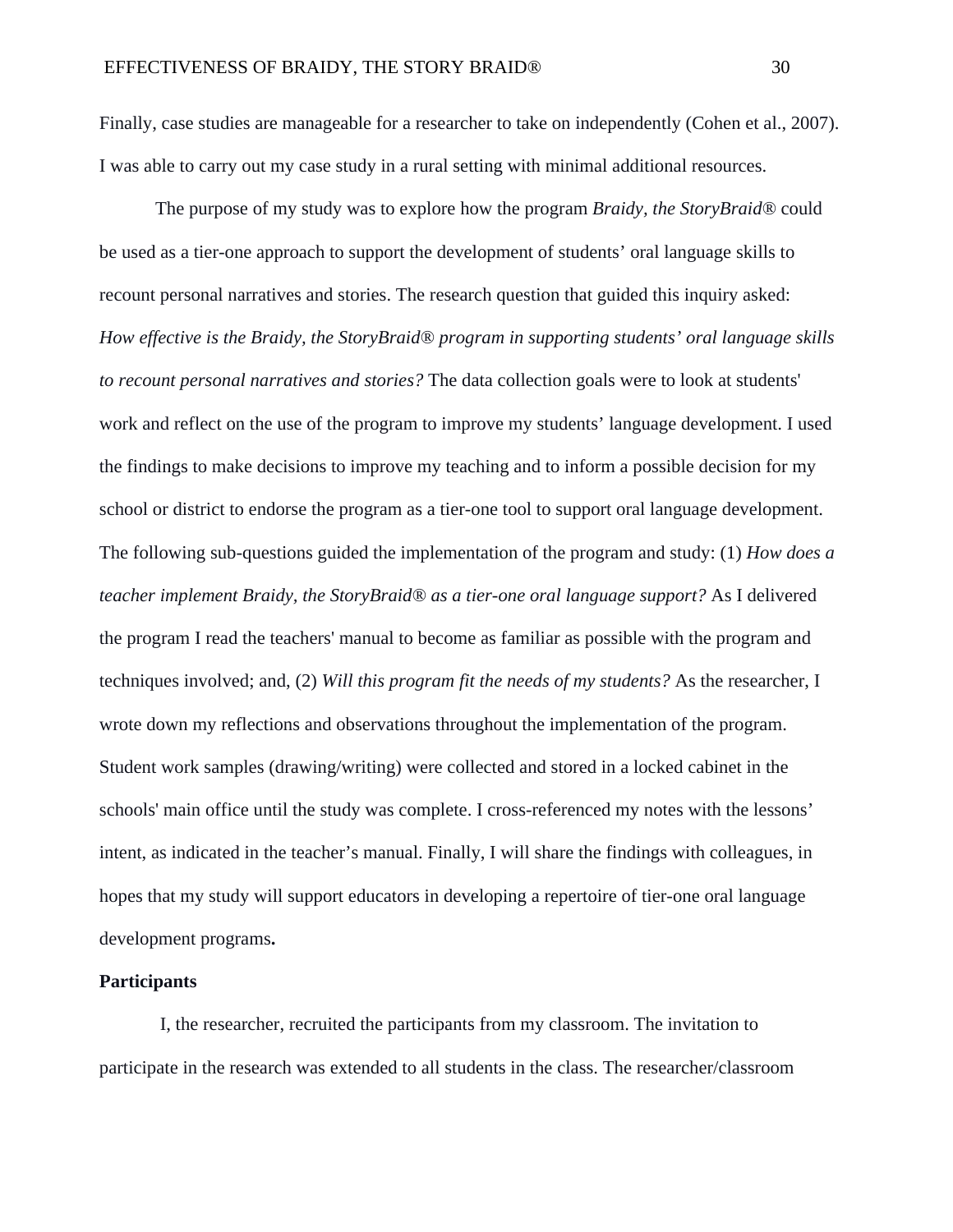Finally, case studies are manageable for a researcher to take on independently (Cohen et al., 2007). I was able to carry out my case study in a rural setting with minimal additional resources.

The purpose of my study was to explore how the program *Braidy, the StoryBraid®* could be used as a tier-one approach to support the development of students' oral language skills to recount personal narratives and stories. The research question that guided this inquiry asked: *How effective is the Braidy, the StoryBraid® program in supporting students' oral language skills to recount personal narratives and stories?* The data collection goals were to look at students' work and reflect on the use of the program to improve my students' language development. I used the findings to make decisions to improve my teaching and to inform a possible decision for my school or district to endorse the program as a tier-one tool to support oral language development. The following sub-questions guided the implementation of the program and study: (1) *How does a teacher implement Braidy, the StoryBraid® as a tier-one oral language support?* As I delivered the program I read the teachers' manual to become as familiar as possible with the program and techniques involved; and, (2) *Will this program fit the needs of my students?* As the researcher, I wrote down my reflections and observations throughout the implementation of the program. Student work samples (drawing/writing) were collected and stored in a locked cabinet in the schools' main office until the study was complete. I cross-referenced my notes with the lessons' intent, as indicated in the teacher's manual. Finally, I will share the findings with colleagues, in hopes that my study will support educators in developing a repertoire of tier-one oral language development programs**.**

**Participants**

I, the researcher, recruited the participants from my classroom. The invitation to participate in the research was extended to all students in the class. The researcher/classroom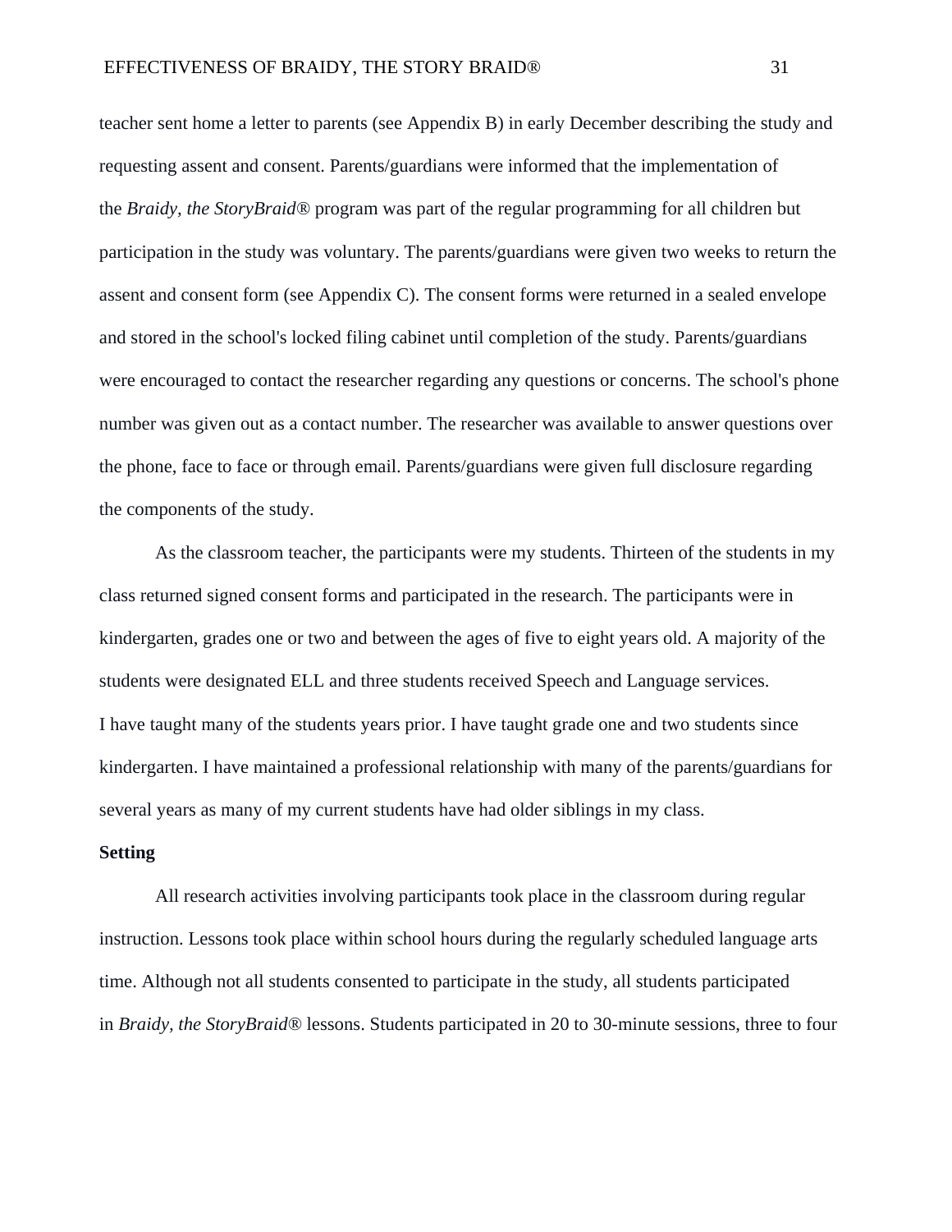teacher sent home a letter to parents (see Appendix B) in early December describing the study and requesting assent and consent. Parents/guardians were informed that the implementation of the *Braidy, the StoryBraid®* program was part of the regular programming for all children but participation in the study was voluntary. The parents/guardians were given two weeks to return the assent and consent form (see Appendix C). The consent forms were returned in a sealed envelope and stored in the school's locked filing cabinet until completion of the study. Parents/guardians were encouraged to contact the researcher regarding any questions or concerns. The school's phone number was given out as a contact number. The researcher was available to answer questions over the phone, face to face or through email. Parents/guardians were given full disclosure regarding the components of the study.

As the classroom teacher, the participants were my students. Thirteen of the students in my class returned signed consent forms and participated in the research. The participants were in kindergarten, grades one or two and between the ages of five to eight years old. A majority of the students were designated ELL and three students received Speech and Language services. I have taught many of the students years prior. I have taught grade one and two students since kindergarten. I have maintained a professional relationship with many of the parents/guardians for several years as many of my current students have had older siblings in my class.

**Setting**

All research activities involving participants took place in the classroom during regular instruction. Lessons took place within school hours during the regularly scheduled language arts time. Although not all students consented to participate in the study, all students participated in *Braidy, the StoryBraid®* lessons. Students participated in 20 to 30-minute sessions, three to four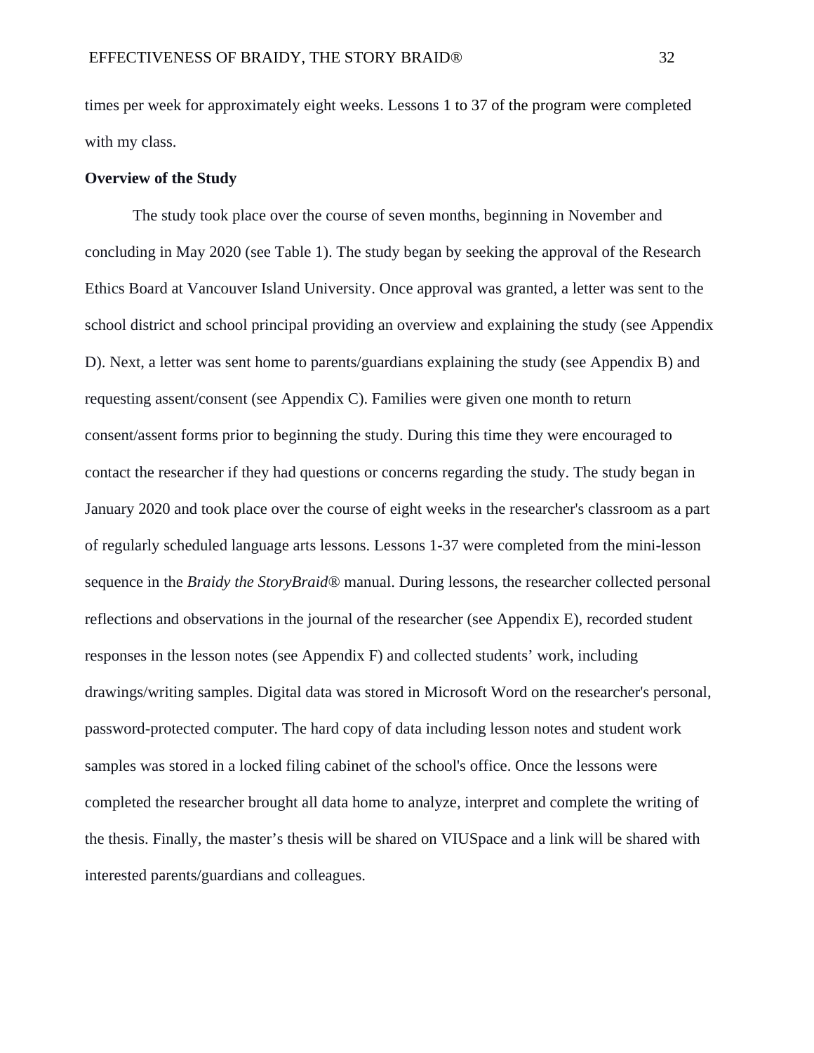times per week for approximately eight weeks. Lessons 1 to 37 of the program were completed with my class.

**Overview of the Study**

The study took place over the course of seven months, beginning in November and concluding in May 2020 (see Table 1). The study began by seeking the approval of the Research Ethics Board at Vancouver Island University. Once approval was granted, a letter was sent to the school district and school principal providing an overview and explaining the study (see Appendix D). Next, a letter was sent home to parents/guardians explaining the study (see Appendix B) and requesting assent/consent (see Appendix C). Families were given one month to return consent/assent forms prior to beginning the study. During this time they were encouraged to contact the researcher if they had questions or concerns regarding the study. The study began in January 2020 and took place over the course of eight weeks in the researcher's classroom as a part of regularly scheduled language arts lessons. Lessons 1-37 were completed from the mini-lesson sequence in the *Braidy the StoryBraid®* manual. During lessons, the researcher collected personal reflections and observations in the journal of the researcher (see Appendix E), recorded student responses in the lesson notes (see Appendix F) and collected students' work, including drawings/writing samples. Digital data was stored in Microsoft Word on the researcher's personal, password-protected computer. The hard copy of data including lesson notes and student work samples was stored in a locked filing cabinet of the school's office. Once the lessons were completed the researcher brought all data home to analyze, interpret and complete the writing of the thesis. Finally, the master's thesis will be shared on VIUSpace and a link will be shared with interested parents/guardians and colleagues.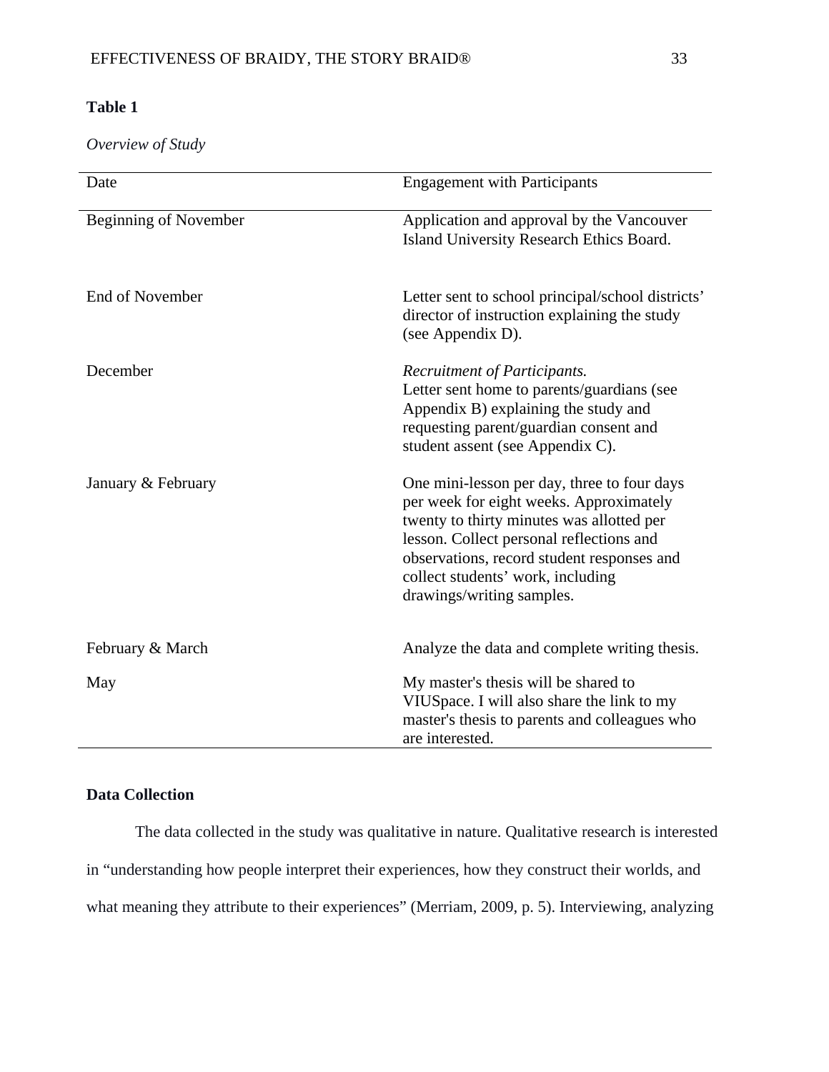**Table 1**

*Overview of Study*

| Date | Engagement with Participants |
|---|---|
| Beginning of November | Application and approval by the Vancouver Island University Research Ethics Board. |
| End of November | Letter sent to school principal/school districts' director of instruction explaining the study (see Appendix D). |
| December | *Recruitment of Participants.* Letter sent home to parents/guardians (see Appendix B) explaining the study and requesting parent/guardian consent and student assent (see Appendix C). |
| January & February | One mini-lesson per day, three to four days per week for eight weeks. Approximately twenty to thirty minutes was allotted per lesson. Collect personal reflections and observations, record student responses and collect students' work, including drawings/writing samples. |
| February & March | Analyze the data and complete writing thesis. |
| May | My master's thesis will be shared to VIUSpace. I will also share the link to my master's thesis to parents and colleagues who are interested. |

## Data Collection

The data collected in the study was qualitative in nature. Qualitative research is interested in "understanding how people interpret their experiences, how they construct their worlds, and what meaning they attribute to their experiences" (Merriam, 2009, p. 5). Interviewing, analyzing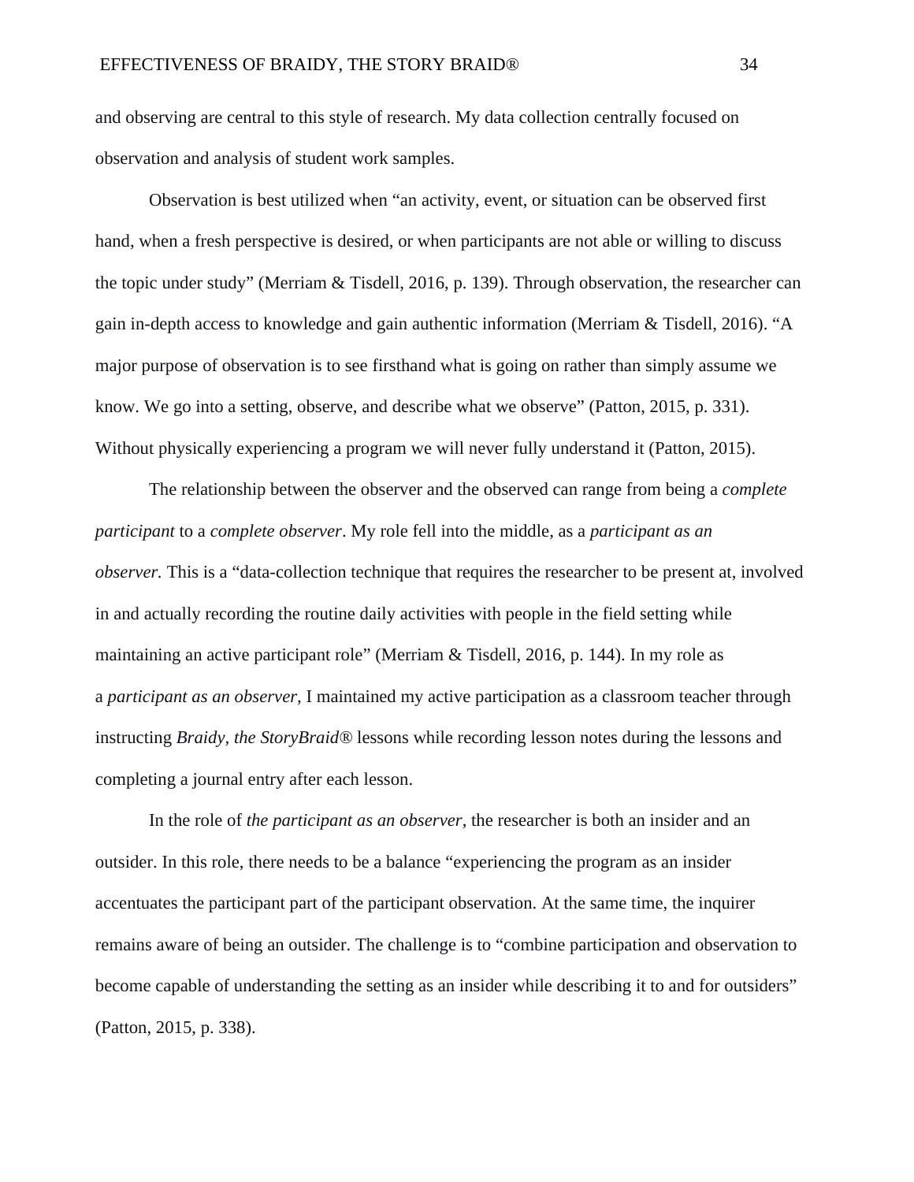and observing are central to this style of research. My data collection centrally focused on observation and analysis of student work samples.

Observation is best utilized when "an activity, event, or situation can be observed first hand, when a fresh perspective is desired, or when participants are not able or willing to discuss the topic under study" (Merriam & Tisdell, 2016, p. 139). Through observation, the researcher can gain in-depth access to knowledge and gain authentic information (Merriam & Tisdell, 2016). "A major purpose of observation is to see firsthand what is going on rather than simply assume we know. We go into a setting, observe, and describe what we observe" (Patton, 2015, p. 331). Without physically experiencing a program we will never fully understand it (Patton, 2015).

The relationship between the observer and the observed can range from being a *complete participant* to a *complete observer*. My role fell into the middle, as a *participant as an observer.* This is a "data-collection technique that requires the researcher to be present at, involved in and actually recording the routine daily activities with people in the field setting while maintaining an active participant role" (Merriam & Tisdell, 2016, p. 144). In my role as a *participant as an observer,* I maintained my active participation as a classroom teacher through instructing *Braidy, the StoryBraid®* lessons while recording lesson notes during the lessons and completing a journal entry after each lesson.

In the role of *the participant as an observer*, the researcher is both an insider and an outsider. In this role, there needs to be a balance "experiencing the program as an insider accentuates the participant part of the participant observation. At the same time, the inquirer remains aware of being an outsider. The challenge is to "combine participation and observation to become capable of understanding the setting as an insider while describing it to and for outsiders" (Patton, 2015, p. 338).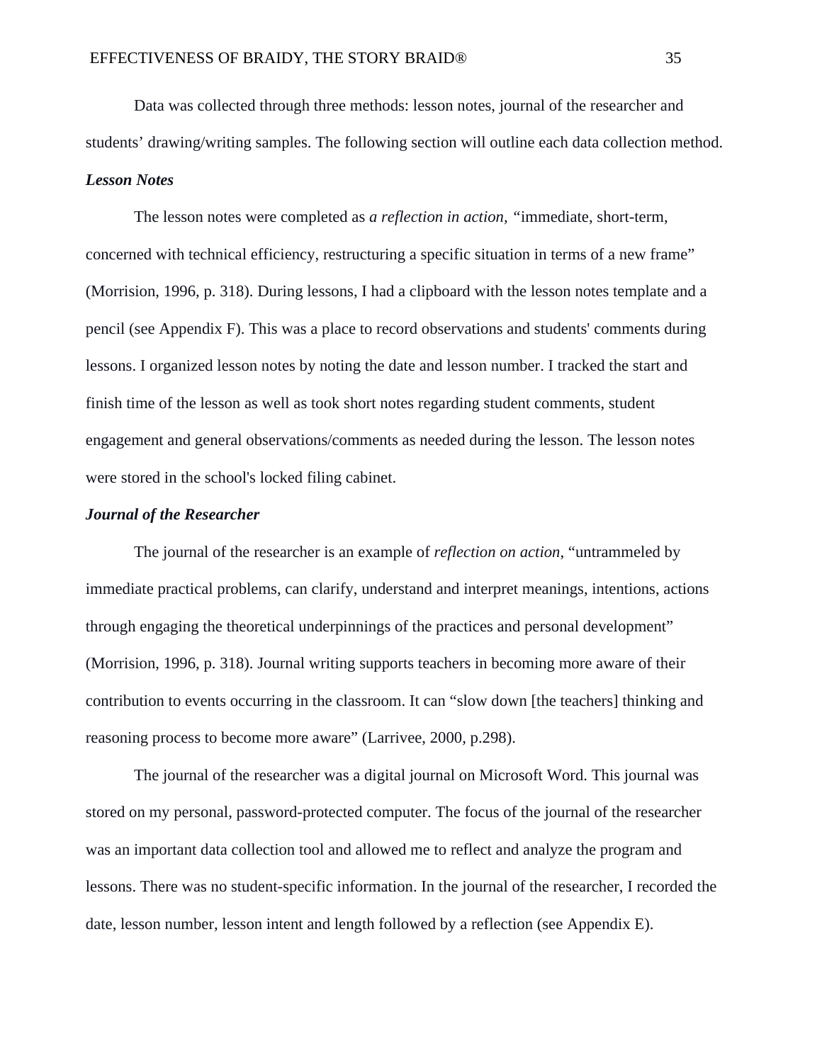Data was collected through three methods: lesson notes, journal of the researcher and students' drawing/writing samples. The following section will outline each data collection method.

### *Lesson Notes*

The lesson notes were completed as *a reflection in action,* "immediate, short-term, concerned with technical efficiency, restructuring a specific situation in terms of a new frame" (Morrision, 1996, p. 318). During lessons, I had a clipboard with the lesson notes template and a pencil (see Appendix F). This was a place to record observations and students' comments during lessons. I organized lesson notes by noting the date and lesson number. I tracked the start and finish time of the lesson as well as took short notes regarding student comments, student engagement and general observations/comments as needed during the lesson. The lesson notes were stored in the school's locked filing cabinet.

### *Journal of the Researcher*

The journal of the researcher is an example of *reflection on action*, "untrammeled by immediate practical problems, can clarify, understand and interpret meanings, intentions, actions through engaging the theoretical underpinnings of the practices and personal development" (Morrision, 1996, p. 318). Journal writing supports teachers in becoming more aware of their contribution to events occurring in the classroom. It can "slow down [the teachers] thinking and reasoning process to become more aware" (Larrivee, 2000, p.298).

The journal of the researcher was a digital journal on Microsoft Word. This journal was stored on my personal, password-protected computer. The focus of the journal of the researcher was an important data collection tool and allowed me to reflect and analyze the program and lessons. There was no student-specific information. In the journal of the researcher, I recorded the date, lesson number, lesson intent and length followed by a reflection (see Appendix E).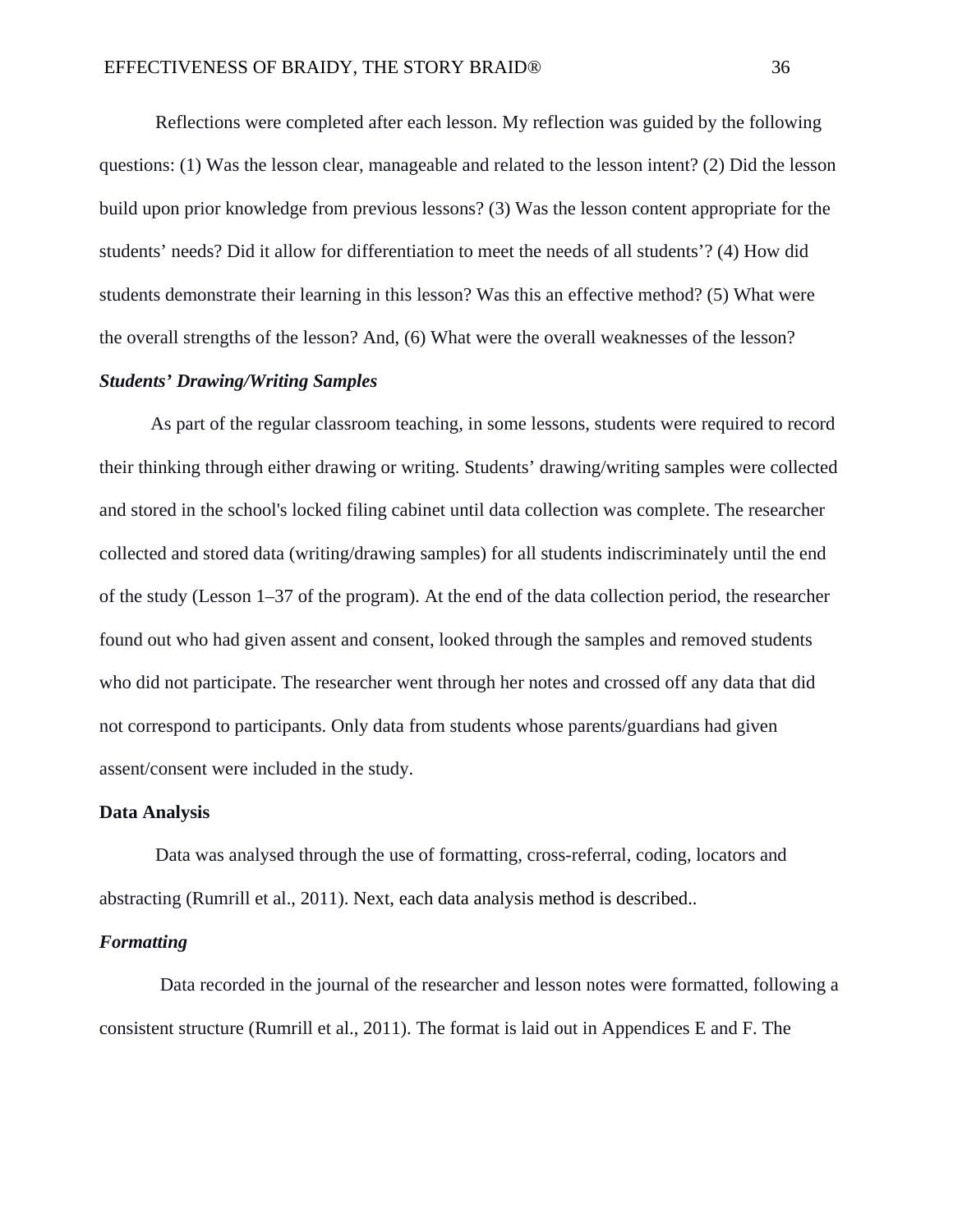Reflections were completed after each lesson. My reflection was guided by the following questions: (1) Was the lesson clear, manageable and related to the lesson intent? (2) Did the lesson build upon prior knowledge from previous lessons? (3) Was the lesson content appropriate for the students' needs? Did it allow for differentiation to meet the needs of all students'? (4) How did students demonstrate their learning in this lesson? Was this an effective method? (5) What were the overall strengths of the lesson? And, (6) What were the overall weaknesses of the lesson?

### *Students' Drawing/Writing Samples*

As part of the regular classroom teaching, in some lessons, students were required to record their thinking through either drawing or writing. Students' drawing/writing samples were collected and stored in the school's locked filing cabinet until data collection was complete. The researcher collected and stored data (writing/drawing samples) for all students indiscriminately until the end of the study (Lesson 1–37 of the program). At the end of the data collection period, the researcher found out who had given assent and consent, looked through the samples and removed students who did not participate. The researcher went through her notes and crossed off any data that did not correspond to participants. Only data from students whose parents/guardians had given assent/consent were included in the study.

## Data Analysis

Data was analysed through the use of formatting, cross-referral, coding, locators and abstracting (Rumrill et al., 2011). Next, each data analysis method is described..

### *Formatting*

Data recorded in the journal of the researcher and lesson notes were formatted, following a consistent structure (Rumrill et al., 2011). The format is laid out in Appendices E and F. The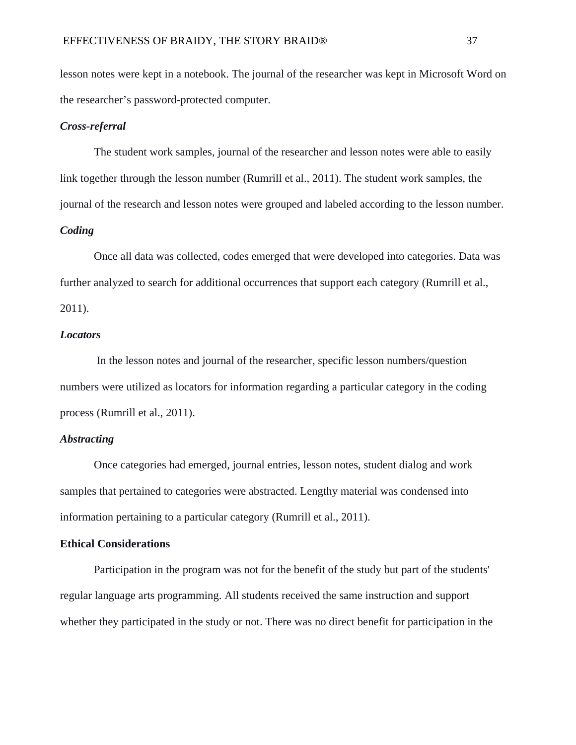lesson notes were kept in a notebook. The journal of the researcher was kept in Microsoft Word on the researcher's password-protected computer.

#### *Cross-referral*

The student work samples, journal of the researcher and lesson notes were able to easily link together through the lesson number (Rumrill et al., 2011). The student work samples, the journal of the research and lesson notes were grouped and labeled according to the lesson number.

#### *Coding*

Once all data was collected, codes emerged that were developed into categories. Data was further analyzed to search for additional occurrences that support each category (Rumrill et al., 2011).

#### *Locators*

In the lesson notes and journal of the researcher, specific lesson numbers/question numbers were utilized as locators for information regarding a particular category in the coding process (Rumrill et al., 2011).

#### *Abstracting*

Once categories had emerged, journal entries, lesson notes, student dialog and work samples that pertained to categories were abstracted. Lengthy material was condensed into information pertaining to a particular category (Rumrill et al., 2011).

### Ethical Considerations

Participation in the program was not for the benefit of the study but part of the students' regular language arts programming. All students received the same instruction and support whether they participated in the study or not. There was no direct benefit for participation in the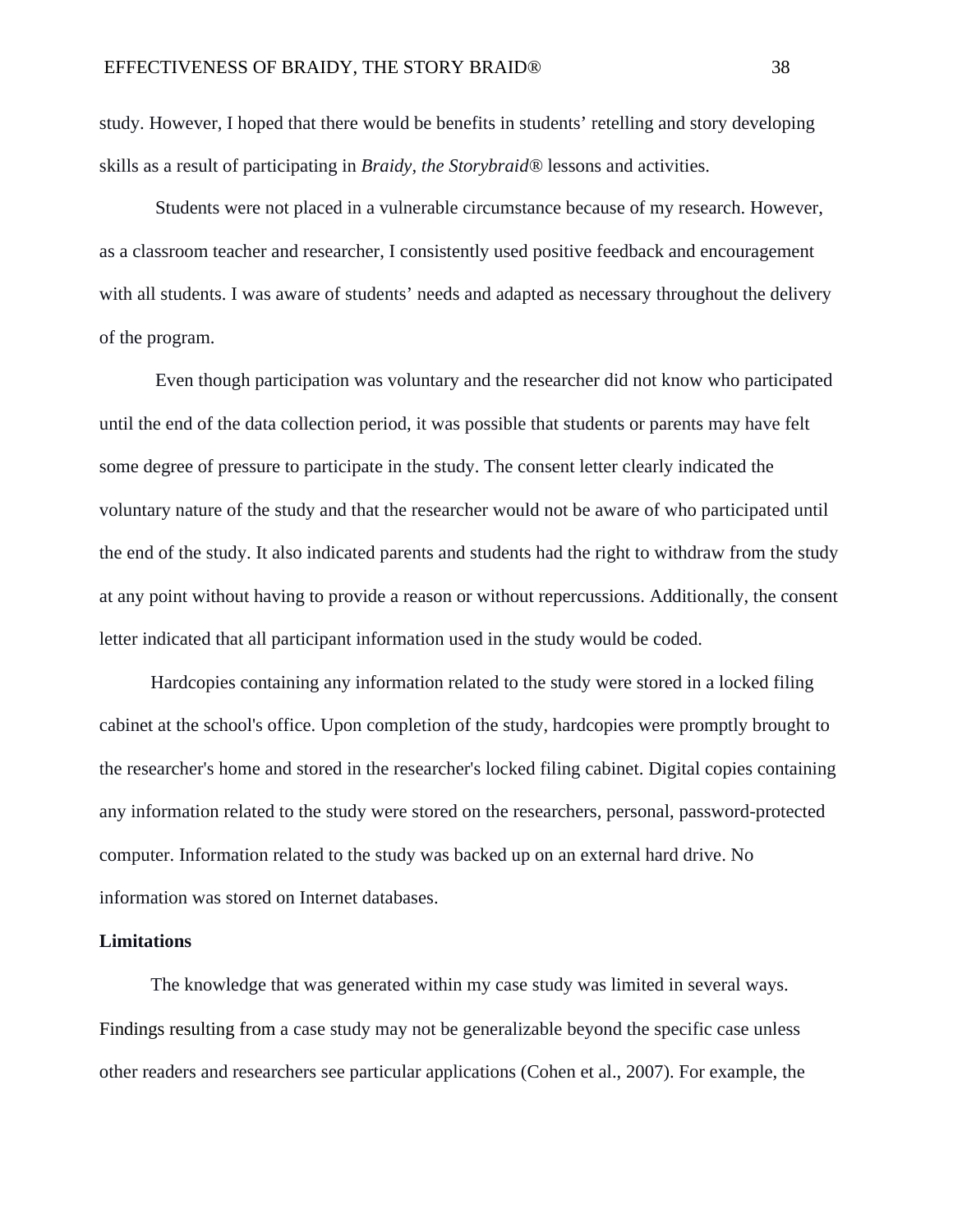study. However, I hoped that there would be benefits in students' retelling and story developing skills as a result of participating in *Braidy, the Storybraid®* lessons and activities.

Students were not placed in a vulnerable circumstance because of my research. However, as a classroom teacher and researcher, I consistently used positive feedback and encouragement with all students. I was aware of students' needs and adapted as necessary throughout the delivery of the program.

Even though participation was voluntary and the researcher did not know who participated until the end of the data collection period, it was possible that students or parents may have felt some degree of pressure to participate in the study. The consent letter clearly indicated the voluntary nature of the study and that the researcher would not be aware of who participated until the end of the study. It also indicated parents and students had the right to withdraw from the study at any point without having to provide a reason or without repercussions. Additionally, the consent letter indicated that all participant information used in the study would be coded.

Hardcopies containing any information related to the study were stored in a locked filing cabinet at the school's office. Upon completion of the study, hardcopies were promptly brought to the researcher's home and stored in the researcher's locked filing cabinet. Digital copies containing any information related to the study were stored on the researchers, personal, password-protected computer. Information related to the study was backed up on an external hard drive. No information was stored on Internet databases.

**Limitations**

The knowledge that was generated within my case study was limited in several ways. Findings resulting from a case study may not be generalizable beyond the specific case unless other readers and researchers see particular applications (Cohen et al., 2007). For example, the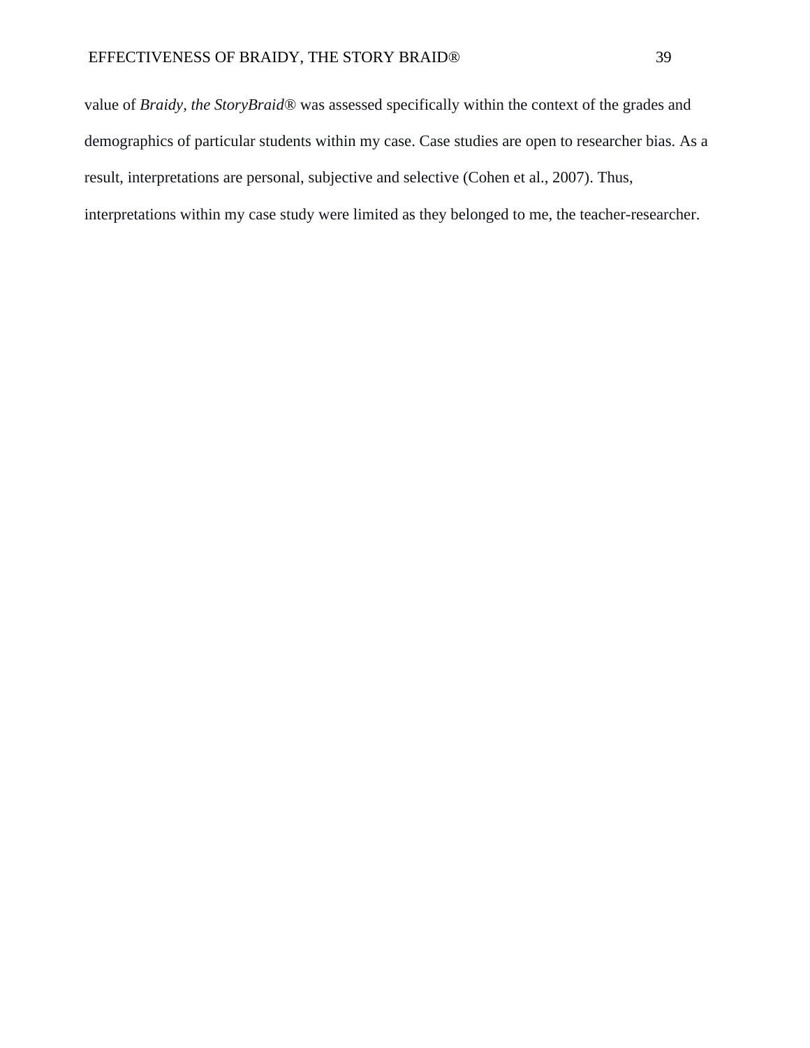value of *Braidy, the StoryBraid*® was assessed specifically within the context of the grades and demographics of particular students within my case. Case studies are open to researcher bias. As a result, interpretations are personal, subjective and selective (Cohen et al., 2007). Thus, interpretations within my case study were limited as they belonged to me, the teacher-researcher.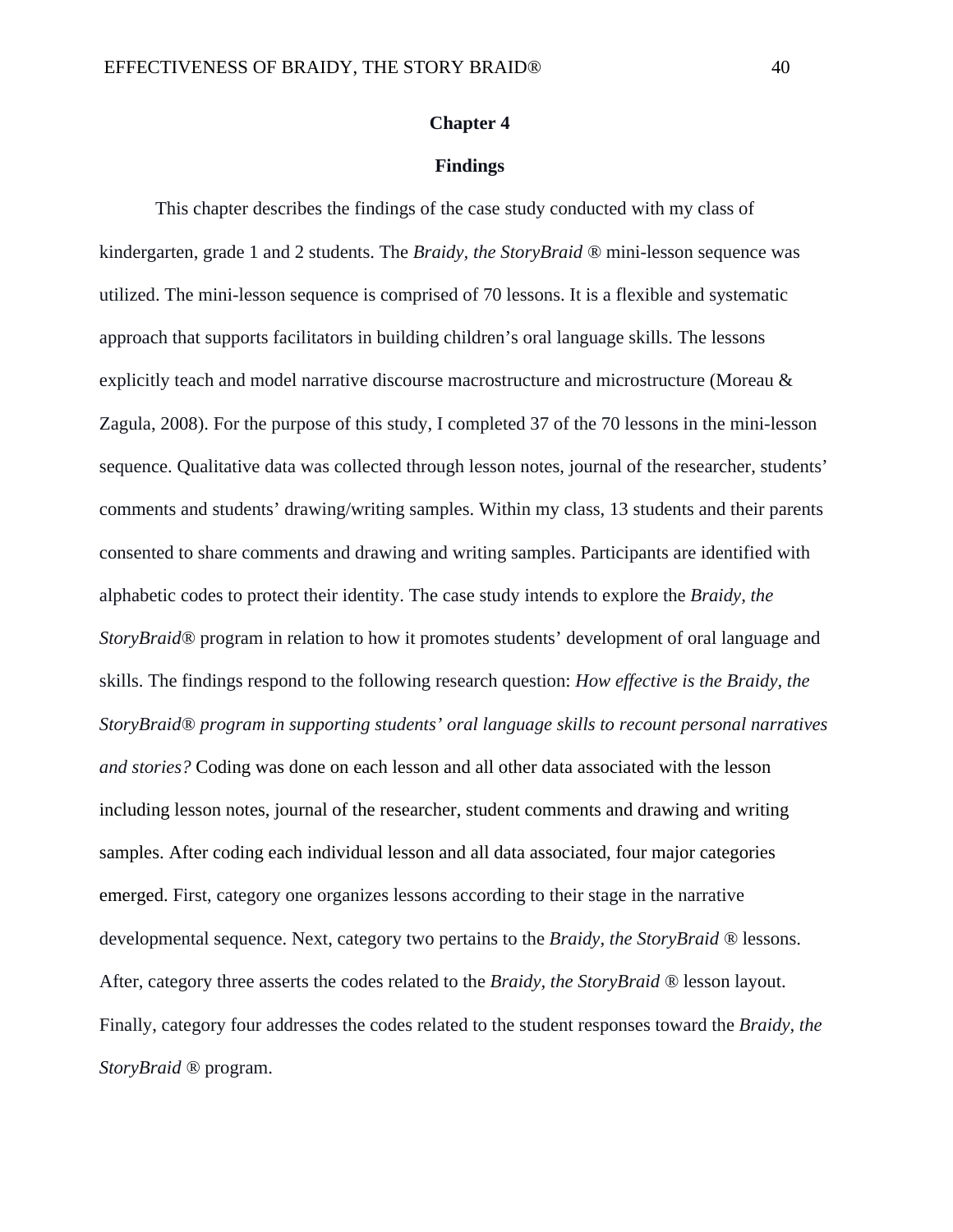# Chapter 4

## Findings

This chapter describes the findings of the case study conducted with my class of kindergarten, grade 1 and 2 students. The *Braidy, the StoryBraid* ® mini-lesson sequence was utilized. The mini-lesson sequence is comprised of 70 lessons. It is a flexible and systematic approach that supports facilitators in building children's oral language skills. The lessons explicitly teach and model narrative discourse macrostructure and microstructure (Moreau & Zagula, 2008). For the purpose of this study, I completed 37 of the 70 lessons in the mini-lesson sequence. Qualitative data was collected through lesson notes, journal of the researcher, students' comments and students' drawing/writing samples. Within my class, 13 students and their parents consented to share comments and drawing and writing samples. Participants are identified with alphabetic codes to protect their identity. The case study intends to explore the *Braidy, the StoryBraid*® program in relation to how it promotes students' development of oral language and skills. The findings respond to the following research question: *How effective is the Braidy, the StoryBraid® program in supporting students' oral language skills to recount personal narratives and stories?* Coding was done on each lesson and all other data associated with the lesson including lesson notes, journal of the researcher, student comments and drawing and writing samples. After coding each individual lesson and all data associated, four major categories emerged. First, category one organizes lessons according to their stage in the narrative developmental sequence. Next, category two pertains to the *Braidy, the StoryBraid* ® lessons. After, category three asserts the codes related to the *Braidy, the StoryBraid* ® lesson layout. Finally, category four addresses the codes related to the student responses toward the *Braidy, the StoryBraid* ® program.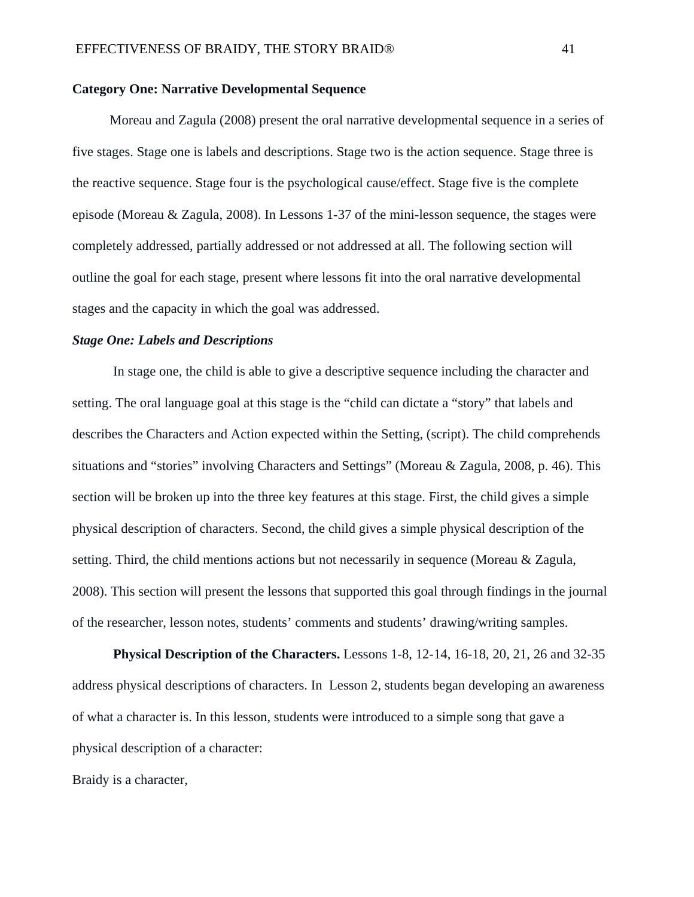**Category One: Narrative Developmental Sequence**

Moreau and Zagula (2008) present the oral narrative developmental sequence in a series of five stages. Stage one is labels and descriptions. Stage two is the action sequence. Stage three is the reactive sequence. Stage four is the psychological cause/effect. Stage five is the complete episode (Moreau & Zagula, 2008). In Lessons 1-37 of the mini-lesson sequence, the stages were completely addressed, partially addressed or not addressed at all. The following section will outline the goal for each stage, present where lessons fit into the oral narrative developmental stages and the capacity in which the goal was addressed.

***Stage One: Labels and Descriptions***

In stage one, the child is able to give a descriptive sequence including the character and setting. The oral language goal at this stage is the "child can dictate a "story" that labels and describes the Characters and Action expected within the Setting, (script). The child comprehends situations and "stories" involving Characters and Settings" (Moreau & Zagula, 2008, p. 46). This section will be broken up into the three key features at this stage. First, the child gives a simple physical description of characters. Second, the child gives a simple physical description of the setting. Third, the child mentions actions but not necessarily in sequence (Moreau & Zagula, 2008). This section will present the lessons that supported this goal through findings in the journal of the researcher, lesson notes, students' comments and students' drawing/writing samples.

**Physical Description of the Characters.** Lessons 1-8, 12-14, 16-18, 20, 21, 26 and 32-35 address physical descriptions of characters. In Lesson 2, students began developing an awareness of what a character is. In this lesson, students were introduced to a simple song that gave a physical description of a character:

Braidy is a character,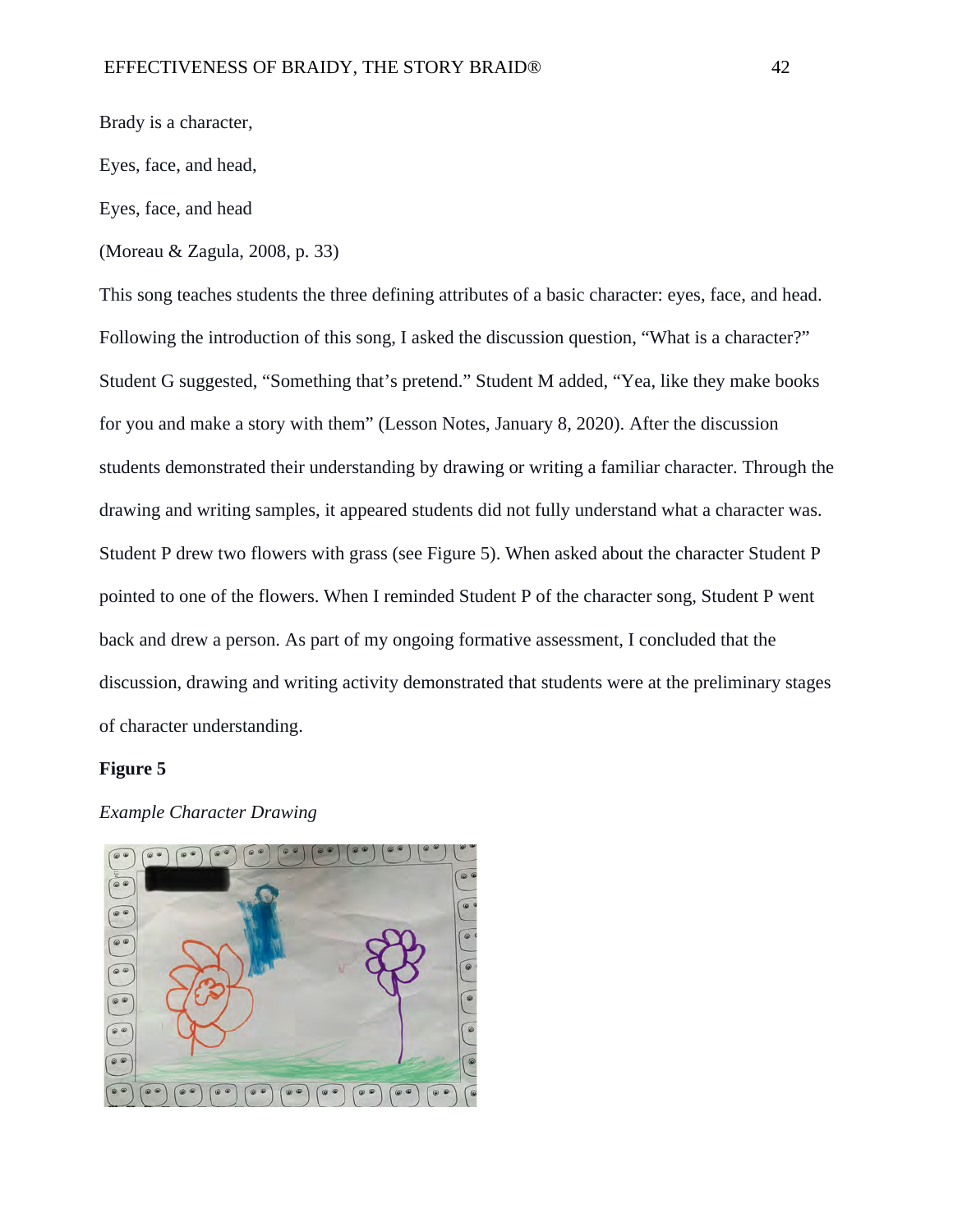Brady is a character,

Eyes, face, and head,

Eyes, face, and head

(Moreau & Zagula, 2008, p. 33)

This song teaches students the three defining attributes of a basic character: eyes, face, and head. Following the introduction of this song, I asked the discussion question, “What is a character?” Student G suggested, “Something that’s pretend.” Student M added, “Yea, like they make books for you and make a story with them” (Lesson Notes, January 8, 2020). After the discussion students demonstrated their understanding by drawing or writing a familiar character. Through the drawing and writing samples, it appeared students did not fully understand what a character was. Student P drew two flowers with grass (see Figure 5). When asked about the character Student P pointed to one of the flowers. When I reminded Student P of the character song, Student P went back and drew a person. As part of my ongoing formative assessment, I concluded that the discussion, drawing and writing activity demonstrated that students were at the preliminary stages of character understanding.

**Figure 5**

*Example Character Drawing*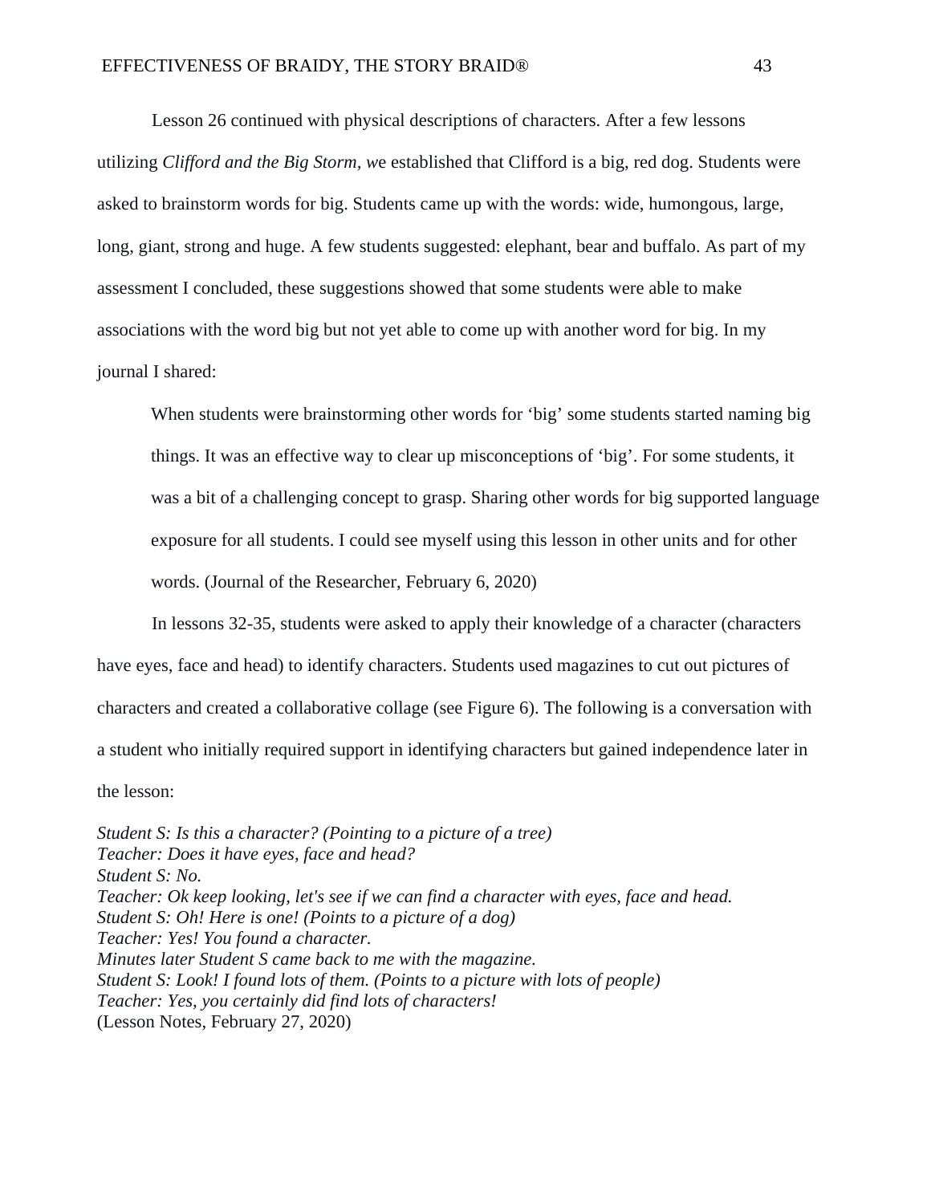Lesson 26 continued with physical descriptions of characters. After a few lessons utilizing *Clifford and the Big Storm, w*e established that Clifford is a big, red dog. Students were asked to brainstorm words for big. Students came up with the words: wide, humongous, large, long, giant, strong and huge. A few students suggested: elephant, bear and buffalo. As part of my assessment I concluded, these suggestions showed that some students were able to make associations with the word big but not yet able to come up with another word for big. In my journal I shared:

> When students were brainstorming other words for 'big' some students started naming big things. It was an effective way to clear up misconceptions of 'big'. For some students, it was a bit of a challenging concept to grasp. Sharing other words for big supported language exposure for all students. I could see myself using this lesson in other units and for other words. (Journal of the Researcher, February 6, 2020)

In lessons 32-35, students were asked to apply their knowledge of a character (characters have eyes, face and head) to identify characters. Students used magazines to cut out pictures of characters and created a collaborative collage (see Figure 6). The following is a conversation with a student who initially required support in identifying characters but gained independence later in the lesson:

*Student S: Is this a character? (Pointing to a picture of a tree)*
*Teacher: Does it have eyes, face and head?*
*Student S: No.*
*Teacher: Ok keep looking, let's see if we can find a character with eyes, face and head.*
*Student S: Oh! Here is one! (Points to a picture of a dog)*
*Teacher: Yes! You found a character.*
*Minutes later Student S came back to me with the magazine.*
*Student S: Look! I found lots of them. (Points to a picture with lots of people)*
*Teacher: Yes, you certainly did find lots of characters!*
(Lesson Notes, February 27, 2020)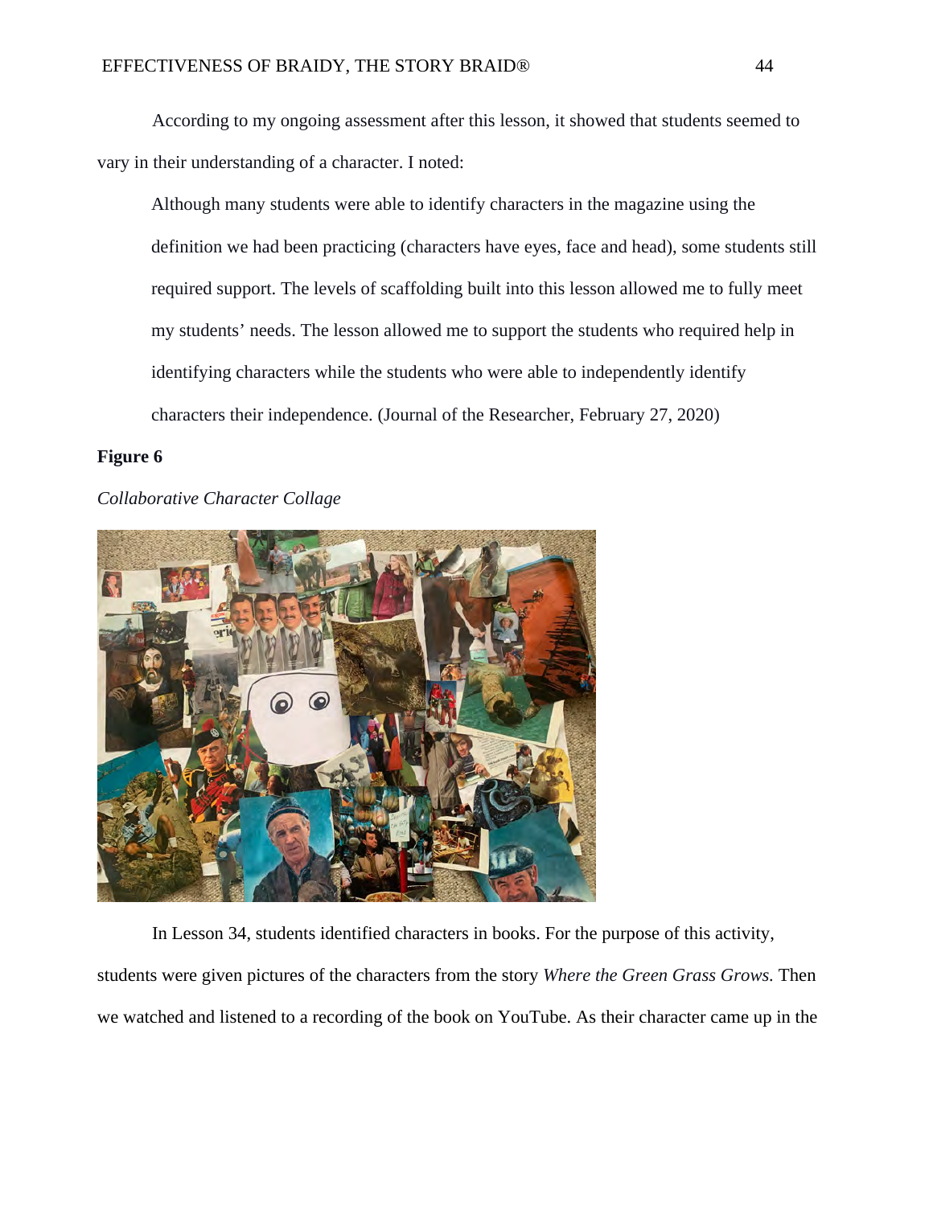According to my ongoing assessment after this lesson, it showed that students seemed to vary in their understanding of a character. I noted:

> Although many students were able to identify characters in the magazine using the definition we had been practicing (characters have eyes, face and head), some students still required support. The levels of scaffolding built into this lesson allowed me to fully meet my students' needs. The lesson allowed me to support the students who required help in identifying characters while the students who were able to independently identify characters their independence. (Journal of the Researcher, February 27, 2020)

**Figure 6**

*Collaborative Character Collage*

In Lesson 34, students identified characters in books. For the purpose of this activity, students were given pictures of the characters from the story *Where the Green Grass Grows.* Then we watched and listened to a recording of the book on YouTube. As their character came up in the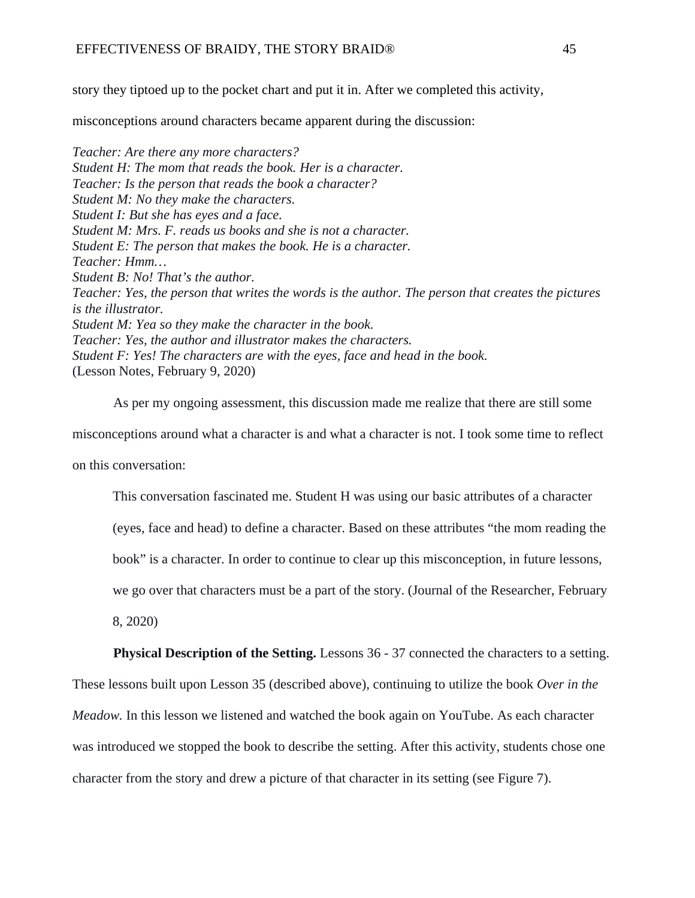story they tiptoed up to the pocket chart and put it in. After we completed this activity, misconceptions around characters became apparent during the discussion:

*Teacher: Are there any more characters?*
*Student H: The mom that reads the book. Her is a character.*
*Teacher: Is the person that reads the book a character?*
*Student M: No they make the characters.*
*Student I: But she has eyes and a face.*
*Student M: Mrs. F. reads us books and she is not a character.*
*Student E: The person that makes the book. He is a character.*
*Teacher: Hmm…*
*Student B: No! That's the author.*
*Teacher: Yes, the person that writes the words is the author. The person that creates the pictures is the illustrator.*
*Student M: Yea so they make the character in the book.*
*Teacher: Yes, the author and illustrator makes the characters.*
*Student F: Yes! The characters are with the eyes, face and head in the book.*
(Lesson Notes, February 9, 2020)

As per my ongoing assessment, this discussion made me realize that there are still some misconceptions around what a character is and what a character is not. I took some time to reflect on this conversation:

> This conversation fascinated me. Student H was using our basic attributes of a character (eyes, face and head) to define a character. Based on these attributes "the mom reading the book" is a character. In order to continue to clear up this misconception, in future lessons, we go over that characters must be a part of the story. (Journal of the Researcher, February 8, 2020)

**Physical Description of the Setting.** Lessons 36 - 37 connected the characters to a setting. These lessons built upon Lesson 35 (described above), continuing to utilize the book *Over in the Meadow.* In this lesson we listened and watched the book again on YouTube. As each character was introduced we stopped the book to describe the setting. After this activity, students chose one character from the story and drew a picture of that character in its setting (see Figure 7).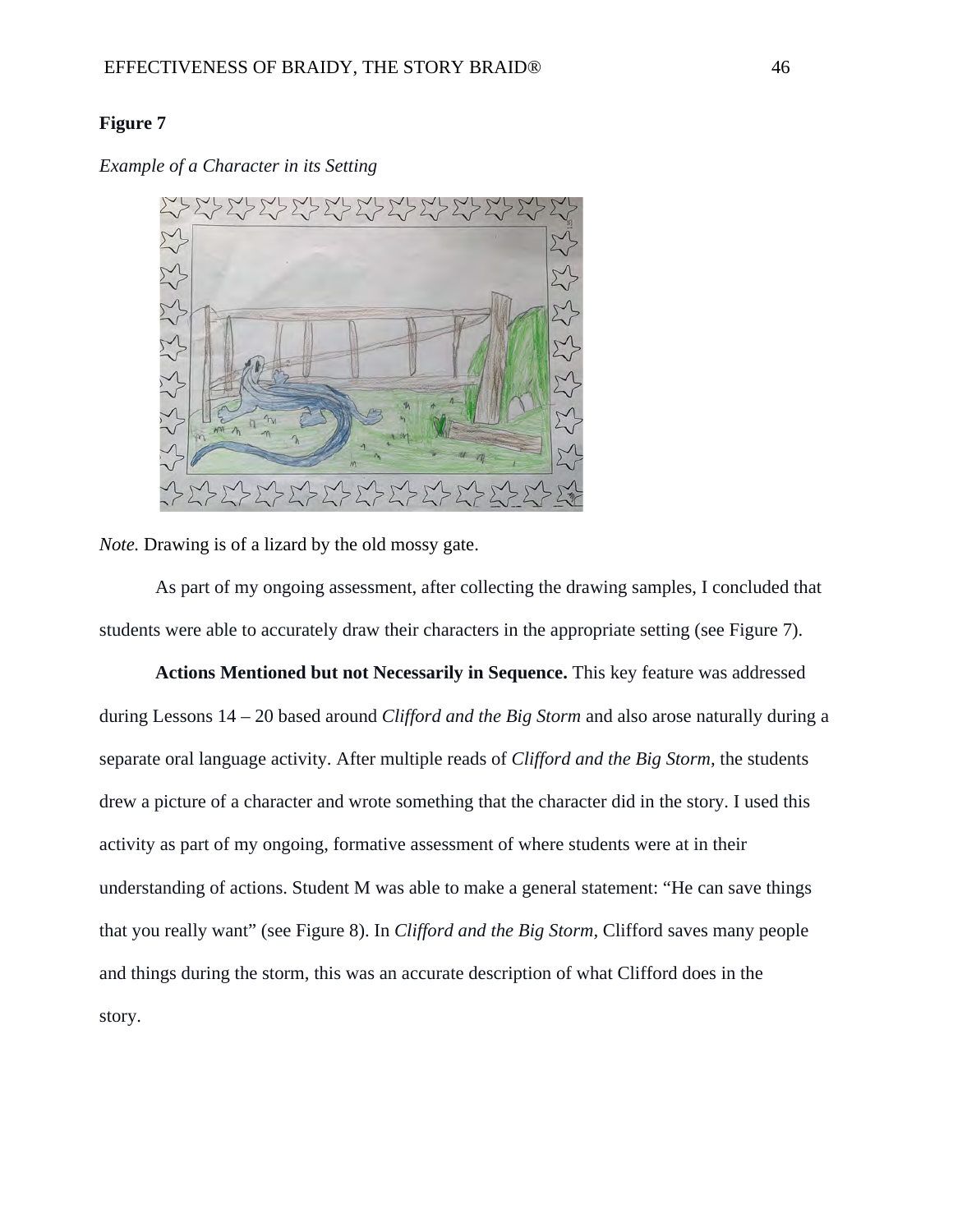**Figure 7**

*Example of a Character in its Setting*

*Note.* Drawing is of a lizard by the old mossy gate.

As part of my ongoing assessment, after collecting the drawing samples, I concluded that students were able to accurately draw their characters in the appropriate setting (see Figure 7).

**Actions Mentioned but not Necessarily in Sequence.** This key feature was addressed during Lessons 14 – 20 based around *Clifford and the Big Storm* and also arose naturally during a separate oral language activity. After multiple reads of *Clifford and the Big Storm*, the students drew a picture of a character and wrote something that the character did in the story. I used this activity as part of my ongoing, formative assessment of where students were at in their understanding of actions. Student M was able to make a general statement: "He can save things that you really want" (see Figure 8). In *Clifford and the Big Storm,* Clifford saves many people and things during the storm, this was an accurate description of what Clifford does in the story.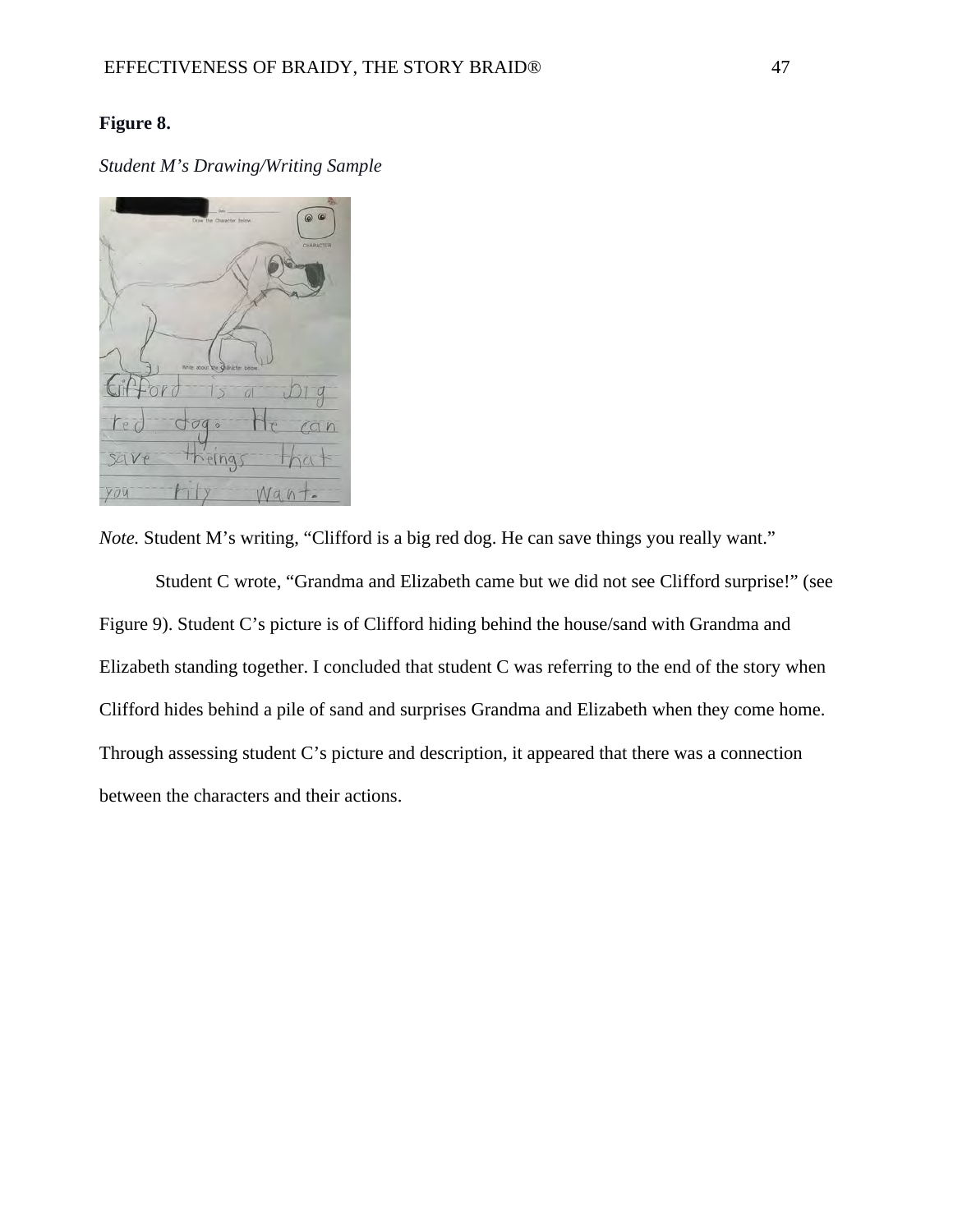**Figure 8.**

*Student M's Drawing/Writing Sample*

*Note.* Student M's writing, "Clifford is a big red dog. He can save things you really want."

Student C wrote, "Grandma and Elizabeth came but we did not see Clifford surprise!" (see Figure 9). Student C's picture is of Clifford hiding behind the house/sand with Grandma and Elizabeth standing together. I concluded that student C was referring to the end of the story when Clifford hides behind a pile of sand and surprises Grandma and Elizabeth when they come home. Through assessing student C's picture and description, it appeared that there was a connection between the characters and their actions.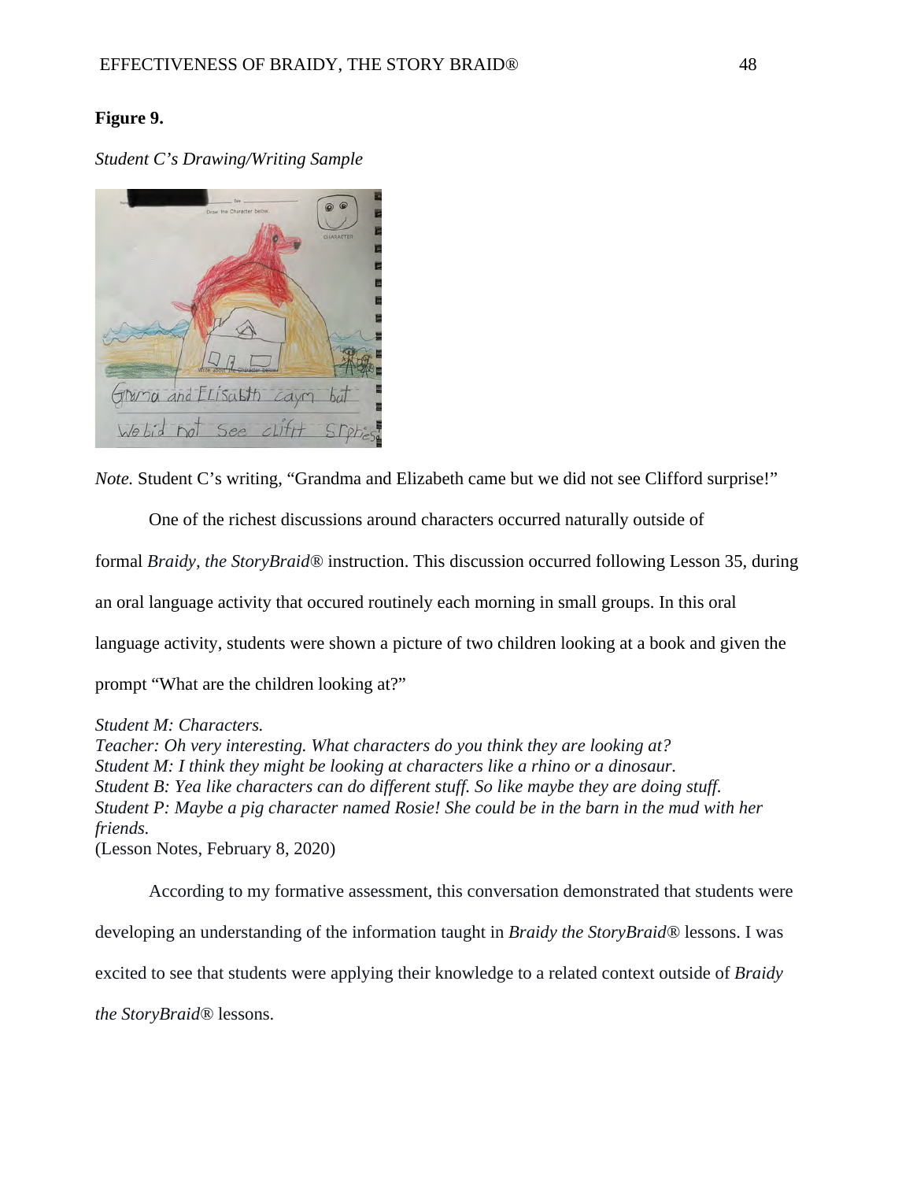**Figure 9.**

*Student C's Drawing/Writing Sample*

*Note.* Student C's writing, "Grandma and Elizabeth came but we did not see Clifford surprise!"

One of the richest discussions around characters occurred naturally outside of formal *Braidy, the StoryBraid®* instruction. This discussion occurred following Lesson 35, during an oral language activity that occured routinely each morning in small groups. In this oral language activity, students were shown a picture of two children looking at a book and given the prompt "What are the children looking at?"

*Student M: Characters.*
*Teacher: Oh very interesting. What characters do you think they are looking at?*
*Student M: I think they might be looking at characters like a rhino or a dinosaur.*
*Student B: Yea like characters can do different stuff. So like maybe they are doing stuff.*
*Student P: Maybe a pig character named Rosie! She could be in the barn in the mud with her friends.*
(Lesson Notes, February 8, 2020)

According to my formative assessment, this conversation demonstrated that students were developing an understanding of the information taught in *Braidy the StoryBraid®* lessons. I was excited to see that students were applying their knowledge to a related context outside of *Braidy the StoryBraid®* lessons.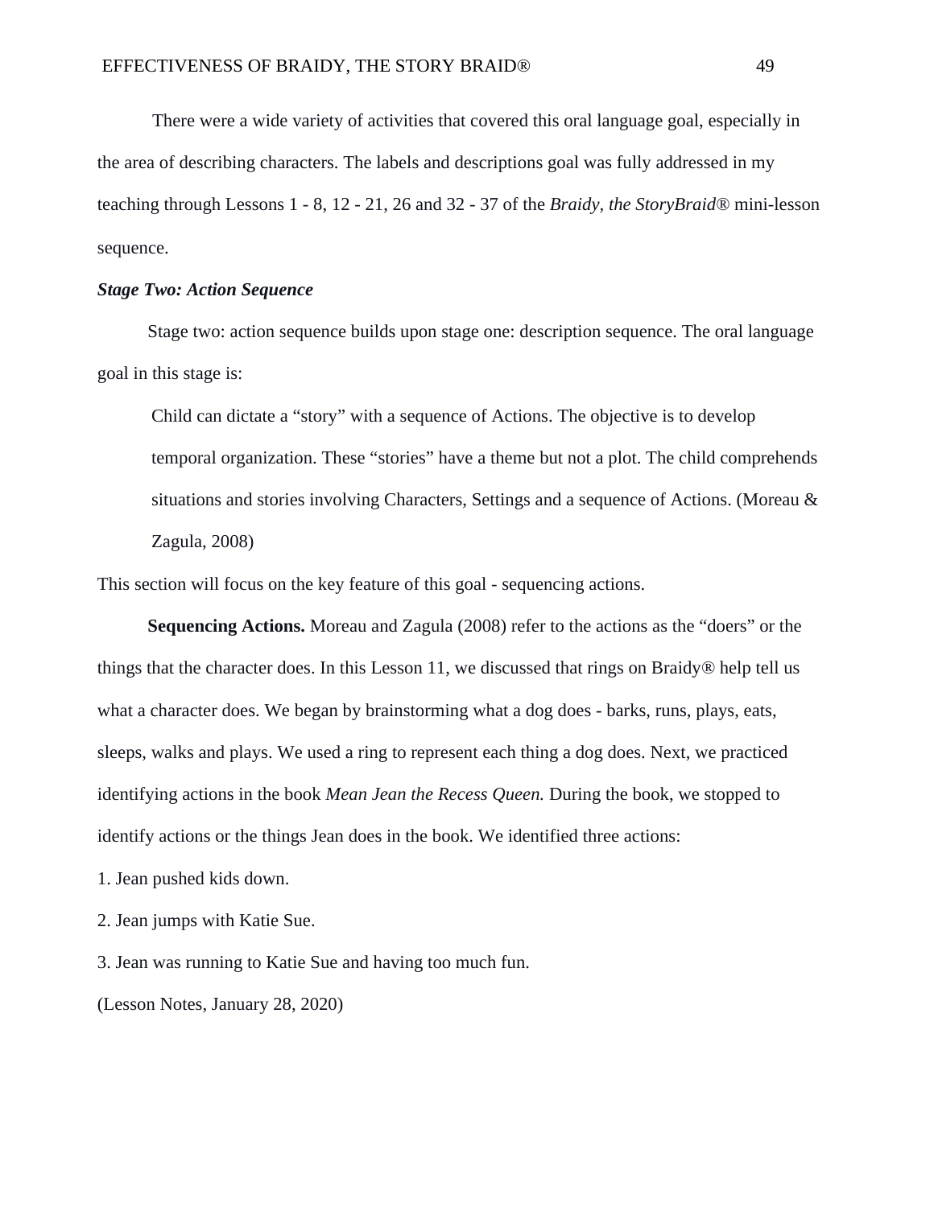There were a wide variety of activities that covered this oral language goal, especially in the area of describing characters. The labels and descriptions goal was fully addressed in my teaching through Lessons 1 - 8, 12 - 21, 26 and 32 - 37 of the *Braidy, the StoryBraid®* mini-lesson sequence.

***Stage Two: Action Sequence***

Stage two: action sequence builds upon stage one: description sequence. The oral language goal in this stage is:

> Child can dictate a “story” with a sequence of Actions. The objective is to develop temporal organization. These “stories” have a theme but not a plot. The child comprehends situations and stories involving Characters, Settings and a sequence of Actions. (Moreau & Zagula, 2008)

This section will focus on the key feature of this goal - sequencing actions.

**Sequencing Actions.** Moreau and Zagula (2008) refer to the actions as the “doers” or the things that the character does. In this Lesson 11, we discussed that rings on Braidy® help tell us what a character does. We began by brainstorming what a dog does - barks, runs, plays, eats, sleeps, walks and plays. We used a ring to represent each thing a dog does. Next, we practiced identifying actions in the book *Mean Jean the Recess Queen.* During the book, we stopped to identify actions or the things Jean does in the book. We identified three actions:

1. Jean pushed kids down.
2. Jean jumps with Katie Sue.
3. Jean was running to Katie Sue and having too much fun.

(Lesson Notes, January 28, 2020)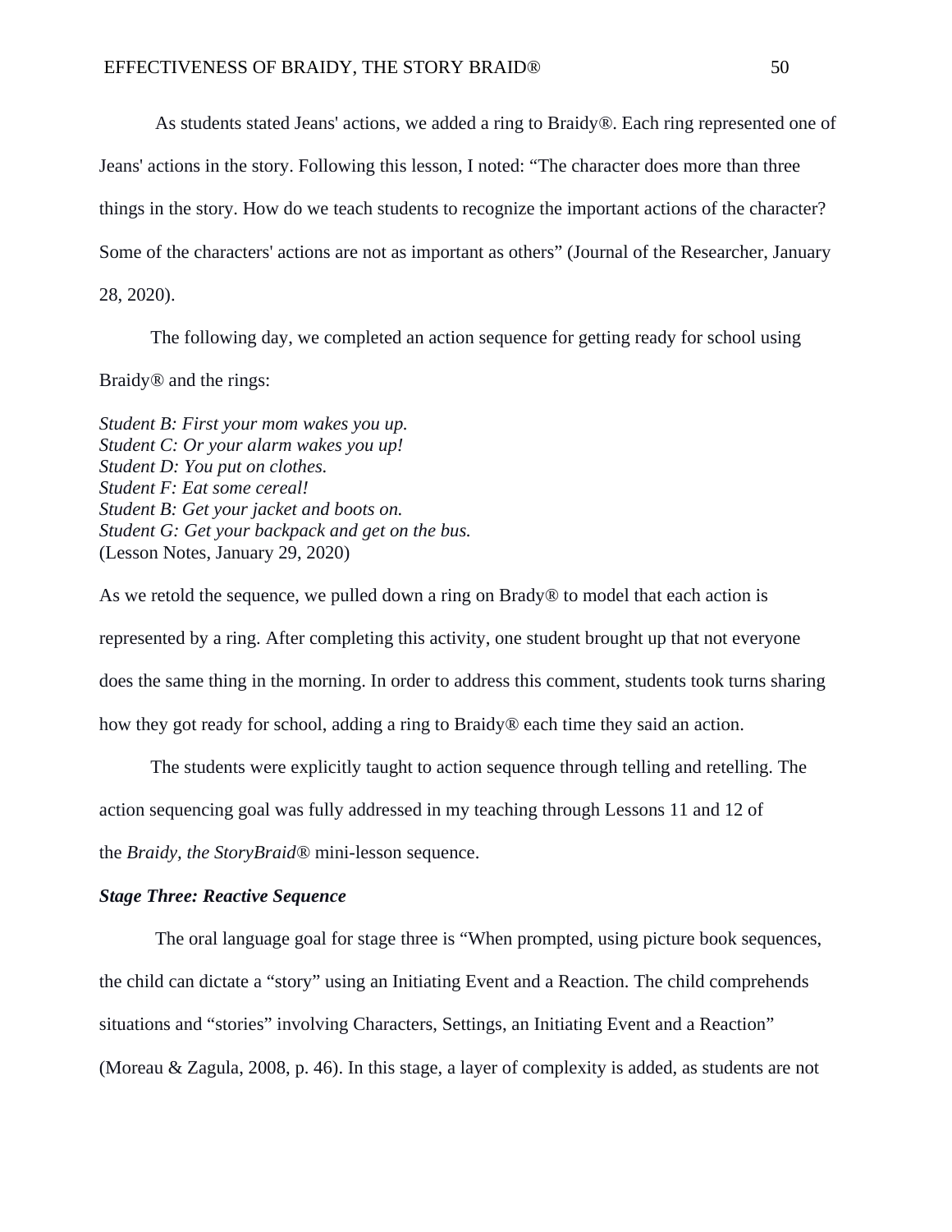As students stated Jeans' actions, we added a ring to Braidy®. Each ring represented one of Jeans' actions in the story. Following this lesson, I noted: "The character does more than three things in the story. How do we teach students to recognize the important actions of the character? Some of the characters' actions are not as important as others" (Journal of the Researcher, January 28, 2020).

The following day, we completed an action sequence for getting ready for school using Braidy® and the rings:

*Student B: First your mom wakes you up.*
*Student C: Or your alarm wakes you up!*
*Student D: You put on clothes.*
*Student F: Eat some cereal!*
*Student B: Get your jacket and boots on.*
*Student G: Get your backpack and get on the bus.*
(Lesson Notes, January 29, 2020)

As we retold the sequence, we pulled down a ring on Brady® to model that each action is represented by a ring. After completing this activity, one student brought up that not everyone does the same thing in the morning. In order to address this comment, students took turns sharing how they got ready for school, adding a ring to Braidy® each time they said an action.

The students were explicitly taught to action sequence through telling and retelling. The action sequencing goal was fully addressed in my teaching through Lessons 11 and 12 of the *Braidy, the StoryBraid®* mini-lesson sequence.

### *Stage Three: Reactive Sequence*

The oral language goal for stage three is "When prompted, using picture book sequences, the child can dictate a "story" using an Initiating Event and a Reaction. The child comprehends situations and "stories" involving Characters, Settings, an Initiating Event and a Reaction" (Moreau & Zagula, 2008, p. 46). In this stage, a layer of complexity is added, as students are not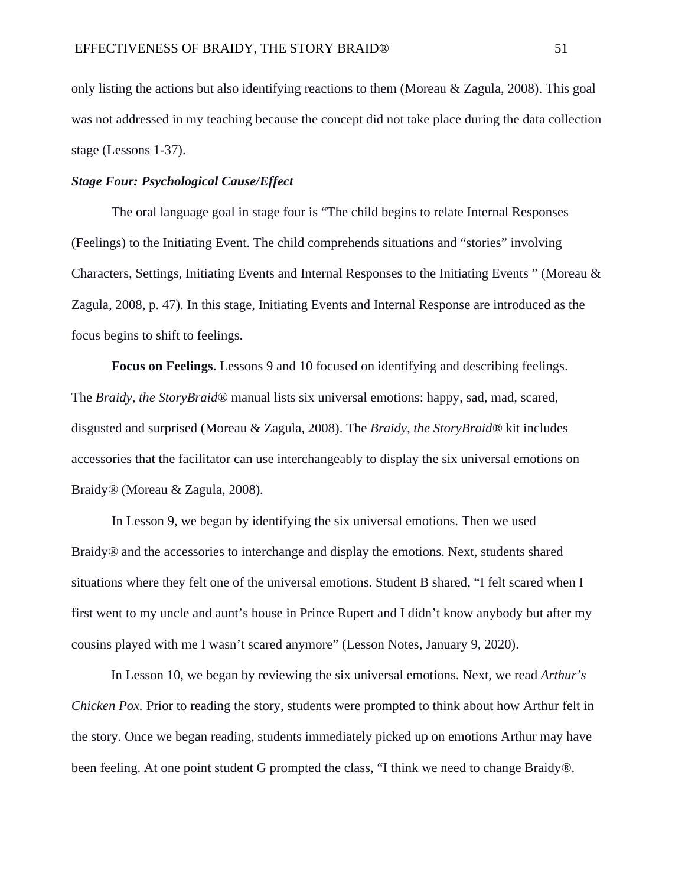only listing the actions but also identifying reactions to them (Moreau & Zagula, 2008). This goal was not addressed in my teaching because the concept did not take place during the data collection stage (Lessons 1-37).

### *Stage Four: Psychological Cause/Effect*

The oral language goal in stage four is “The child begins to relate Internal Responses (Feelings) to the Initiating Event. The child comprehends situations and “stories” involving Characters, Settings, Initiating Events and Internal Responses to the Initiating Events ” (Moreau & Zagula, 2008, p. 47). In this stage, Initiating Events and Internal Response are introduced as the focus begins to shift to feelings.

**Focus on Feelings.** Lessons 9 and 10 focused on identifying and describing feelings. The *Braidy, the StoryBraid®* manual lists six universal emotions: happy, sad, mad, scared, disgusted and surprised (Moreau & Zagula, 2008). The *Braidy, the StoryBraid®* kit includes accessories that the facilitator can use interchangeably to display the six universal emotions on Braidy® (Moreau & Zagula, 2008).

In Lesson 9, we began by identifying the six universal emotions. Then we used Braidy® and the accessories to interchange and display the emotions. Next, students shared situations where they felt one of the universal emotions. Student B shared, “I felt scared when I first went to my uncle and aunt’s house in Prince Rupert and I didn’t know anybody but after my cousins played with me I wasn’t scared anymore” (Lesson Notes, January 9, 2020).

In Lesson 10, we began by reviewing the six universal emotions. Next, we read *Arthur’s Chicken Pox.* Prior to reading the story, students were prompted to think about how Arthur felt in the story. Once we began reading, students immediately picked up on emotions Arthur may have been feeling. At one point student G prompted the class, “I think we need to change Braidy®.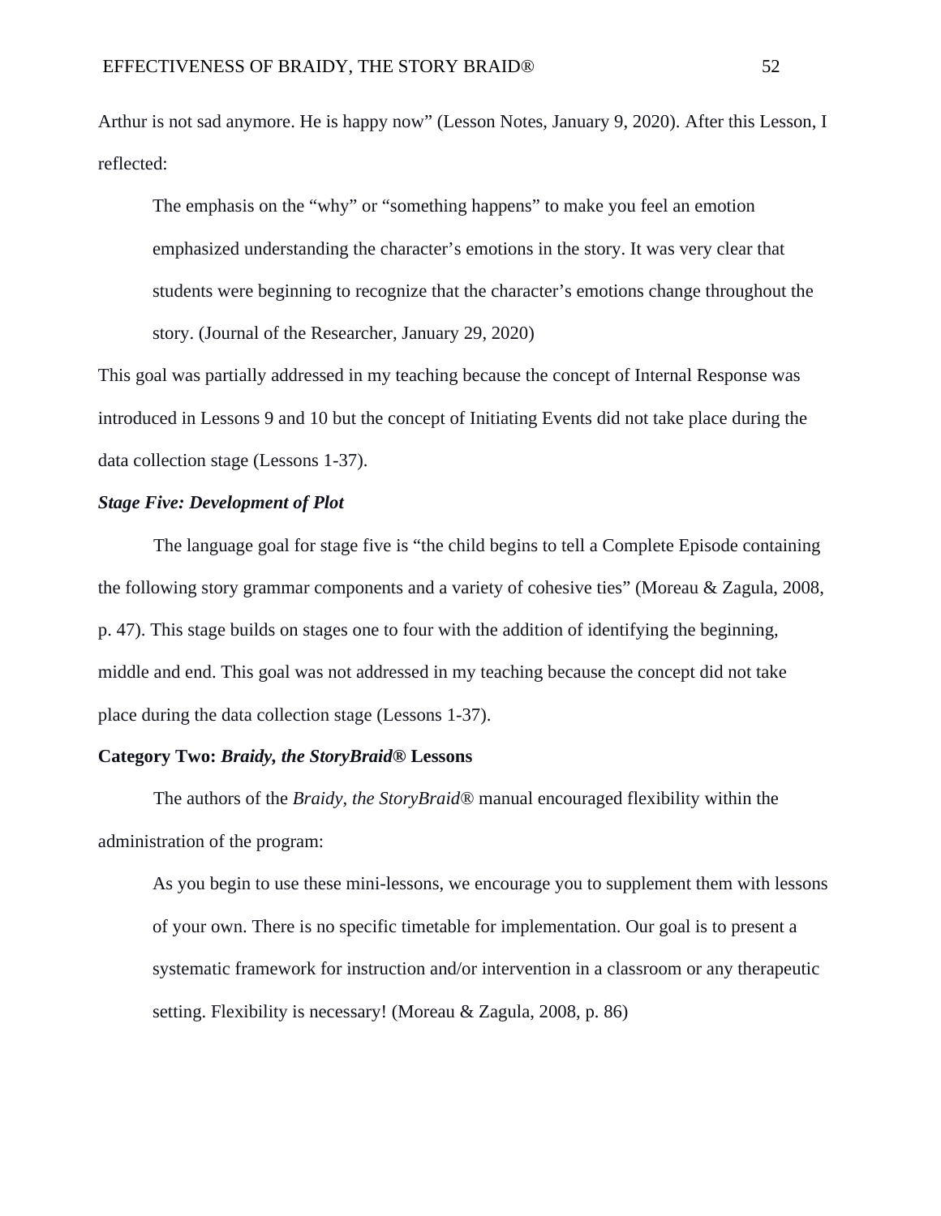Arthur is not sad anymore. He is happy now" (Lesson Notes, January 9, 2020). After this Lesson, I reflected:

> The emphasis on the "why" or "something happens" to make you feel an emotion emphasized understanding the character's emotions in the story. It was very clear that students were beginning to recognize that the character's emotions change throughout the story. (Journal of the Researcher, January 29, 2020)

This goal was partially addressed in my teaching because the concept of Internal Response was introduced in Lessons 9 and 10 but the concept of Initiating Events did not take place during the data collection stage (Lessons 1-37).

### *Stage Five: Development of Plot*

The language goal for stage five is "the child begins to tell a Complete Episode containing the following story grammar components and a variety of cohesive ties" (Moreau & Zagula, 2008, p. 47). This stage builds on stages one to four with the addition of identifying the beginning, middle and end. This goal was not addressed in my teaching because the concept did not take place during the data collection stage (Lessons 1-37).

### Category Two: *Braidy, the StoryBraid®* Lessons

The authors of the *Braidy, the StoryBraid®* manual encouraged flexibility within the administration of the program:

> As you begin to use these mini-lessons, we encourage you to supplement them with lessons of your own. There is no specific timetable for implementation. Our goal is to present a systematic framework for instruction and/or intervention in a classroom or any therapeutic setting. Flexibility is necessary! (Moreau & Zagula, 2008, p. 86)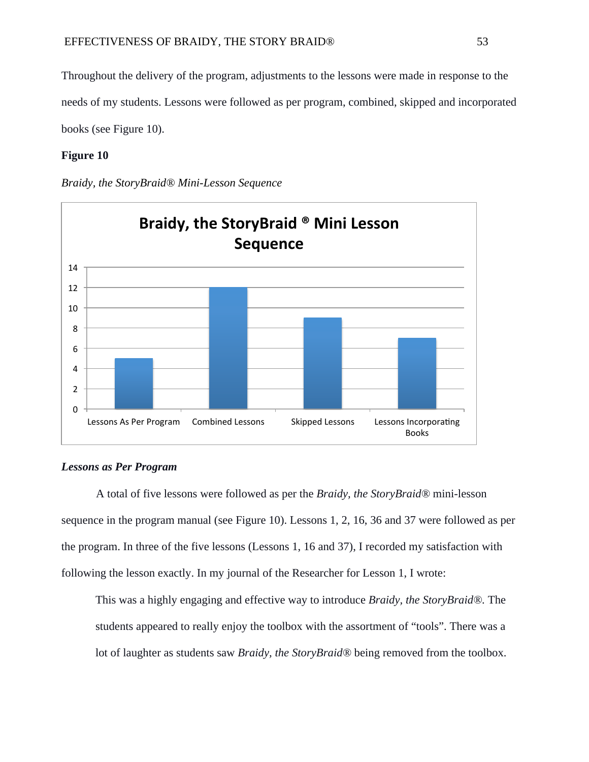Throughout the delivery of the program, adjustments to the lessons were made in response to the needs of my students. Lessons were followed as per program, combined, skipped and incorporated books (see Figure 10).

**Figure 10**

*Braidy, the StoryBraid® Mini-Lesson Sequence*

***Lessons as Per Program***

A total of five lessons were followed as per the *Braidy, the StoryBraid®* mini-lesson sequence in the program manual (see Figure 10). Lessons 1, 2, 16, 36 and 37 were followed as per the program. In three of the five lessons (Lessons 1, 16 and 37), I recorded my satisfaction with following the lesson exactly. In my journal of the Researcher for Lesson 1, I wrote:

> This was a highly engaging and effective way to introduce *Braidy, the StoryBraid®*. The students appeared to really enjoy the toolbox with the assortment of "tools". There was a lot of laughter as students saw *Braidy, the StoryBraid®* being removed from the toolbox.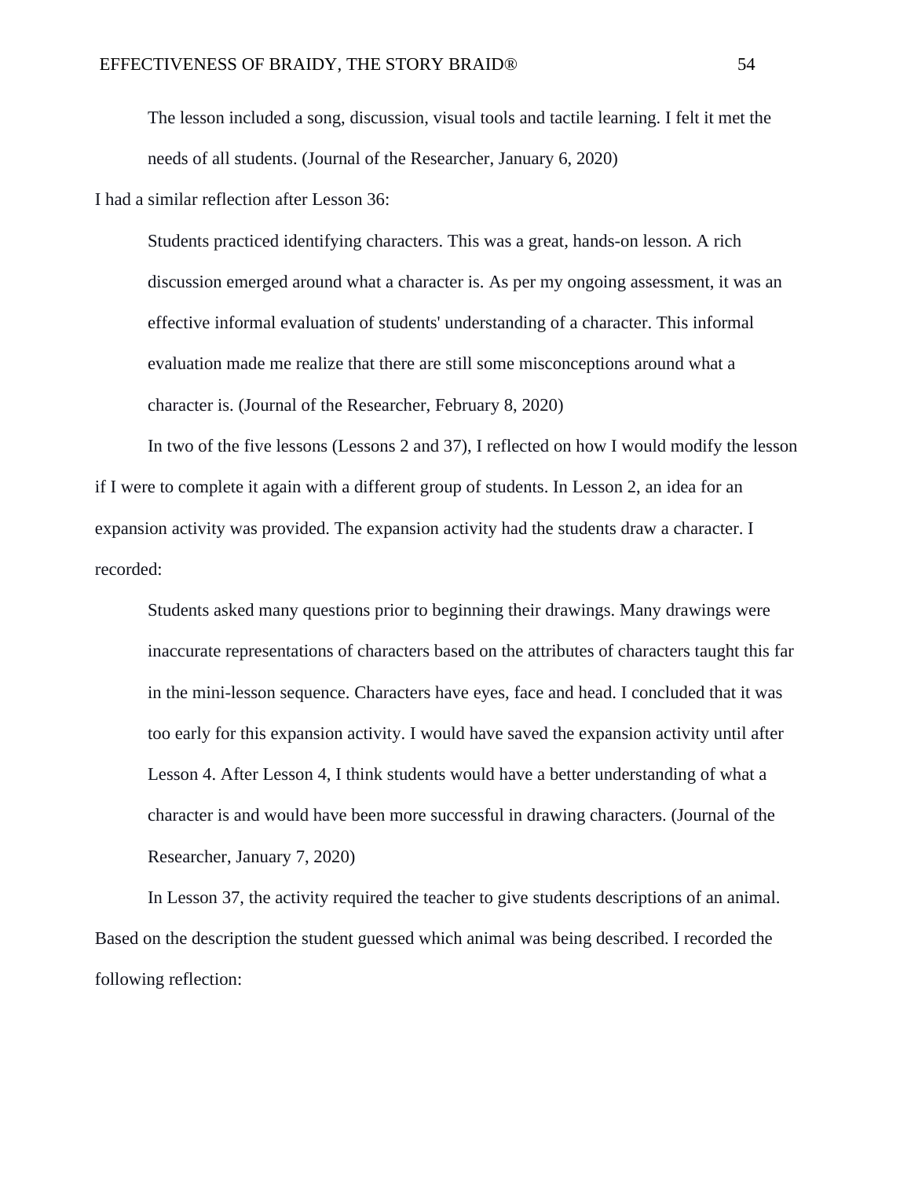> The lesson included a song, discussion, visual tools and tactile learning. I felt it met the needs of all students. (Journal of the Researcher, January 6, 2020)

I had a similar reflection after Lesson 36:

> Students practiced identifying characters. This was a great, hands-on lesson. A rich discussion emerged around what a character is. As per my ongoing assessment, it was an effective informal evaluation of students' understanding of a character. This informal evaluation made me realize that there are still some misconceptions around what a character is. (Journal of the Researcher, February 8, 2020)

In two of the five lessons (Lessons 2 and 37), I reflected on how I would modify the lesson if I were to complete it again with a different group of students. In Lesson 2, an idea for an expansion activity was provided. The expansion activity had the students draw a character. I recorded:

> Students asked many questions prior to beginning their drawings. Many drawings were inaccurate representations of characters based on the attributes of characters taught this far in the mini-lesson sequence. Characters have eyes, face and head. I concluded that it was too early for this expansion activity. I would have saved the expansion activity until after Lesson 4. After Lesson 4, I think students would have a better understanding of what a character is and would have been more successful in drawing characters. (Journal of the Researcher, January 7, 2020)

In Lesson 37, the activity required the teacher to give students descriptions of an animal. Based on the description the student guessed which animal was being described. I recorded the following reflection: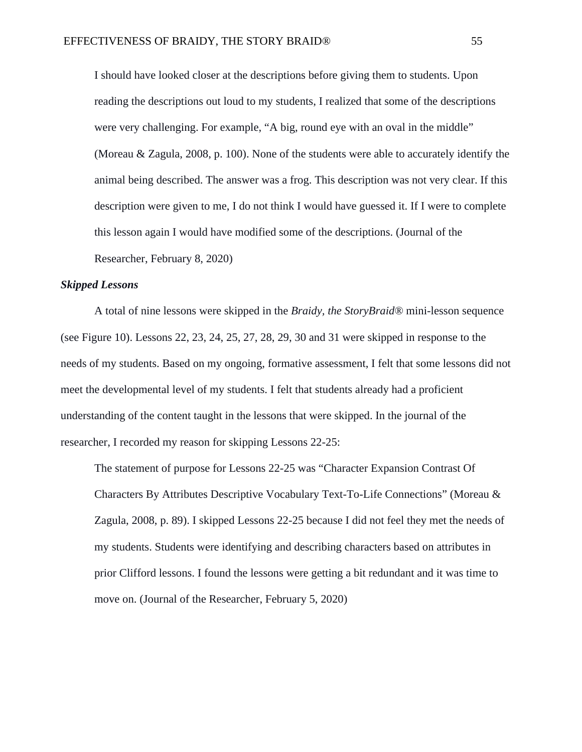> I should have looked closer at the descriptions before giving them to students. Upon reading the descriptions out loud to my students, I realized that some of the descriptions were very challenging. For example, "A big, round eye with an oval in the middle" (Moreau & Zagula, 2008, p. 100). None of the students were able to accurately identify the animal being described. The answer was a frog. This description was not very clear. If this description were given to me, I do not think I would have guessed it. If I were to complete this lesson again I would have modified some of the descriptions. (Journal of the Researcher, February 8, 2020)

### ***Skipped Lessons***

A total of nine lessons were skipped in the *Braidy, the StoryBraid®* mini-lesson sequence (see Figure 10). Lessons 22, 23, 24, 25, 27, 28, 29, 30 and 31 were skipped in response to the needs of my students. Based on my ongoing, formative assessment, I felt that some lessons did not meet the developmental level of my students. I felt that students already had a proficient understanding of the content taught in the lessons that were skipped. In the journal of the researcher, I recorded my reason for skipping Lessons 22-25:

> The statement of purpose for Lessons 22-25 was "Character Expansion Contrast Of Characters By Attributes Descriptive Vocabulary Text-To-Life Connections" (Moreau & Zagula, 2008, p. 89). I skipped Lessons 22-25 because I did not feel they met the needs of my students. Students were identifying and describing characters based on attributes in prior Clifford lessons. I found the lessons were getting a bit redundant and it was time to move on. (Journal of the Researcher, February 5, 2020)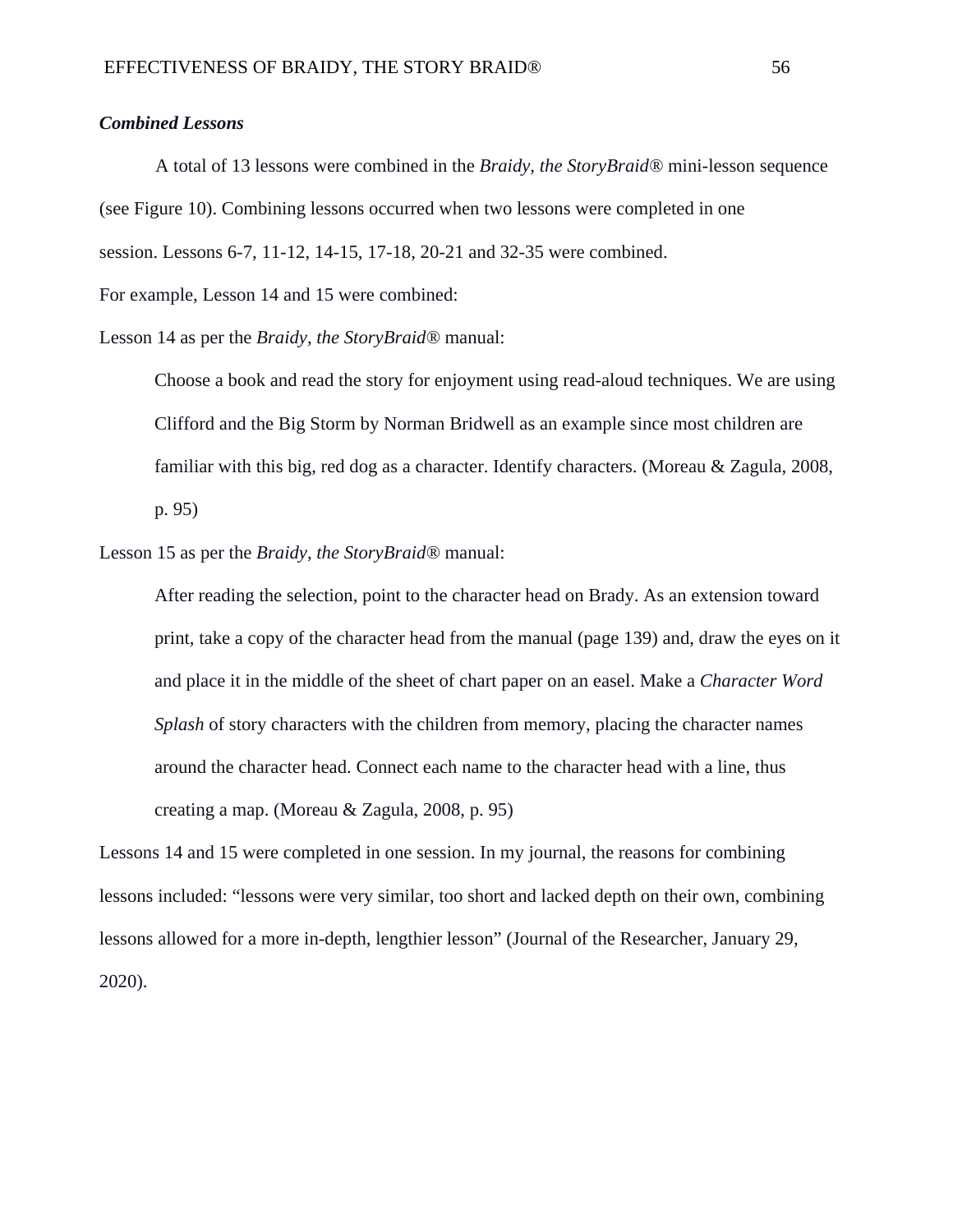### *Combined Lessons*

A total of 13 lessons were combined in the *Braidy, the StoryBraid®* mini-lesson sequence (see Figure 10). Combining lessons occurred when two lessons were completed in one session. Lessons 6-7, 11-12, 14-15, 17-18, 20-21 and 32-35 were combined.

For example, Lesson 14 and 15 were combined:

Lesson 14 as per the *Braidy, the StoryBraid®* manual:

> Choose a book and read the story for enjoyment using read-aloud techniques. We are using Clifford and the Big Storm by Norman Bridwell as an example since most children are familiar with this big, red dog as a character. Identify characters. (Moreau & Zagula, 2008, p. 95)

Lesson 15 as per the *Braidy, the StoryBraid®* manual:

> After reading the selection, point to the character head on Brady. As an extension toward print, take a copy of the character head from the manual (page 139) and, draw the eyes on it and place it in the middle of the sheet of chart paper on an easel. Make a *Character Word Splash* of story characters with the children from memory, placing the character names around the character head. Connect each name to the character head with a line, thus creating a map. (Moreau & Zagula, 2008, p. 95)

Lessons 14 and 15 were completed in one session. In my journal, the reasons for combining lessons included: "lessons were very similar, too short and lacked depth on their own, combining lessons allowed for a more in-depth, lengthier lesson" (Journal of the Researcher, January 29, 2020).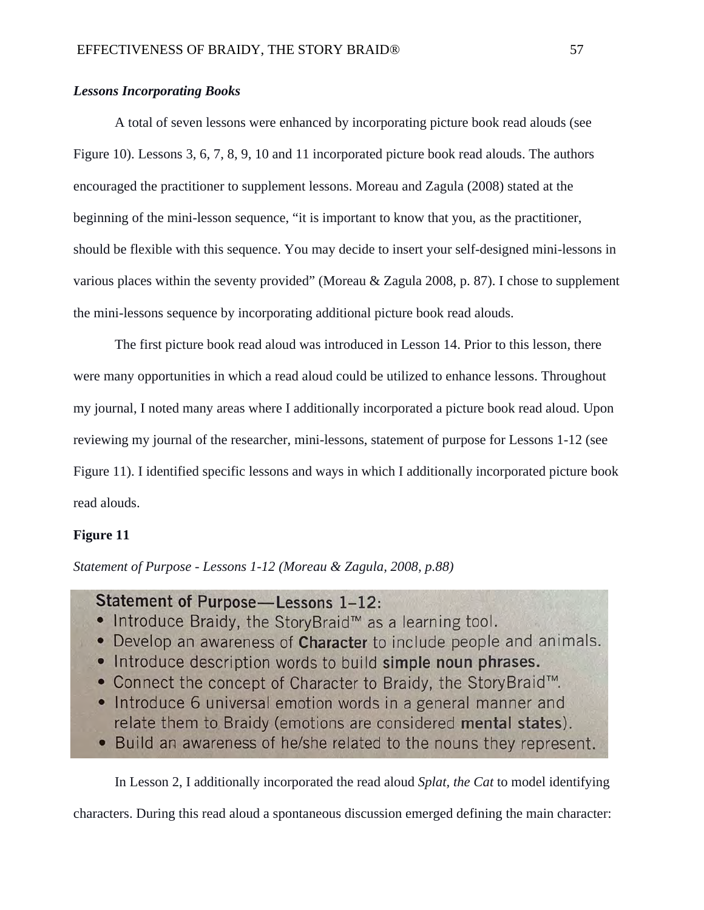### *Lessons Incorporating Books*

A total of seven lessons were enhanced by incorporating picture book read alouds (see Figure 10). Lessons 3, 6, 7, 8, 9, 10 and 11 incorporated picture book read alouds. The authors encouraged the practitioner to supplement lessons. Moreau and Zagula (2008) stated at the beginning of the mini-lesson sequence, "it is important to know that you, as the practitioner, should be flexible with this sequence. You may decide to insert your self-designed mini-lessons in various places within the seventy provided" (Moreau & Zagula 2008, p. 87). I chose to supplement the mini-lessons sequence by incorporating additional picture book read alouds.

The first picture book read aloud was introduced in Lesson 14. Prior to this lesson, there were many opportunities in which a read aloud could be utilized to enhance lessons. Throughout my journal, I noted many areas where I additionally incorporated a picture book read aloud. Upon reviewing my journal of the researcher, mini-lessons, statement of purpose for Lessons 1-12 (see Figure 11). I identified specific lessons and ways in which I additionally incorporated picture book read alouds.

**Figure 11**

*Statement of Purpose - Lessons 1-12 (Moreau & Zagula, 2008, p.88)*

**Statement of Purpose—Lessons 1–12:**

- Introduce Braidy, the StoryBraid™ as a learning tool.
- Develop an awareness of **Character** to include people and animals.
- Introduce description words to build **simple noun phrases.**
- Connect the concept of Character to Braidy, the StoryBraid™.
- Introduce 6 universal emotion words in a general manner and relate them to Braidy (emotions are considered **mental states**).
- Build an awareness of he/she related to the nouns they represent.

In Lesson 2, I additionally incorporated the read aloud *Splat, the Cat* to model identifying characters. During this read aloud a spontaneous discussion emerged defining the main character: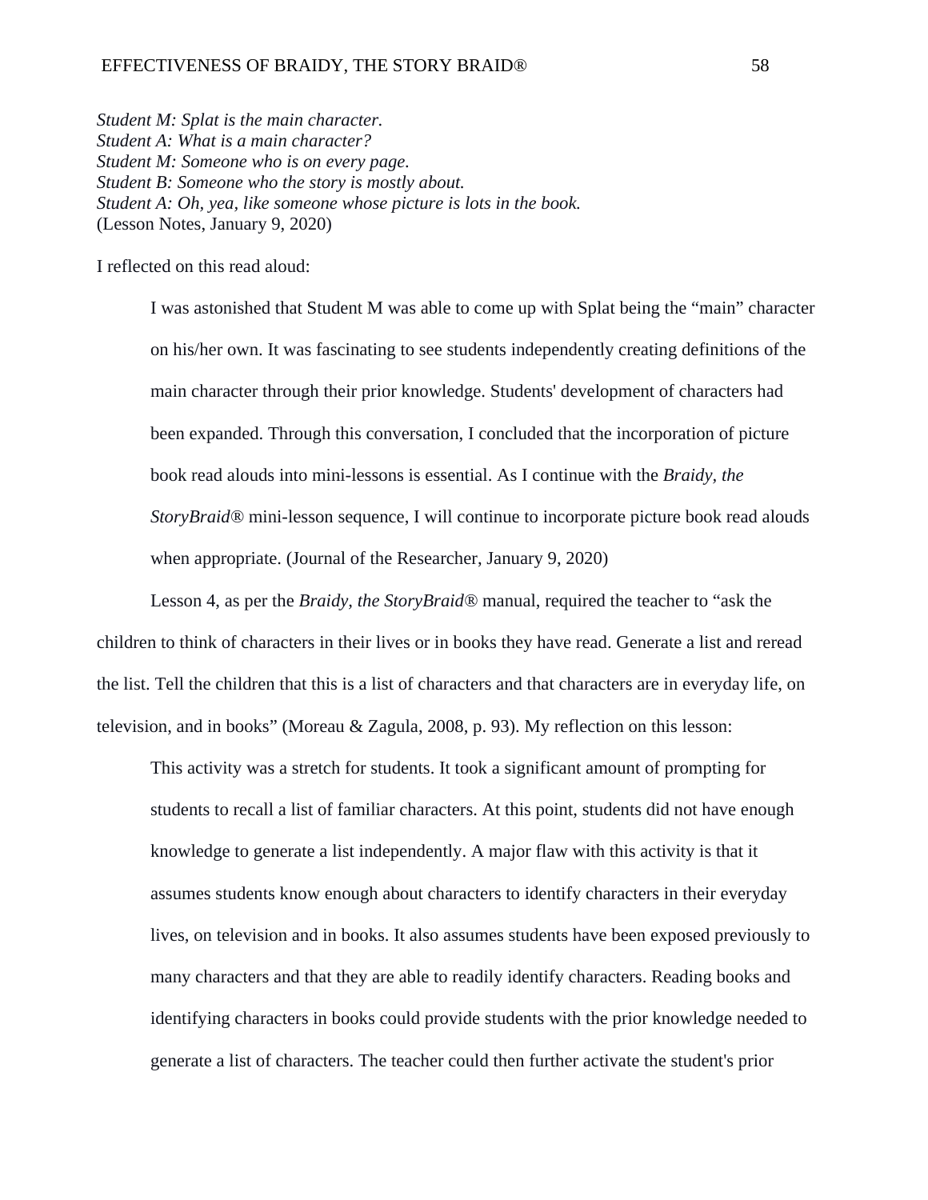*Student M: Splat is the main character.*
*Student A: What is a main character?*
*Student M: Someone who is on every page.*
*Student B: Someone who the story is mostly about.*
*Student A: Oh, yea, like someone whose picture is lots in the book.*
(Lesson Notes, January 9, 2020)

I reflected on this read aloud:

> I was astonished that Student M was able to come up with Splat being the "main" character on his/her own. It was fascinating to see students independently creating definitions of the main character through their prior knowledge. Students' development of characters had been expanded. Through this conversation, I concluded that the incorporation of picture book read alouds into mini-lessons is essential. As I continue with the *Braidy, the StoryBraid®* mini-lesson sequence, I will continue to incorporate picture book read alouds when appropriate. (Journal of the Researcher, January 9, 2020)

Lesson 4, as per the *Braidy, the StoryBraid®* manual, required the teacher to "ask the children to think of characters in their lives or in books they have read. Generate a list and reread the list. Tell the children that this is a list of characters and that characters are in everyday life, on television, and in books" (Moreau & Zagula, 2008, p. 93). My reflection on this lesson:

> This activity was a stretch for students. It took a significant amount of prompting for students to recall a list of familiar characters. At this point, students did not have enough knowledge to generate a list independently. A major flaw with this activity is that it assumes students know enough about characters to identify characters in their everyday lives, on television and in books. It also assumes students have been exposed previously to many characters and that they are able to readily identify characters. Reading books and identifying characters in books could provide students with the prior knowledge needed to generate a list of characters. The teacher could then further activate the student's prior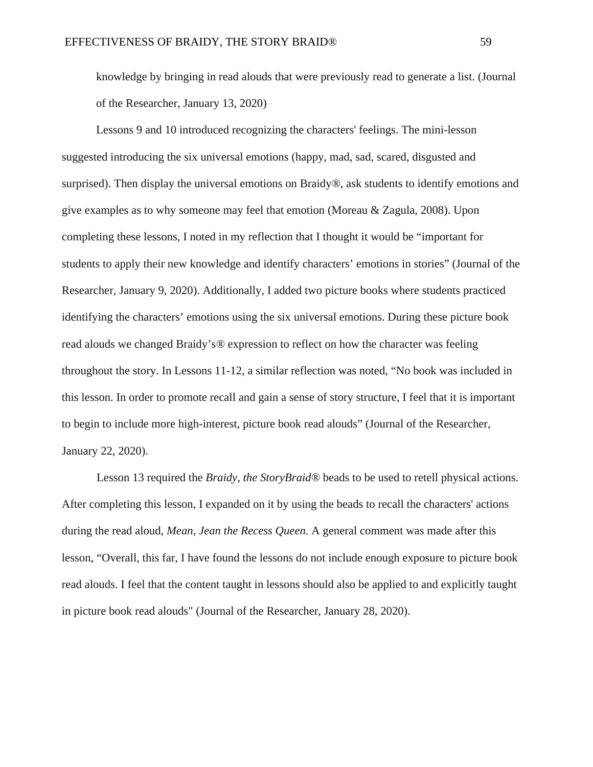knowledge by bringing in read alouds that were previously read to generate a list. (Journal of the Researcher, January 13, 2020)

Lessons 9 and 10 introduced recognizing the characters' feelings. The mini-lesson suggested introducing the six universal emotions (happy, mad, sad, scared, disgusted and surprised). Then display the universal emotions on Braidy®, ask students to identify emotions and give examples as to why someone may feel that emotion (Moreau & Zagula, 2008). Upon completing these lessons, I noted in my reflection that I thought it would be "important for students to apply their new knowledge and identify characters' emotions in stories" (Journal of the Researcher, January 9, 2020). Additionally, I added two picture books where students practiced identifying the characters' emotions using the six universal emotions. During these picture book read alouds we changed Braidy's® expression to reflect on how the character was feeling throughout the story. In Lessons 11-12, a similar reflection was noted, "No book was included in this lesson. In order to promote recall and gain a sense of story structure, I feel that it is important to begin to include more high-interest, picture book read alouds" (Journal of the Researcher, January 22, 2020).

Lesson 13 required the *Braidy, the StoryBraid®* beads to be used to retell physical actions. After completing this lesson, I expanded on it by using the beads to recall the characters' actions during the read aloud, *Mean, Jean the Recess Queen.* A general comment was made after this lesson, "Overall, this far, I have found the lessons do not include enough exposure to picture book read alouds. I feel that the content taught in lessons should also be applied to and explicitly taught in picture book read alouds" (Journal of the Researcher, January 28, 2020).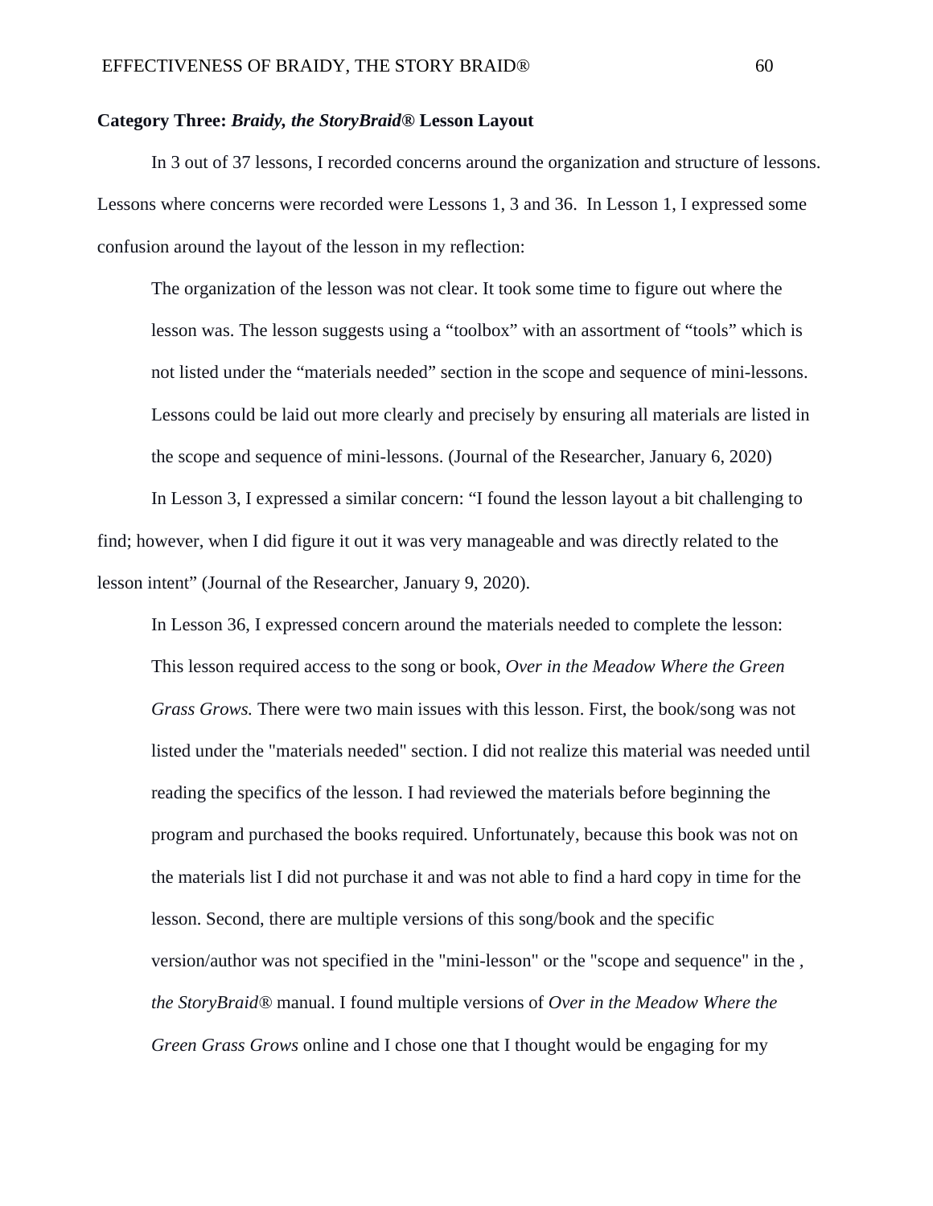**Category Three:** ***Braidy, the StoryBraid®*** **Lesson Layout**

In 3 out of 37 lessons, I recorded concerns around the organization and structure of lessons. Lessons where concerns were recorded were Lessons 1, 3 and 36. In Lesson 1, I expressed some confusion around the layout of the lesson in my reflection:

> The organization of the lesson was not clear. It took some time to figure out where the lesson was. The lesson suggests using a "toolbox" with an assortment of "tools" which is not listed under the "materials needed" section in the scope and sequence of mini-lessons. Lessons could be laid out more clearly and precisely by ensuring all materials are listed in the scope and sequence of mini-lessons. (Journal of the Researcher, January 6, 2020)

In Lesson 3, I expressed a similar concern: "I found the lesson layout a bit challenging to find; however, when I did figure it out it was very manageable and was directly related to the lesson intent" (Journal of the Researcher, January 9, 2020).

In Lesson 36, I expressed concern around the materials needed to complete the lesson:

> This lesson required access to the song or book, *Over in the Meadow Where the Green Grass Grows.* There were two main issues with this lesson. First, the book/song was not listed under the "materials needed" section. I did not realize this material was needed until reading the specifics of the lesson. I had reviewed the materials before beginning the program and purchased the books required. Unfortunately, because this book was not on the materials list I did not purchase it and was not able to find a hard copy in time for the lesson. Second, there are multiple versions of this song/book and the specific version/author was not specified in the "mini-lesson" or the "scope and sequence" in the , *the StoryBraid®* manual. I found multiple versions of *Over in the Meadow Where the Green Grass Grows* online and I chose one that I thought would be engaging for my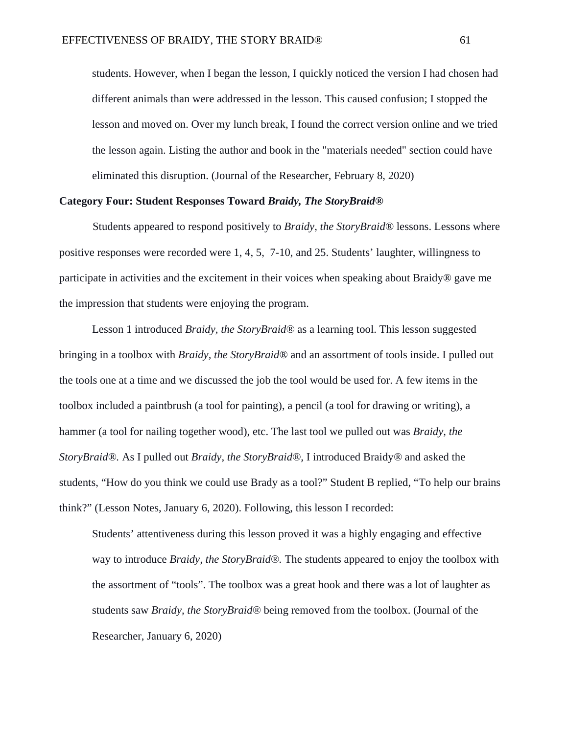> students. However, when I began the lesson, I quickly noticed the version I had chosen had different animals than were addressed in the lesson. This caused confusion; I stopped the lesson and moved on. Over my lunch break, I found the correct version online and we tried the lesson again. Listing the author and book in the "materials needed" section could have eliminated this disruption. (Journal of the Researcher, February 8, 2020)

**Category Four: Student Responses Toward *Braidy, The StoryBraid®***

Students appeared to respond positively to *Braidy, the StoryBraid®* lessons. Lessons where positive responses were recorded were 1, 4, 5, 7-10, and 25. Students' laughter, willingness to participate in activities and the excitement in their voices when speaking about Braidy® gave me the impression that students were enjoying the program.

Lesson 1 introduced *Braidy, the StoryBraid®* as a learning tool. This lesson suggested bringing in a toolbox with *Braidy, the StoryBraid®* and an assortment of tools inside. I pulled out the tools one at a time and we discussed the job the tool would be used for. A few items in the toolbox included a paintbrush (a tool for painting), a pencil (a tool for drawing or writing), a hammer (a tool for nailing together wood), etc. The last tool we pulled out was *Braidy, the StoryBraid®.* As I pulled out *Braidy, the StoryBraid®,* I introduced Braidy® and asked the students, "How do you think we could use Brady as a tool?" Student B replied, "To help our brains think?" (Lesson Notes, January 6, 2020). Following, this lesson I recorded:

> Students' attentiveness during this lesson proved it was a highly engaging and effective way to introduce *Braidy, the StoryBraid®.* The students appeared to enjoy the toolbox with the assortment of "tools". The toolbox was a great hook and there was a lot of laughter as students saw *Braidy, the StoryBraid®* being removed from the toolbox. (Journal of the Researcher, January 6, 2020)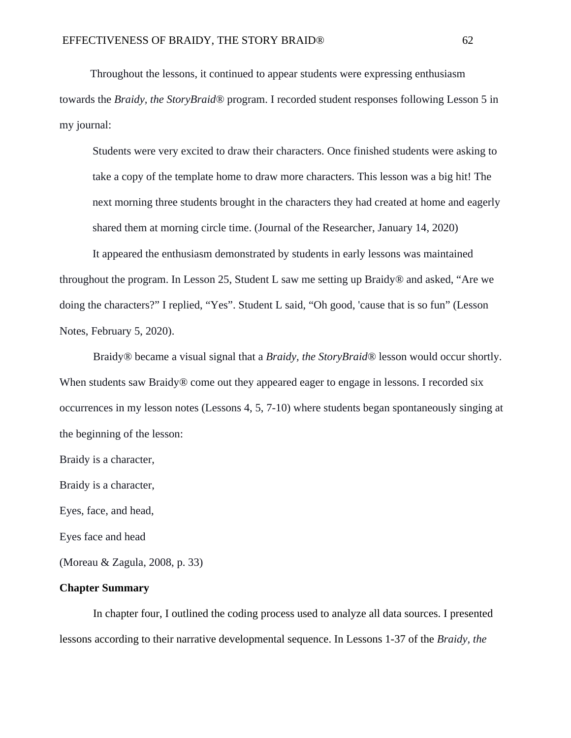Throughout the lessons, it continued to appear students were expressing enthusiasm towards the *Braidy, the StoryBraid®* program. I recorded student responses following Lesson 5 in my journal:

> Students were very excited to draw their characters. Once finished students were asking to take a copy of the template home to draw more characters. This lesson was a big hit! The next morning three students brought in the characters they had created at home and eagerly shared them at morning circle time. (Journal of the Researcher, January 14, 2020)

It appeared the enthusiasm demonstrated by students in early lessons was maintained throughout the program. In Lesson 25, Student L saw me setting up Braidy® and asked, "Are we doing the characters?" I replied, "Yes". Student L said, "Oh good, 'cause that is so fun" (Lesson Notes, February 5, 2020).

Braidy® became a visual signal that a *Braidy, the StoryBraid®* lesson would occur shortly. When students saw Braidy® come out they appeared eager to engage in lessons. I recorded six occurrences in my lesson notes (Lessons 4, 5, 7-10) where students began spontaneously singing at the beginning of the lesson:

Braidy is a character,

Braidy is a character,

Eyes, face, and head,

Eyes face and head

(Moreau & Zagula, 2008, p. 33)

**Chapter Summary**

In chapter four, I outlined the coding process used to analyze all data sources. I presented lessons according to their narrative developmental sequence. In Lessons 1-37 of the *Braidy, the*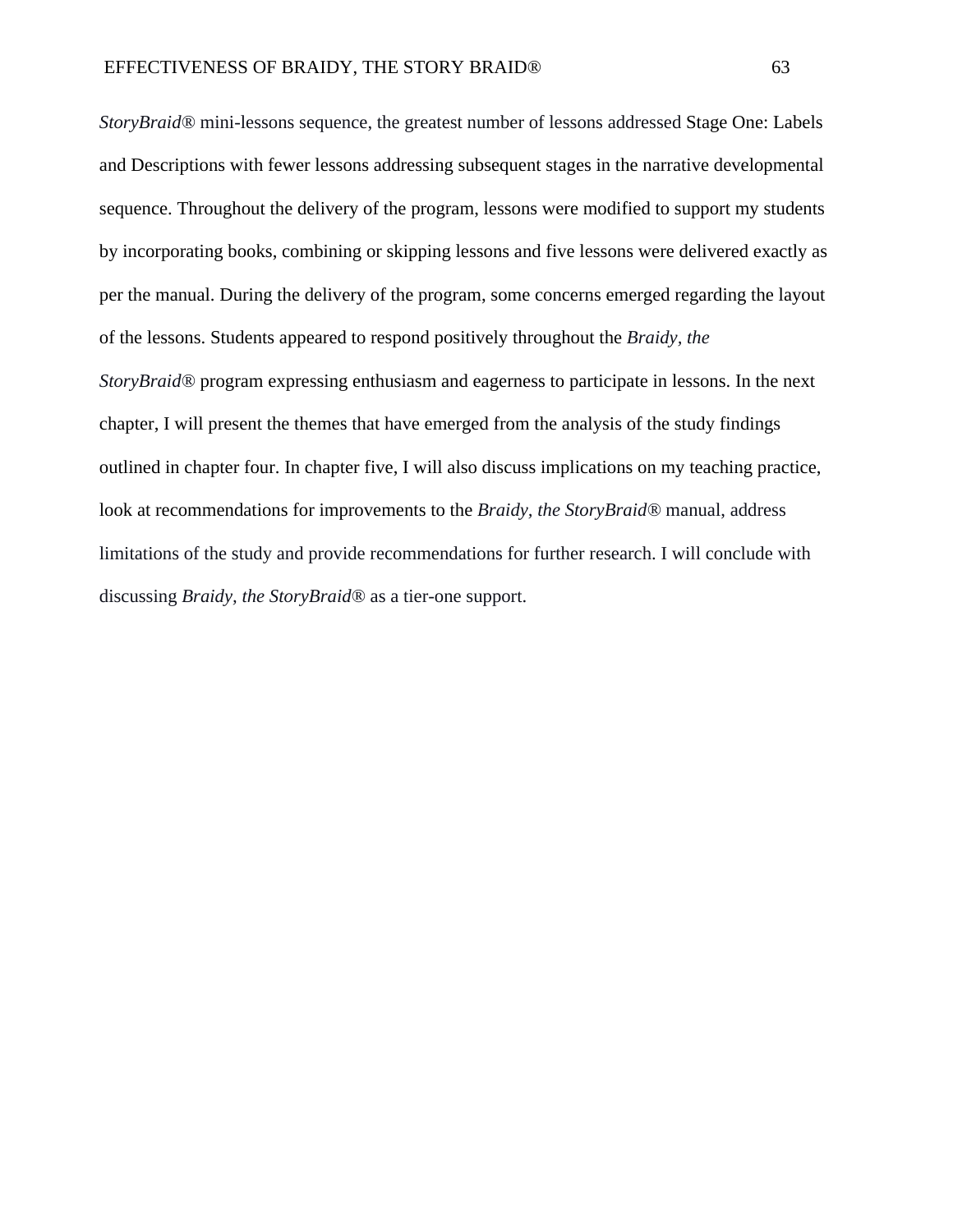*StoryBraid®* mini-lessons sequence, the greatest number of lessons addressed Stage One: Labels and Descriptions with fewer lessons addressing subsequent stages in the narrative developmental sequence. Throughout the delivery of the program, lessons were modified to support my students by incorporating books, combining or skipping lessons and five lessons were delivered exactly as per the manual. During the delivery of the program, some concerns emerged regarding the layout of the lessons. Students appeared to respond positively throughout the *Braidy, the StoryBraid®* program expressing enthusiasm and eagerness to participate in lessons. In the next chapter, I will present the themes that have emerged from the analysis of the study findings outlined in chapter four. In chapter five, I will also discuss implications on my teaching practice, look at recommendations for improvements to the *Braidy, the StoryBraid®* manual, address limitations of the study and provide recommendations for further research. I will conclude with discussing *Braidy, the StoryBraid®* as a tier-one support.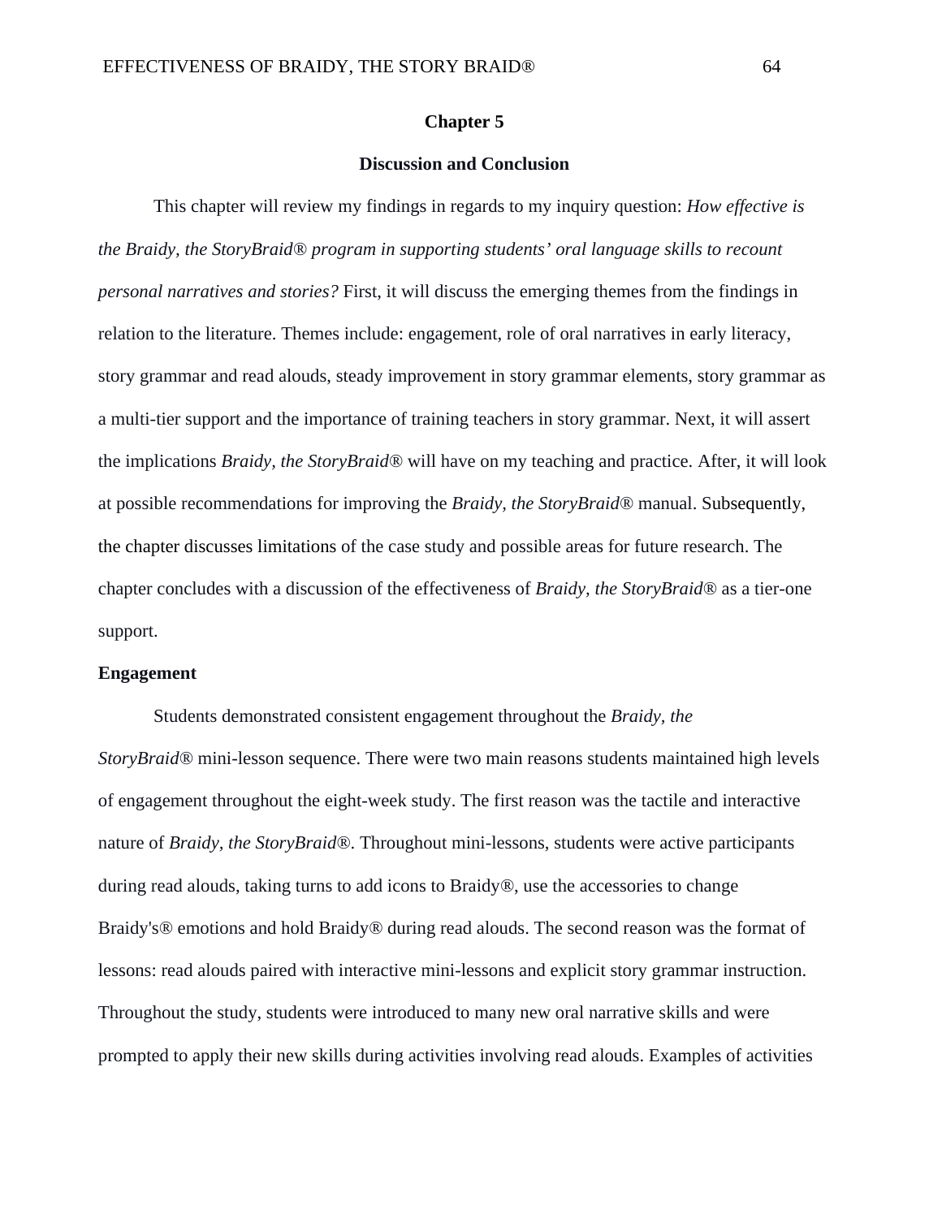# Chapter 5

## Discussion and Conclusion

This chapter will review my findings in regards to my inquiry question: *How effective is the Braidy, the StoryBraid® program in supporting students' oral language skills to recount personal narratives and stories?* First, it will discuss the emerging themes from the findings in relation to the literature. Themes include: engagement, role of oral narratives in early literacy, story grammar and read alouds, steady improvement in story grammar elements, story grammar as a multi-tier support and the importance of training teachers in story grammar. Next, it will assert the implications *Braidy, the StoryBraid®* will have on my teaching and practice. After, it will look at possible recommendations for improving the *Braidy, the StoryBraid®* manual. Subsequently, the chapter discusses limitations of the case study and possible areas for future research. The chapter concludes with a discussion of the effectiveness of *Braidy, the StoryBraid®* as a tier-one support.

**Engagement**

Students demonstrated consistent engagement throughout the *Braidy, the StoryBraid®* mini-lesson sequence. There were two main reasons students maintained high levels of engagement throughout the eight-week study. The first reason was the tactile and interactive nature of *Braidy, the StoryBraid®*. Throughout mini-lessons, students were active participants during read alouds, taking turns to add icons to Braidy®, use the accessories to change Braidy's® emotions and hold Braidy® during read alouds. The second reason was the format of lessons: read alouds paired with interactive mini-lessons and explicit story grammar instruction. Throughout the study, students were introduced to many new oral narrative skills and were prompted to apply their new skills during activities involving read alouds. Examples of activities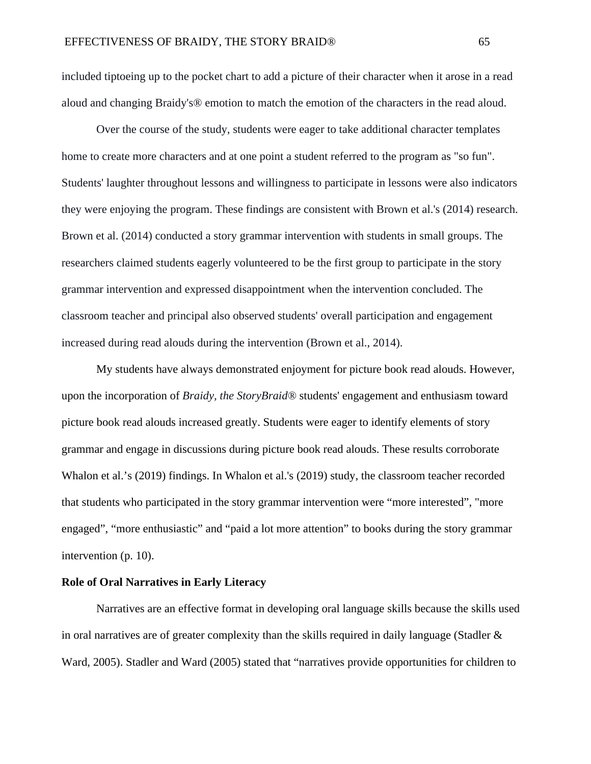included tiptoeing up to the pocket chart to add a picture of their character when it arose in a read aloud and changing Braidy's® emotion to match the emotion of the characters in the read aloud.

Over the course of the study, students were eager to take additional character templates home to create more characters and at one point a student referred to the program as "so fun". Students' laughter throughout lessons and willingness to participate in lessons were also indicators they were enjoying the program. These findings are consistent with Brown et al.'s (2014) research. Brown et al. (2014) conducted a story grammar intervention with students in small groups. The researchers claimed students eagerly volunteered to be the first group to participate in the story grammar intervention and expressed disappointment when the intervention concluded. The classroom teacher and principal also observed students' overall participation and engagement increased during read alouds during the intervention (Brown et al., 2014).

My students have always demonstrated enjoyment for picture book read alouds. However, upon the incorporation of *Braidy, the StoryBraid®* students' engagement and enthusiasm toward picture book read alouds increased greatly. Students were eager to identify elements of story grammar and engage in discussions during picture book read alouds. These results corroborate Whalon et al.’s (2019) findings. In Whalon et al.'s (2019) study, the classroom teacher recorded that students who participated in the story grammar intervention were “more interested”, "more engaged”, “more enthusiastic” and “paid a lot more attention” to books during the story grammar intervention (p. 10).

**Role of Oral Narratives in Early Literacy**

Narratives are an effective format in developing oral language skills because the skills used in oral narratives are of greater complexity than the skills required in daily language (Stadler & Ward, 2005). Stadler and Ward (2005) stated that “narratives provide opportunities for children to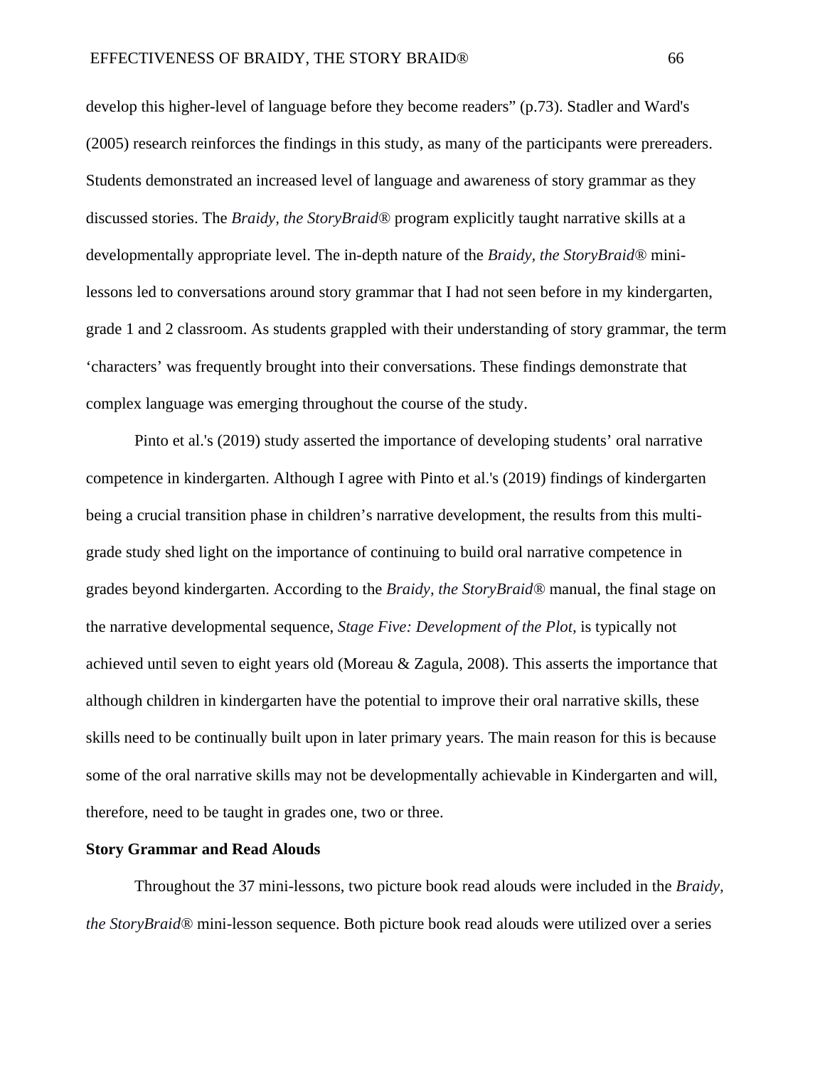develop this higher-level of language before they become readers" (p.73). Stadler and Ward's (2005) research reinforces the findings in this study, as many of the participants were prereaders. Students demonstrated an increased level of language and awareness of story grammar as they discussed stories. The *Braidy, the StoryBraid®* program explicitly taught narrative skills at a developmentally appropriate level. The in-depth nature of the *Braidy, the StoryBraid®* mini-lessons led to conversations around story grammar that I had not seen before in my kindergarten, grade 1 and 2 classroom. As students grappled with their understanding of story grammar, the term 'characters' was frequently brought into their conversations. These findings demonstrate that complex language was emerging throughout the course of the study.

Pinto et al.'s (2019) study asserted the importance of developing students' oral narrative competence in kindergarten. Although I agree with Pinto et al.'s (2019) findings of kindergarten being a crucial transition phase in children's narrative development, the results from this multi-grade study shed light on the importance of continuing to build oral narrative competence in grades beyond kindergarten. According to the *Braidy, the StoryBraid®* manual, the final stage on the narrative developmental sequence, *Stage Five: Development of the Plot,* is typically not achieved until seven to eight years old (Moreau & Zagula, 2008). This asserts the importance that although children in kindergarten have the potential to improve their oral narrative skills, these skills need to be continually built upon in later primary years. The main reason for this is because some of the oral narrative skills may not be developmentally achievable in Kindergarten and will, therefore, need to be taught in grades one, two or three.

**Story Grammar and Read Alouds**

Throughout the 37 mini-lessons, two picture book read alouds were included in the *Braidy, the StoryBraid®* mini-lesson sequence. Both picture book read alouds were utilized over a series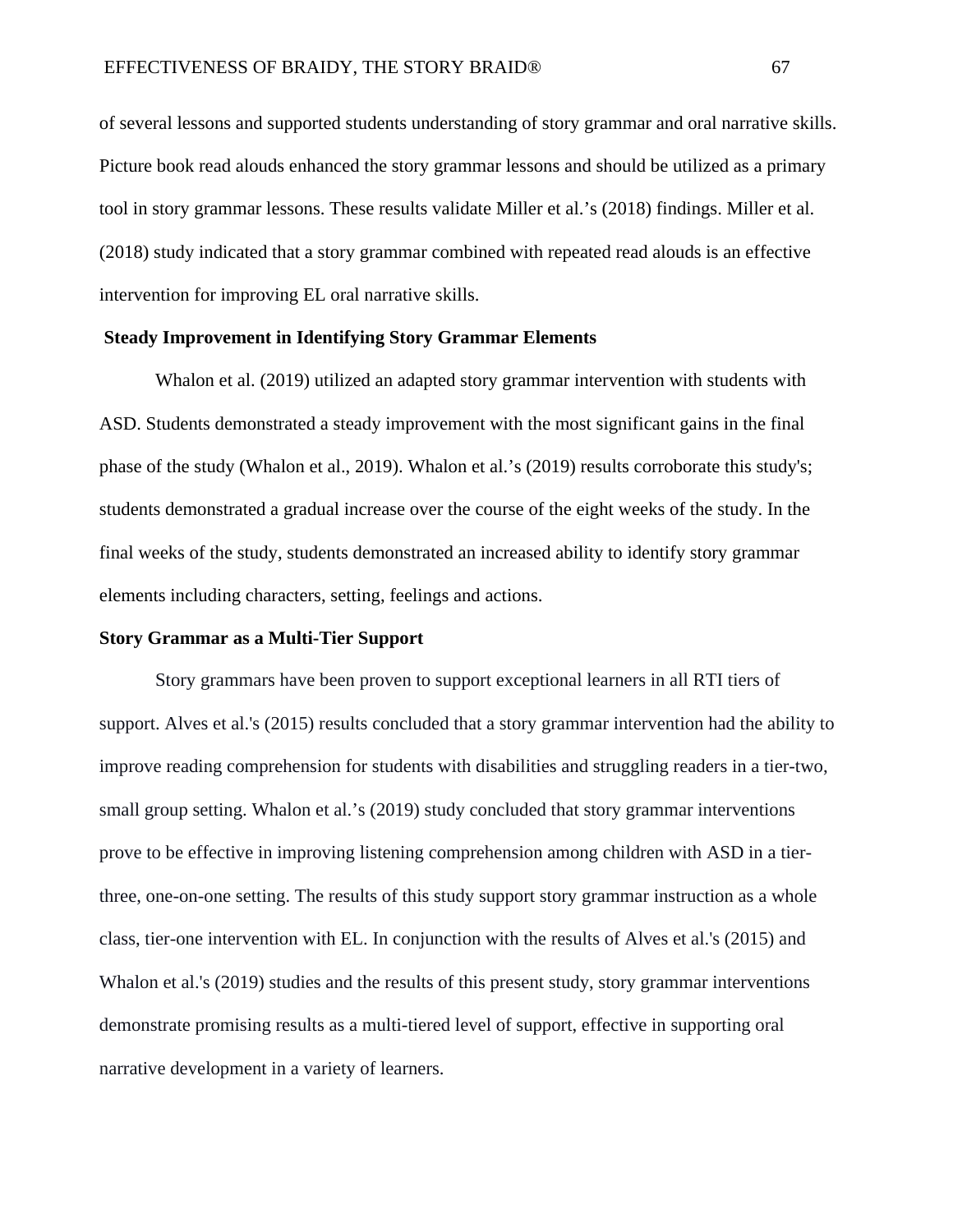of several lessons and supported students understanding of story grammar and oral narrative skills. Picture book read alouds enhanced the story grammar lessons and should be utilized as a primary tool in story grammar lessons. These results validate Miller et al.'s (2018) findings. Miller et al. (2018) study indicated that a story grammar combined with repeated read alouds is an effective intervention for improving EL oral narrative skills.

**Steady Improvement in Identifying Story Grammar Elements**

Whalon et al. (2019) utilized an adapted story grammar intervention with students with ASD. Students demonstrated a steady improvement with the most significant gains in the final phase of the study (Whalon et al., 2019). Whalon et al.'s (2019) results corroborate this study's; students demonstrated a gradual increase over the course of the eight weeks of the study. In the final weeks of the study, students demonstrated an increased ability to identify story grammar elements including characters, setting, feelings and actions.

**Story Grammar as a Multi-Tier Support**

Story grammars have been proven to support exceptional learners in all RTI tiers of support. Alves et al.'s (2015) results concluded that a story grammar intervention had the ability to improve reading comprehension for students with disabilities and struggling readers in a tier-two, small group setting. Whalon et al.'s (2019) study concluded that story grammar interventions prove to be effective in improving listening comprehension among children with ASD in a tier-three, one-on-one setting. The results of this study support story grammar instruction as a whole class, tier-one intervention with EL. In conjunction with the results of Alves et al.'s (2015) and Whalon et al.'s (2019) studies and the results of this present study, story grammar interventions demonstrate promising results as a multi-tiered level of support, effective in supporting oral narrative development in a variety of learners.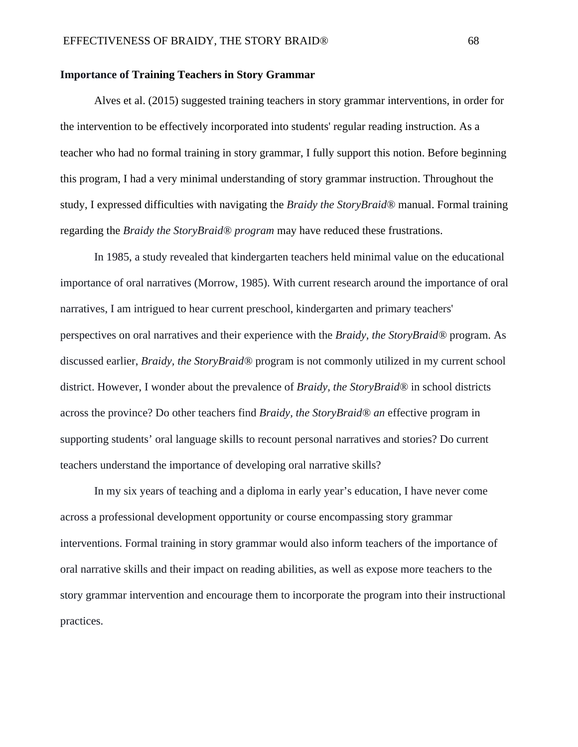**Importance of Training Teachers in Story Grammar**

Alves et al. (2015) suggested training teachers in story grammar interventions, in order for the intervention to be effectively incorporated into students' regular reading instruction. As a teacher who had no formal training in story grammar, I fully support this notion. Before beginning this program, I had a very minimal understanding of story grammar instruction. Throughout the study, I expressed difficulties with navigating the *Braidy the StoryBraid®* manual. Formal training regarding the *Braidy the StoryBraid® program* may have reduced these frustrations.

In 1985, a study revealed that kindergarten teachers held minimal value on the educational importance of oral narratives (Morrow, 1985). With current research around the importance of oral narratives, I am intrigued to hear current preschool, kindergarten and primary teachers' perspectives on oral narratives and their experience with the *Braidy, the StoryBraid®* program. As discussed earlier, *Braidy, the StoryBraid®* program is not commonly utilized in my current school district. However, I wonder about the prevalence of *Braidy, the StoryBraid®* in school districts across the province? Do other teachers find *Braidy, the StoryBraid® an* effective program in supporting students' oral language skills to recount personal narratives and stories? Do current teachers understand the importance of developing oral narrative skills?

In my six years of teaching and a diploma in early year's education, I have never come across a professional development opportunity or course encompassing story grammar interventions. Formal training in story grammar would also inform teachers of the importance of oral narrative skills and their impact on reading abilities, as well as expose more teachers to the story grammar intervention and encourage them to incorporate the program into their instructional practices.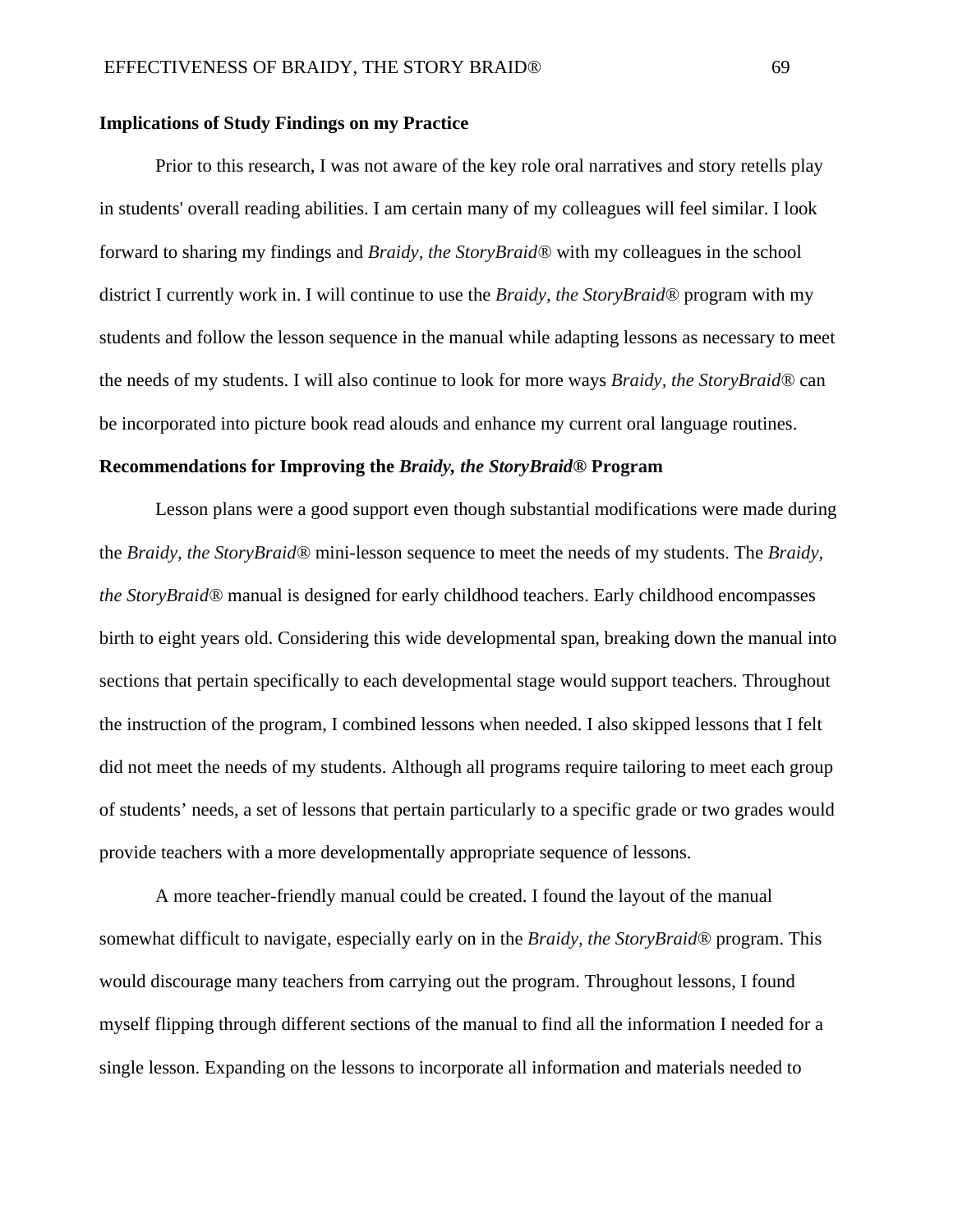**Implications of Study Findings on my Practice**

Prior to this research, I was not aware of the key role oral narratives and story retells play in students' overall reading abilities. I am certain many of my colleagues will feel similar. I look forward to sharing my findings and *Braidy, the StoryBraid®* with my colleagues in the school district I currently work in. I will continue to use the *Braidy, the StoryBraid®* program with my students and follow the lesson sequence in the manual while adapting lessons as necessary to meet the needs of my students. I will also continue to look for more ways *Braidy, the StoryBraid®* can be incorporated into picture book read alouds and enhance my current oral language routines.

**Recommendations for Improving the *Braidy, the StoryBraid®* Program**

Lesson plans were a good support even though substantial modifications were made during the *Braidy, the StoryBraid®* mini-lesson sequence to meet the needs of my students. The *Braidy, the StoryBraid®* manual is designed for early childhood teachers. Early childhood encompasses birth to eight years old. Considering this wide developmental span, breaking down the manual into sections that pertain specifically to each developmental stage would support teachers. Throughout the instruction of the program, I combined lessons when needed. I also skipped lessons that I felt did not meet the needs of my students. Although all programs require tailoring to meet each group of students' needs, a set of lessons that pertain particularly to a specific grade or two grades would provide teachers with a more developmentally appropriate sequence of lessons.

A more teacher-friendly manual could be created. I found the layout of the manual somewhat difficult to navigate, especially early on in the *Braidy, the StoryBraid®* program. This would discourage many teachers from carrying out the program. Throughout lessons, I found myself flipping through different sections of the manual to find all the information I needed for a single lesson. Expanding on the lessons to incorporate all information and materials needed to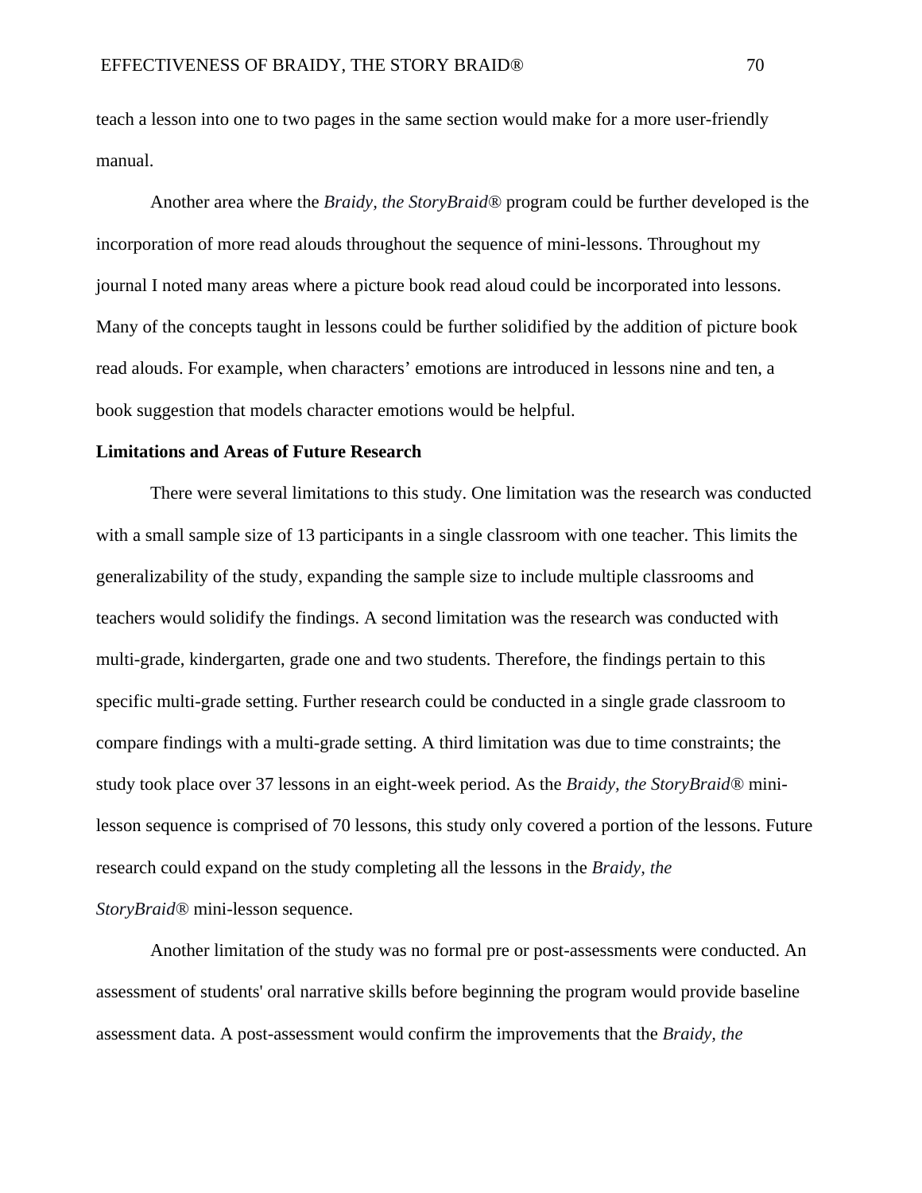teach a lesson into one to two pages in the same section would make for a more user-friendly manual.

Another area where the *Braidy, the StoryBraid®* program could be further developed is the incorporation of more read alouds throughout the sequence of mini-lessons. Throughout my journal I noted many areas where a picture book read aloud could be incorporated into lessons. Many of the concepts taught in lessons could be further solidified by the addition of picture book read alouds. For example, when characters' emotions are introduced in lessons nine and ten, a book suggestion that models character emotions would be helpful.

**Limitations and Areas of Future Research**

There were several limitations to this study. One limitation was the research was conducted with a small sample size of 13 participants in a single classroom with one teacher. This limits the generalizability of the study, expanding the sample size to include multiple classrooms and teachers would solidify the findings. A second limitation was the research was conducted with multi-grade, kindergarten, grade one and two students. Therefore, the findings pertain to this specific multi-grade setting. Further research could be conducted in a single grade classroom to compare findings with a multi-grade setting. A third limitation was due to time constraints; the study took place over 37 lessons in an eight-week period. As the *Braidy, the StoryBraid®* mini-lesson sequence is comprised of 70 lessons, this study only covered a portion of the lessons. Future research could expand on the study completing all the lessons in the *Braidy, the StoryBraid®* mini-lesson sequence.

Another limitation of the study was no formal pre or post-assessments were conducted. An assessment of students' oral narrative skills before beginning the program would provide baseline assessment data. A post-assessment would confirm the improvements that the *Braidy, the*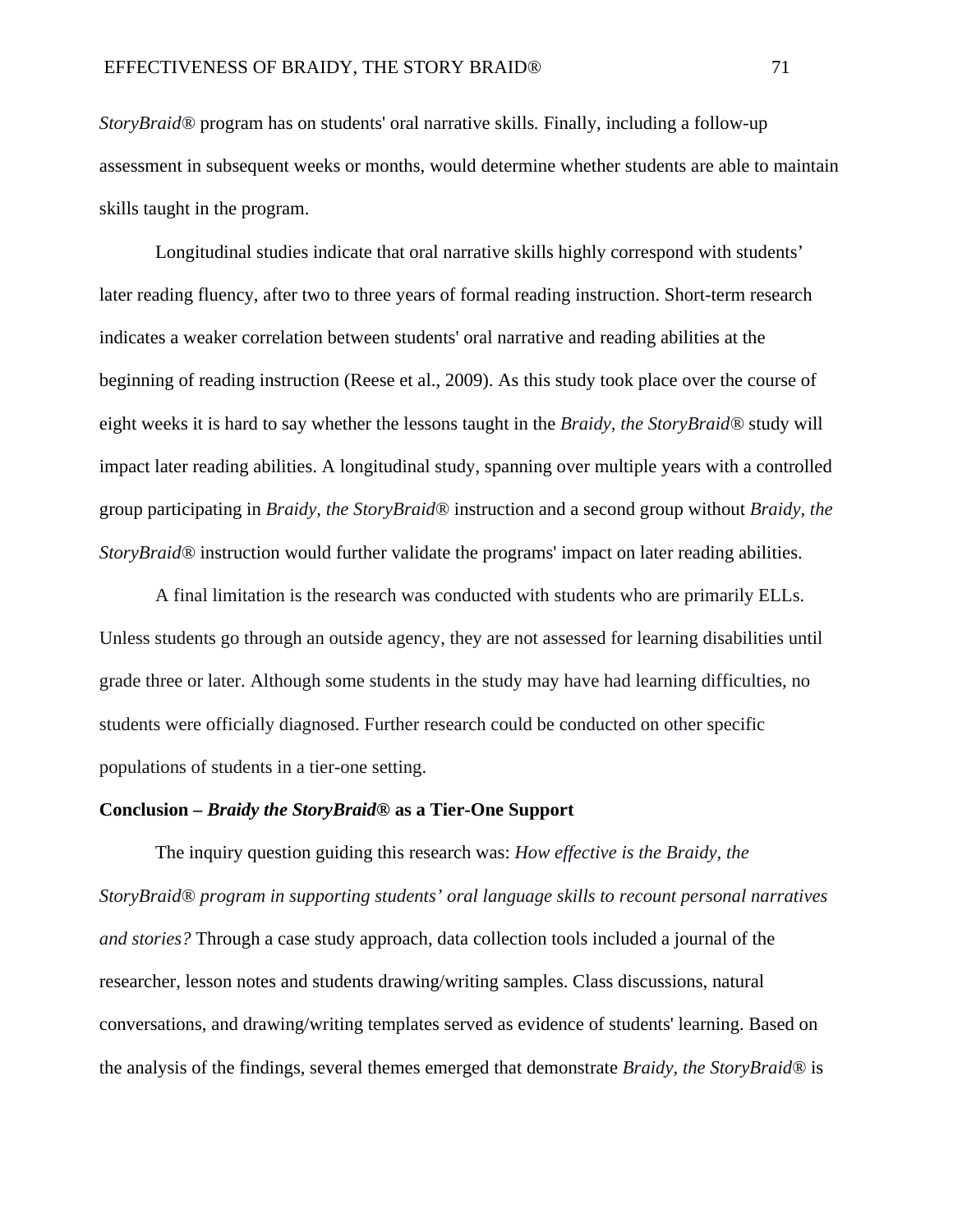*StoryBraid®* program has on students' oral narrative skills*.* Finally, including a follow-up assessment in subsequent weeks or months, would determine whether students are able to maintain skills taught in the program.

Longitudinal studies indicate that oral narrative skills highly correspond with students' later reading fluency, after two to three years of formal reading instruction. Short-term research indicates a weaker correlation between students' oral narrative and reading abilities at the beginning of reading instruction (Reese et al., 2009). As this study took place over the course of eight weeks it is hard to say whether the lessons taught in the *Braidy, the StoryBraid®* study will impact later reading abilities. A longitudinal study, spanning over multiple years with a controlled group participating in *Braidy, the StoryBraid®* instruction and a second group without *Braidy, the StoryBraid®* instruction would further validate the programs' impact on later reading abilities.

A final limitation is the research was conducted with students who are primarily ELLs. Unless students go through an outside agency, they are not assessed for learning disabilities until grade three or later. Although some students in the study may have had learning difficulties, no students were officially diagnosed. Further research could be conducted on other specific populations of students in a tier-one setting.

**Conclusion – *Braidy the StoryBraid®* as a Tier-One Support**

The inquiry question guiding this research was: *How effective is the Braidy, the StoryBraid® program in supporting students' oral language skills to recount personal narratives and stories?* Through a case study approach, data collection tools included a journal of the researcher, lesson notes and students drawing/writing samples. Class discussions, natural conversations, and drawing/writing templates served as evidence of students' learning. Based on the analysis of the findings, several themes emerged that demonstrate *Braidy, the StoryBraid®* is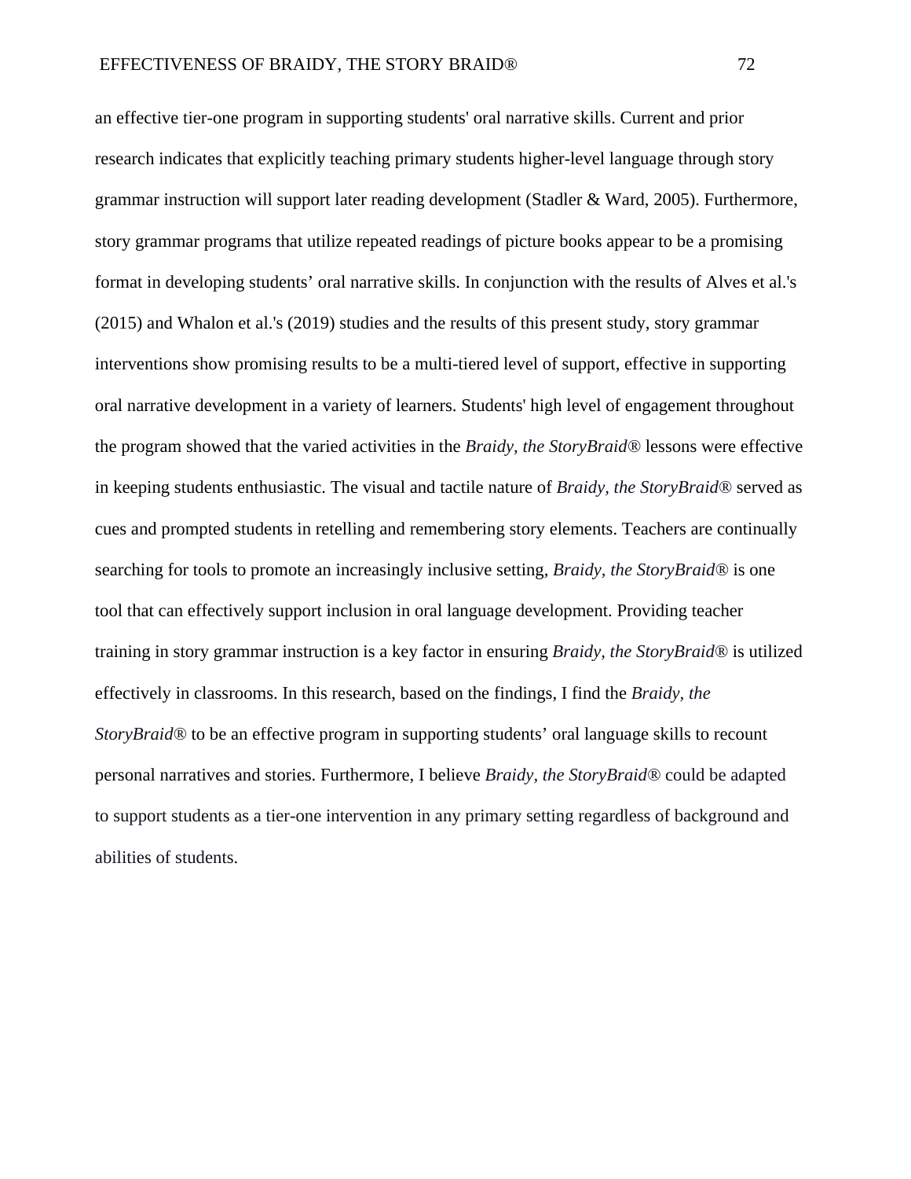an effective tier-one program in supporting students' oral narrative skills. Current and prior research indicates that explicitly teaching primary students higher-level language through story grammar instruction will support later reading development (Stadler & Ward, 2005). Furthermore, story grammar programs that utilize repeated readings of picture books appear to be a promising format in developing students' oral narrative skills. In conjunction with the results of Alves et al.'s (2015) and Whalon et al.'s (2019) studies and the results of this present study, story grammar interventions show promising results to be a multi-tiered level of support, effective in supporting oral narrative development in a variety of learners. Students' high level of engagement throughout the program showed that the varied activities in the *Braidy, the StoryBraid®* lessons were effective in keeping students enthusiastic. The visual and tactile nature of *Braidy, the StoryBraid®* served as cues and prompted students in retelling and remembering story elements. Teachers are continually searching for tools to promote an increasingly inclusive setting, *Braidy, the StoryBraid®* is one tool that can effectively support inclusion in oral language development. Providing teacher training in story grammar instruction is a key factor in ensuring *Braidy, the StoryBraid®* is utilized effectively in classrooms. In this research, based on the findings, I find the *Braidy, the StoryBraid®* to be an effective program in supporting students' oral language skills to recount personal narratives and stories. Furthermore, I believe *Braidy, the StoryBraid®* could be adapted to support students as a tier-one intervention in any primary setting regardless of background and abilities of students.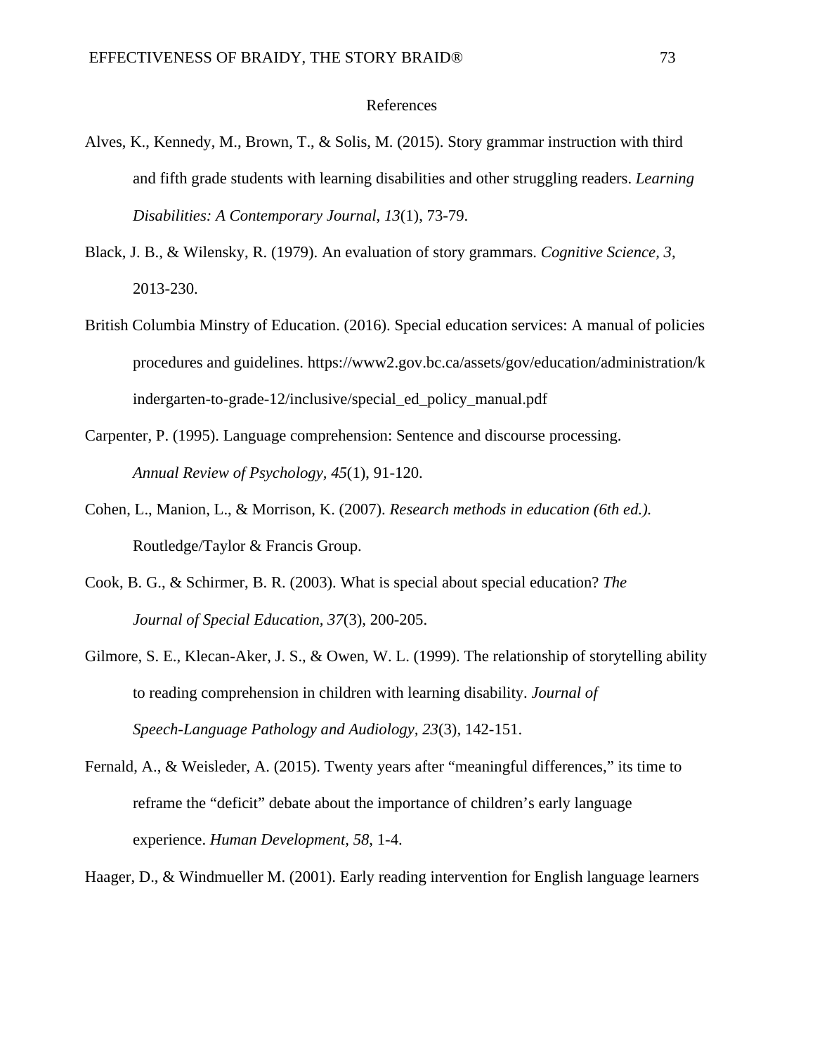# References

Alves, K., Kennedy, M., Brown, T., & Solis, M. (2015). Story grammar instruction with third and fifth grade students with learning disabilities and other struggling readers. *Learning Disabilities: A Contemporary Journal*, *13*(1), 73-79.

Black, J. B., & Wilensky, R. (1979). An evaluation of story grammars. *Cognitive Science*, *3*, 2013-230.

British Columbia Minstry of Education. (2016). Special education services: A manual of policies procedures and guidelines. https://www2.gov.bc.ca/assets/gov/education/administration/kindergarten-to-grade-12/inclusive/special_ed_policy_manual.pdf

Carpenter, P. (1995). Language comprehension: Sentence and discourse processing. *Annual Review of Psychology*, *45*(1), 91-120.

Cohen, L., Manion, L., & Morrison, K. (2007). *Research methods in education (6th ed.).* Routledge/Taylor & Francis Group.

Cook, B. G., & Schirmer, B. R. (2003). What is special about special education? *The Journal of Special Education*, *37*(3), 200-205.

Gilmore, S. E., Klecan-Aker, J. S., & Owen, W. L. (1999). The relationship of storytelling ability to reading comprehension in children with learning disability. *Journal of Speech-Language Pathology and Audiology*, *23*(3), 142-151.

Fernald, A., & Weisleder, A. (2015). Twenty years after "meaningful differences," its time to reframe the "deficit" debate about the importance of children's early language experience. *Human Development*, *58*, 1-4.

Haager, D., & Windmueller M. (2001). Early reading intervention for English language learners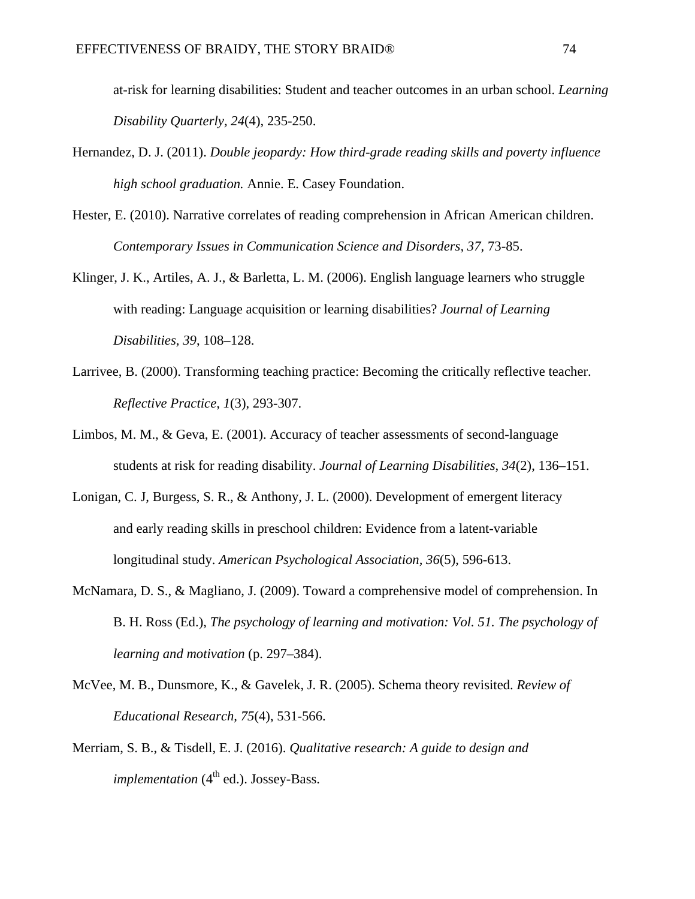at-risk for learning disabilities: Student and teacher outcomes in an urban school. *Learning Disability Quarterly, 24*(4), 235-250.

Hernandez, D. J. (2011). *Double jeopardy: How third-grade reading skills and poverty influence high school graduation.* Annie. E. Casey Foundation.

Hester, E. (2010). Narrative correlates of reading comprehension in African American children. *Contemporary Issues in Communication Science and Disorders, 37*, 73-85.

Klinger, J. K., Artiles, A. J., & Barletta, L. M. (2006). English language learners who struggle with reading: Language acquisition or learning disabilities? *Journal of Learning Disabilities, 39*, 108–128.

Larrivee, B. (2000). Transforming teaching practice: Becoming the critically reflective teacher. *Reflective Practice, 1*(3), 293-307.

Limbos, M. M., & Geva, E. (2001). Accuracy of teacher assessments of second-language students at risk for reading disability. *Journal of Learning Disabilities*, *34*(2), 136–151.

Lonigan, C. J, Burgess, S. R., & Anthony, J. L. (2000). Development of emergent literacy and early reading skills in preschool children: Evidence from a latent-variable longitudinal study. *American Psychological Association*, *36*(5), 596-613.

McNamara, D. S., & Magliano, J. (2009). Toward a comprehensive model of comprehension. In B. H. Ross (Ed.), *The psychology of learning and motivation: Vol. 51. The psychology of learning and motivation* (p. 297–384).

McVee, M. B., Dunsmore, K., & Gavelek, J. R. (2005). Schema theory revisited. *Review of Educational Research, 75*(4), 531-566.

Merriam, S. B., & Tisdell, E. J. (2016). *Qualitative research: A guide to design and implementation* (4th ed.). Jossey-Bass.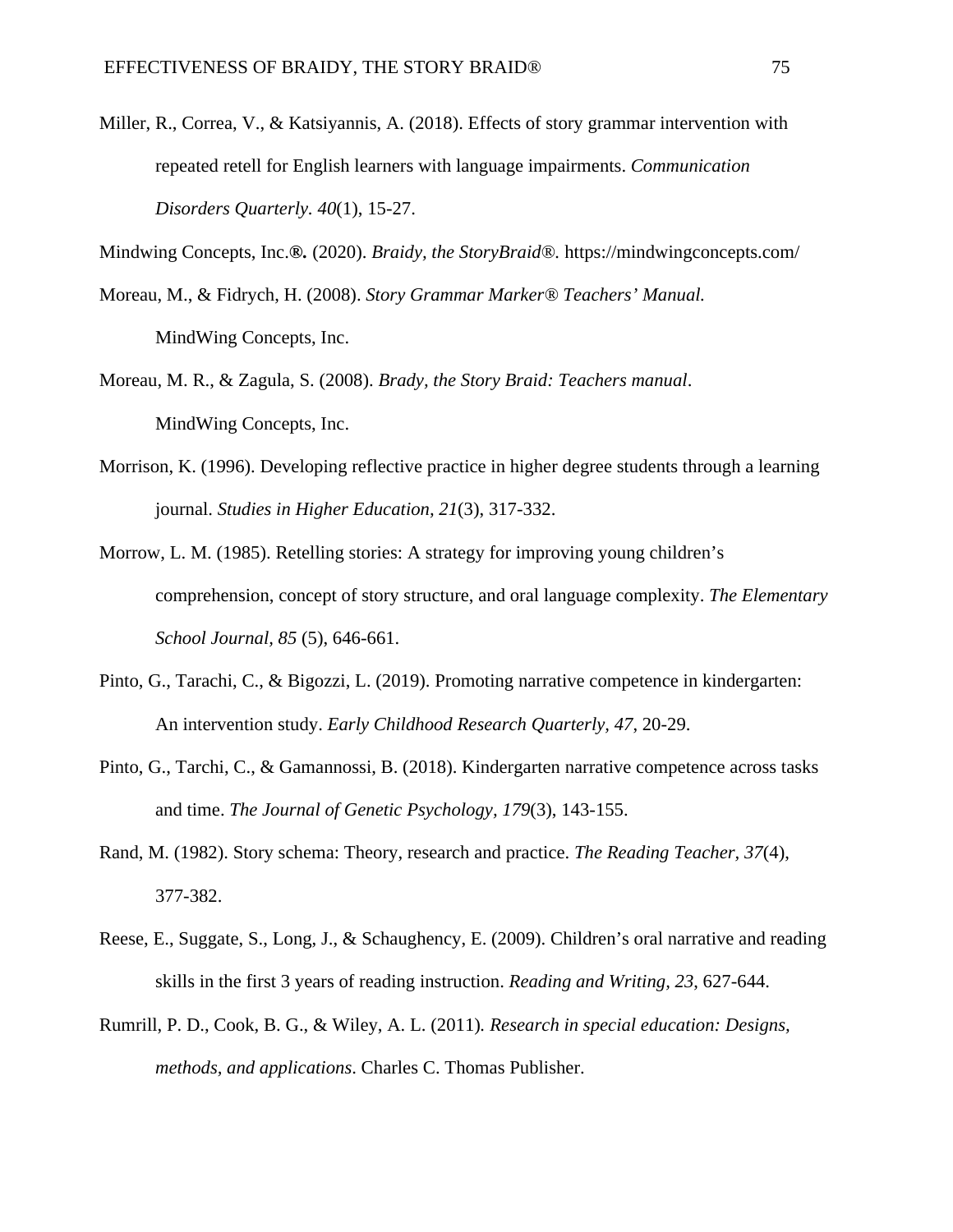Miller, R., Correa, V., & Katsiyannis, A. (2018). Effects of story grammar intervention with repeated retell for English learners with language impairments. *Communication Disorders Quarterly*. *40*(1), 15-27.

Mindwing Concepts, Inc.**®.** (2020). *Braidy, the StoryBraid®.* https://mindwingconcepts.com/

Moreau, M., & Fidrych, H. (2008). *Story Grammar Marker® Teachers' Manual.* MindWing Concepts, Inc.

Moreau, M. R., & Zagula, S. (2008). *Brady, the Story Braid: Teachers manual*. MindWing Concepts, Inc.

Morrison, K. (1996). Developing reflective practice in higher degree students through a learning journal. *Studies in Higher Education, 21*(3), 317-332.

Morrow, L. M. (1985). Retelling stories: A strategy for improving young children's comprehension, concept of story structure, and oral language complexity. *The Elementary School Journal, 85* (5), 646-661.

Pinto, G., Tarachi, C., & Bigozzi, L. (2019). Promoting narrative competence in kindergarten: An intervention study. *Early Childhood Research Quarterly, 47*, 20-29.

Pinto, G., Tarchi, C., & Gamannossi, B. (2018). Kindergarten narrative competence across tasks and time. *The Journal of Genetic Psychology, 179*(3), 143-155.

Rand, M. (1982). Story schema: Theory, research and practice. *The Reading Teacher, 37*(4), 377-382.

Reese, E., Suggate, S., Long, J., & Schaughency, E. (2009). Children's oral narrative and reading skills in the first 3 years of reading instruction. *Reading and Writing, 23*, 627-644.

Rumrill, P. D., Cook, B. G., & Wiley, A. L. (2011). *Research in special education: Designs, methods, and applications*. Charles C. Thomas Publisher.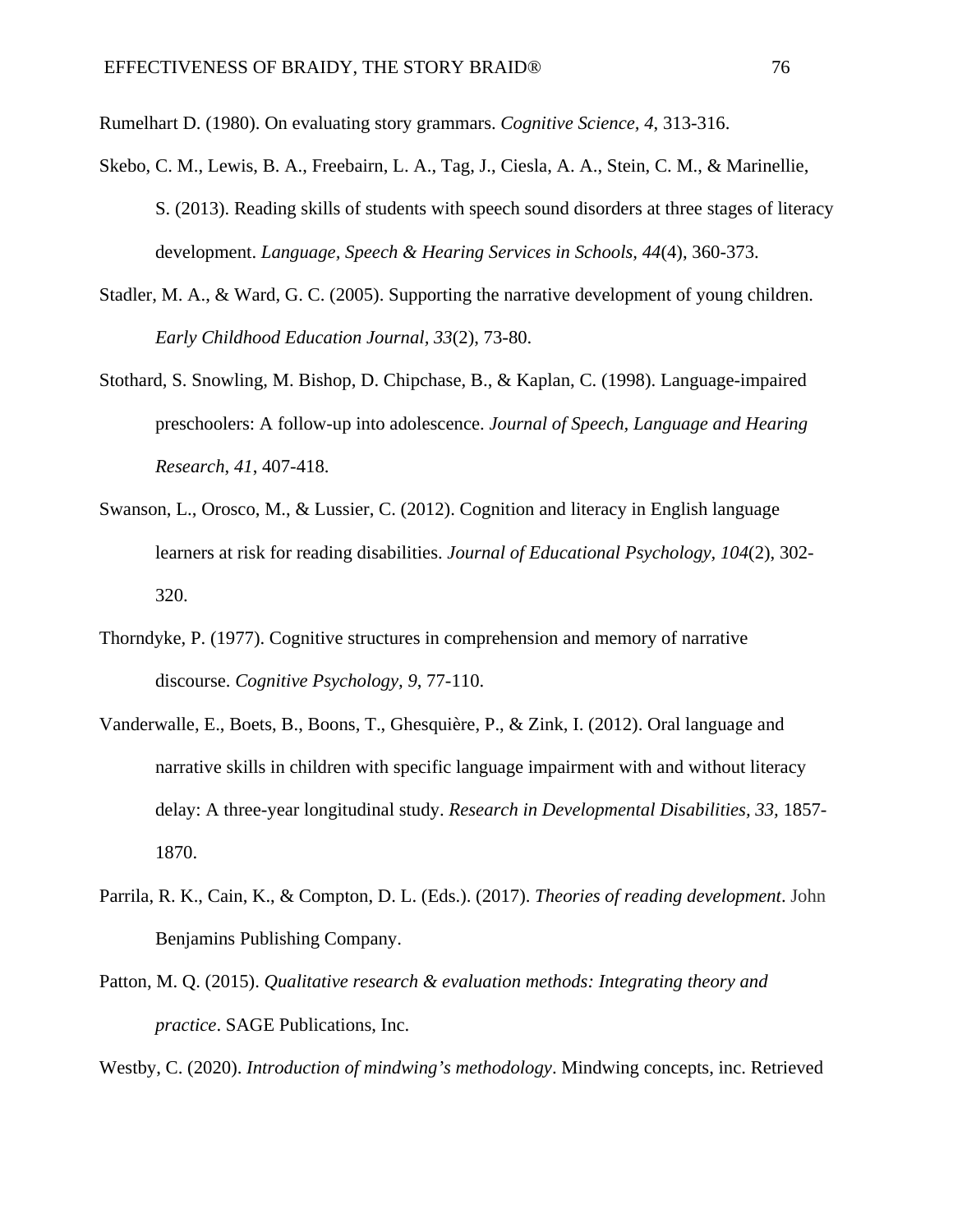Rumelhart D. (1980). On evaluating story grammars. *Cognitive Science, 4,* 313-316.

Skebo, C. M., Lewis, B. A., Freebairn, L. A., Tag, J., Ciesla, A. A., Stein, C. M., & Marinellie, S. (2013). Reading skills of students with speech sound disorders at three stages of literacy development. *Language, Speech & Hearing Services in Schools, 44*(4), 360-373.

Stadler, M. A., & Ward, G. C. (2005). Supporting the narrative development of young children. *Early Childhood Education Journal, 33*(2), 73-80.

Stothard, S. Snowling, M. Bishop, D. Chipchase, B., & Kaplan, C. (1998). Language-impaired preschoolers: A follow-up into adolescence. *Journal of Speech, Language and Hearing Research*, *41*, 407-418.

Swanson, L., Orosco, M., & Lussier, C. (2012). Cognition and literacy in English language learners at risk for reading disabilities. *Journal of Educational Psychology, 104*(2), 302-320.

Thorndyke, P. (1977). Cognitive structures in comprehension and memory of narrative discourse. *Cognitive Psychology, 9*, 77-110.

Vanderwalle, E., Boets, B., Boons, T., Ghesquière, P., & Zink, I. (2012). Oral language and narrative skills in children with specific language impairment with and without literacy delay: A three-year longitudinal study. *Research in Developmental Disabilities, 33,* 1857-1870.

Parrila, R. K., Cain, K., & Compton, D. L. (Eds.). (2017). *Theories of reading development*. John Benjamins Publishing Company.

Patton, M. Q. (2015). *Qualitative research & evaluation methods: Integrating theory and practice*. SAGE Publications, Inc.

Westby, C. (2020). *Introduction of mindwing's methodology*. Mindwing concepts, inc. Retrieved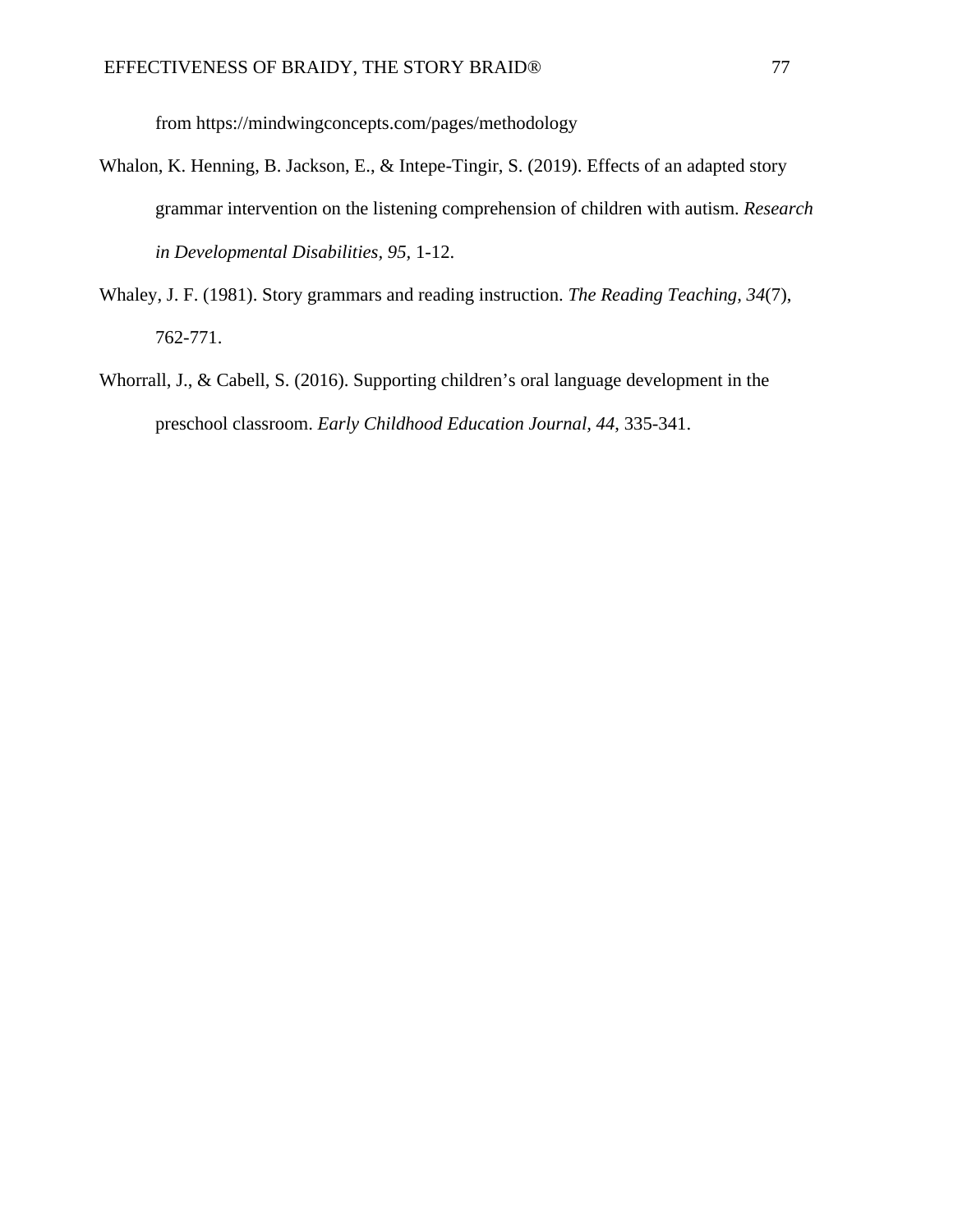from https://mindwingconcepts.com/pages/methodology

Whalon, K. Henning, B. Jackson, E., & Intepe-Tingir, S. (2019). Effects of an adapted story grammar intervention on the listening comprehension of children with autism. *Research in Developmental Disabilities, 95,* 1-12.

Whaley, J. F. (1981). Story grammars and reading instruction. *The Reading Teaching, 34*(7), 762-771.

Whorrall, J., & Cabell, S. (2016). Supporting children's oral language development in the preschool classroom. *Early Childhood Education Journal, 44*, 335-341.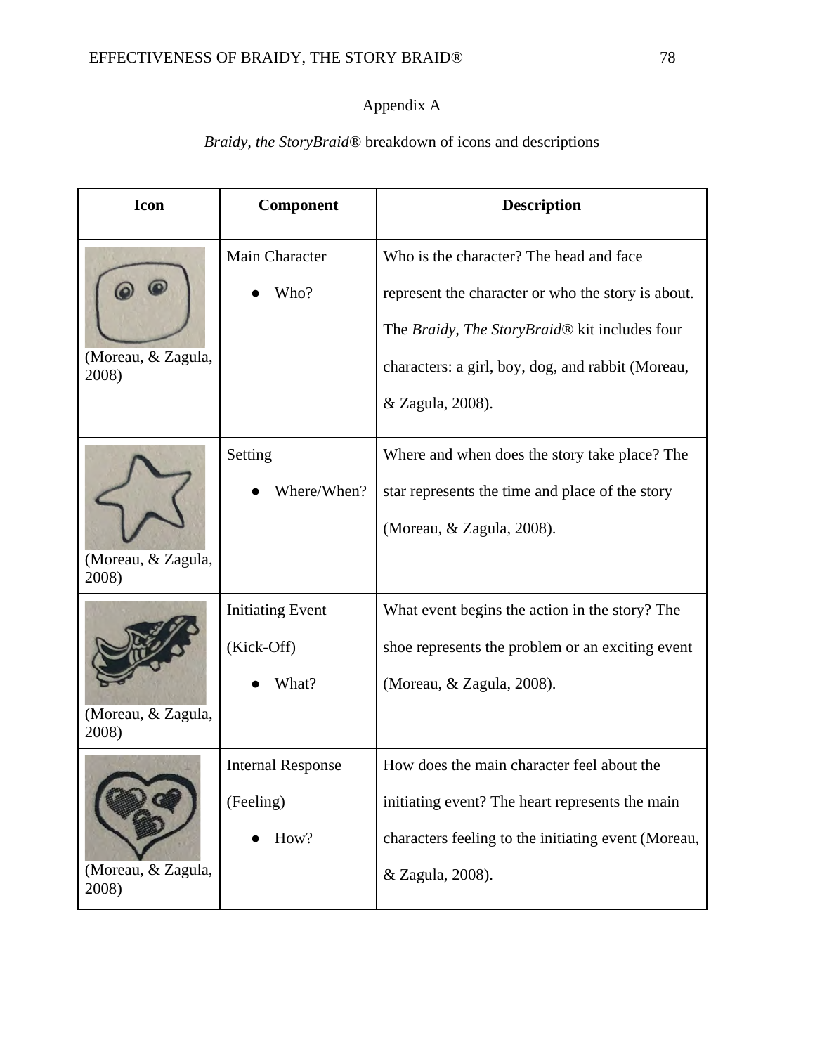Appendix A

*Braidy, the StoryBraid®* breakdown of icons and descriptions

| Icon | Component | Description |
|---|---|---|
| (Moreau, & Zagula, 2008) | Main Character<br>● Who? | Who is the character? The head and face represent the character or who the story is about. The *Braidy, The StoryBraid®* kit includes four characters: a girl, boy, dog, and rabbit (Moreau, & Zagula, 2008). |
| (Moreau, & Zagula, 2008) | Setting<br>● Where/When? | Where and when does the story take place? The star represents the time and place of the story (Moreau, & Zagula, 2008). |
| (Moreau, & Zagula, 2008) | Initiating Event (Kick-Off)<br>● What? | What event begins the action in the story? The shoe represents the problem or an exciting event (Moreau, & Zagula, 2008). |
| (Moreau, & Zagula, 2008) | Internal Response (Feeling)<br>● How? | How does the main character feel about the initiating event? The heart represents the main characters feeling to the initiating event (Moreau, & Zagula, 2008). |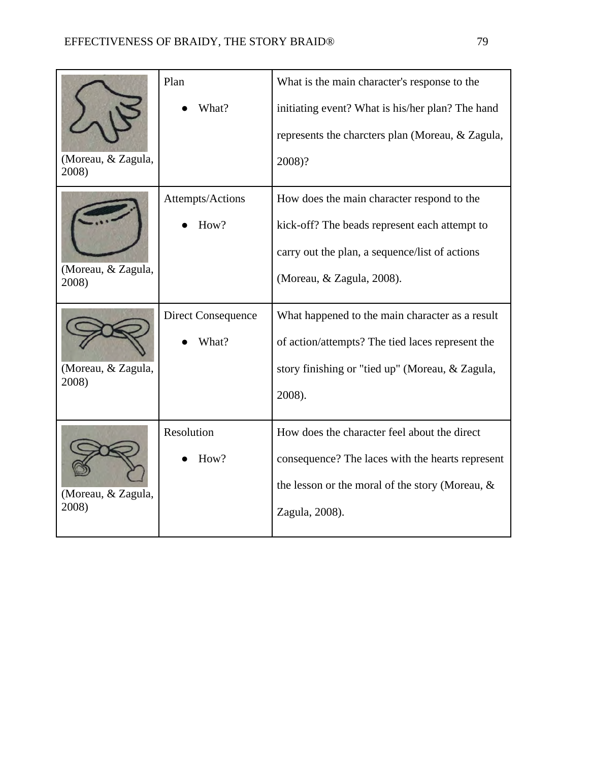| | | |
|---|---|---|
| (Moreau, & Zagula, 2008) | Plan<br>● What? | What is the main character's response to the initiating event? What is his/her plan? The hand represents the charcters plan (Moreau, & Zagula, 2008)? |
| (Moreau, & Zagula, 2008) | Attempts/Actions<br>● How? | How does the main character respond to the kick-off? The beads represent each attempt to carry out the plan, a sequence/list of actions (Moreau, & Zagula, 2008). |
| (Moreau, & Zagula, 2008) | Direct Consequence<br>● What? | What happened to the main character as a result of action/attempts? The tied laces represent the story finishing or "tied up" (Moreau, & Zagula, 2008). |
| (Moreau, & Zagula, 2008) | Resolution<br>● How? | How does the character feel about the direct consequence? The laces with the hearts represent the lesson or the moral of the story (Moreau, & Zagula, 2008). |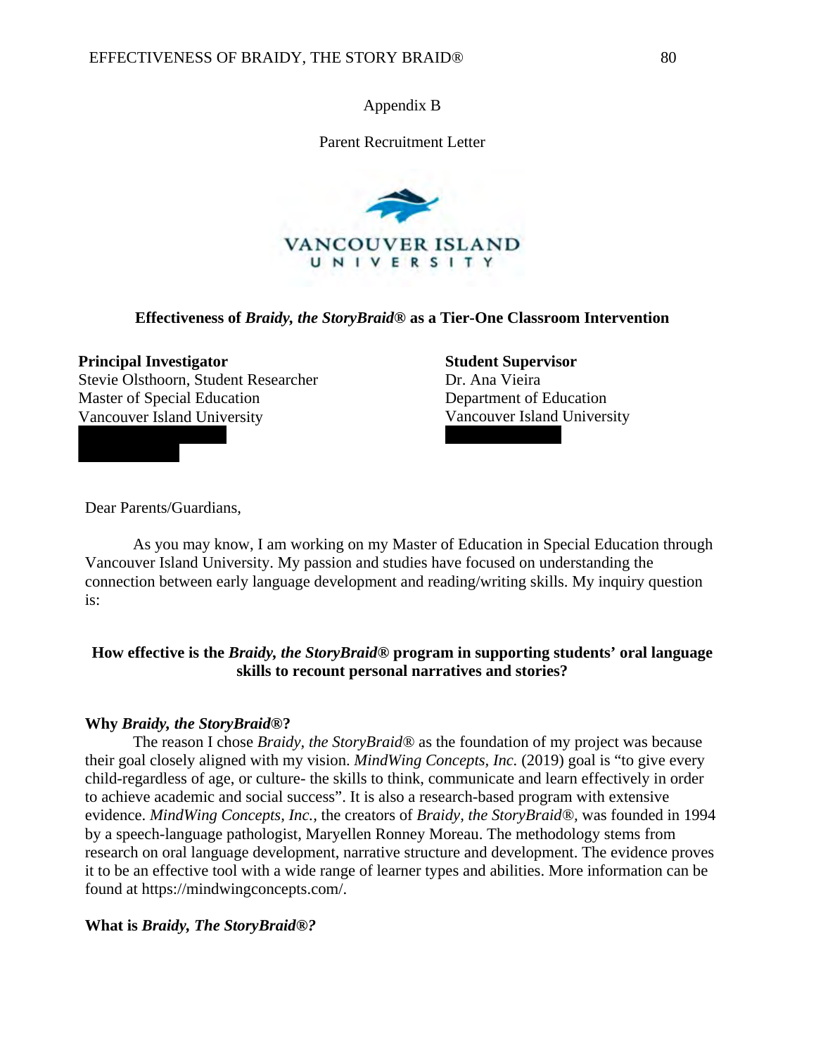Appendix B

Parent Recruitment Letter

**Effectiveness of *Braidy, the StoryBraid®* as a Tier-One Classroom Intervention**

**Principal Investigator**
Stevie Olsthoorn, Student Researcher
Master of Special Education
Vancouver Island University

**Student Supervisor**
Dr. Ana Vieira
Department of Education
Vancouver Island University

Dear Parents/Guardians,

As you may know, I am working on my Master of Education in Special Education through Vancouver Island University. My passion and studies have focused on understanding the connection between early language development and reading/writing skills. My inquiry question is:

**How effective is the *Braidy, the StoryBraid®* program in supporting students' oral language skills to recount personal narratives and stories?**

**Why *Braidy, the StoryBraid®*?**

The reason I chose *Braidy, the StoryBraid®* as the foundation of my project was because their goal closely aligned with my vision. *MindWing Concepts, Inc.* (2019) goal is "to give every child-regardless of age, or culture- the skills to think, communicate and learn effectively in order to achieve academic and social success". It is also a research-based program with extensive evidence. *MindWing Concepts, Inc.,* the creators of *Braidy, the StoryBraid®,* was founded in 1994 by a speech-language pathologist, Maryellen Ronney Moreau. The methodology stems from research on oral language development, narrative structure and development. The evidence proves it to be an effective tool with a wide range of learner types and abilities. More information can be found at https://mindwingconcepts.com/.

**What is *Braidy, The StoryBraid®?***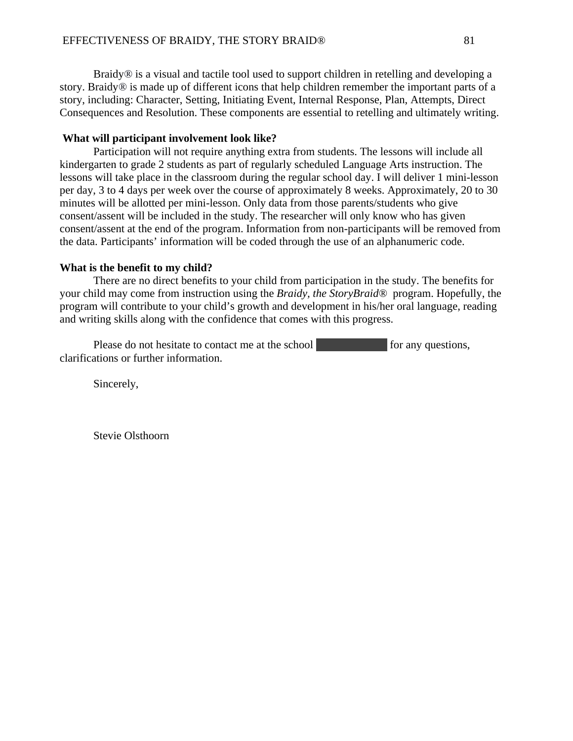Braidy® is a visual and tactile tool used to support children in retelling and developing a story. Braidy® is made up of different icons that help children remember the important parts of a story, including: Character, Setting, Initiating Event, Internal Response, Plan, Attempts, Direct Consequences and Resolution. These components are essential to retelling and ultimately writing.

**What will participant involvement look like?**

Participation will not require anything extra from students. The lessons will include all kindergarten to grade 2 students as part of regularly scheduled Language Arts instruction. The lessons will take place in the classroom during the regular school day. I will deliver 1 mini-lesson per day, 3 to 4 days per week over the course of approximately 8 weeks. Approximately, 20 to 30 minutes will be allotted per mini-lesson. Only data from those parents/students who give consent/assent will be included in the study. The researcher will only know who has given consent/assent at the end of the program. Information from non-participants will be removed from the data. Participants' information will be coded through the use of an alphanumeric code.

**What is the benefit to my child?**

There are no direct benefits to your child from participation in the study. The benefits for your child may come from instruction using the *Braidy, the StoryBraid®* program. Hopefully, the program will contribute to your child's growth and development in his/her oral language, reading and writing skills along with the confidence that comes with this progress.

Please do not hesitate to contact me at the school [redacted] for any questions, clarifications or further information.

Sincerely,

Stevie Olsthoorn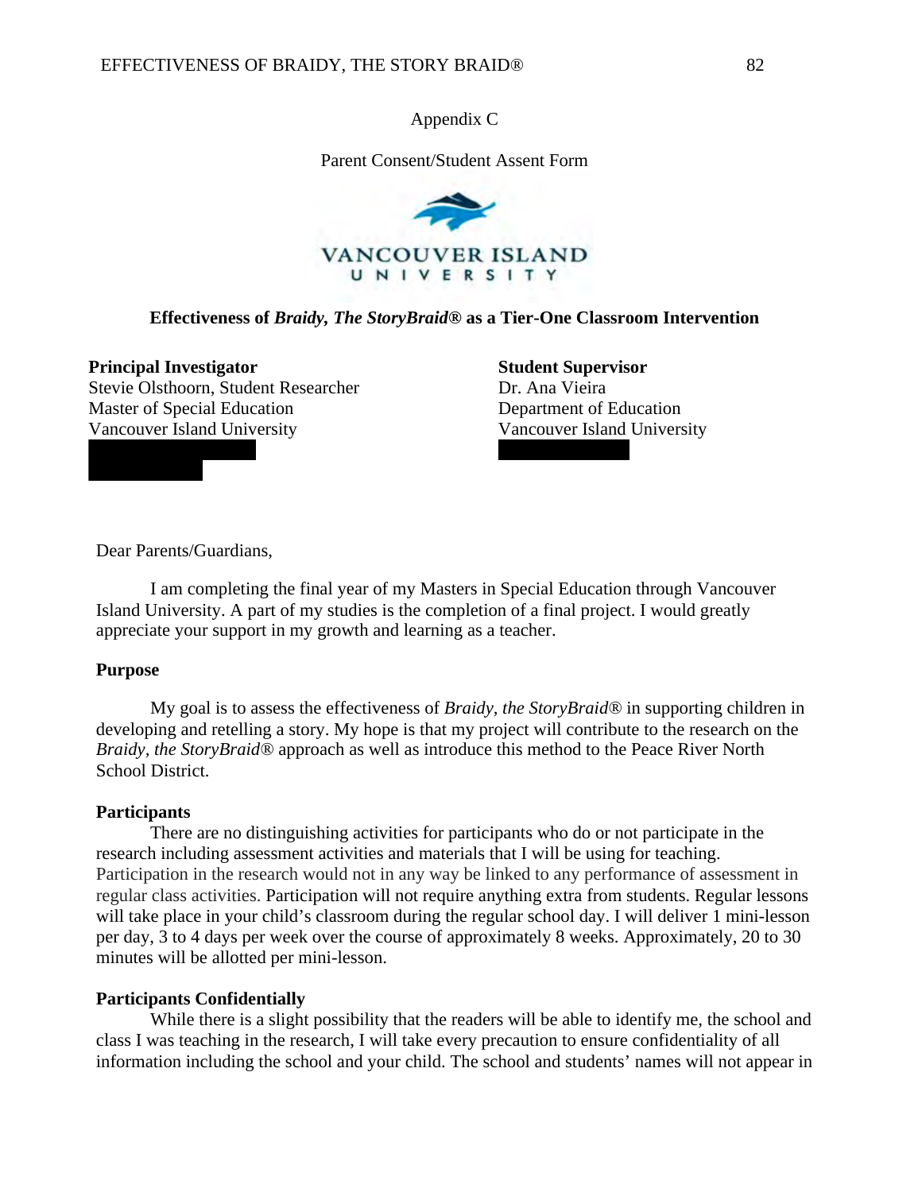Appendix C

Parent Consent/Student Assent Form

**Effectiveness of *Braidy, The StoryBraid®* as a Tier-One Classroom Intervention**

**Principal Investigator**
Stevie Olsthoorn, Student Researcher
Master of Special Education
Vancouver Island University

**Student Supervisor**
Dr. Ana Vieira
Department of Education
Vancouver Island University

Dear Parents/Guardians,

I am completing the final year of my Masters in Special Education through Vancouver Island University. A part of my studies is the completion of a final project. I would greatly appreciate your support in my growth and learning as a teacher.

**Purpose**

My goal is to assess the effectiveness of *Braidy, the StoryBraid®* in supporting children in developing and retelling a story. My hope is that my project will contribute to the research on the *Braidy, the StoryBraid®* approach as well as introduce this method to the Peace River North School District.

**Participants**

There are no distinguishing activities for participants who do or not participate in the research including assessment activities and materials that I will be using for teaching. Participation in the research would not in any way be linked to any performance of assessment in regular class activities. Participation will not require anything extra from students. Regular lessons will take place in your child's classroom during the regular school day. I will deliver 1 mini-lesson per day, 3 to 4 days per week over the course of approximately 8 weeks. Approximately, 20 to 30 minutes will be allotted per mini-lesson.

**Participants Confidentially**

While there is a slight possibility that the readers will be able to identify me, the school and class I was teaching in the research, I will take every precaution to ensure confidentiality of all information including the school and your child. The school and students' names will not appear in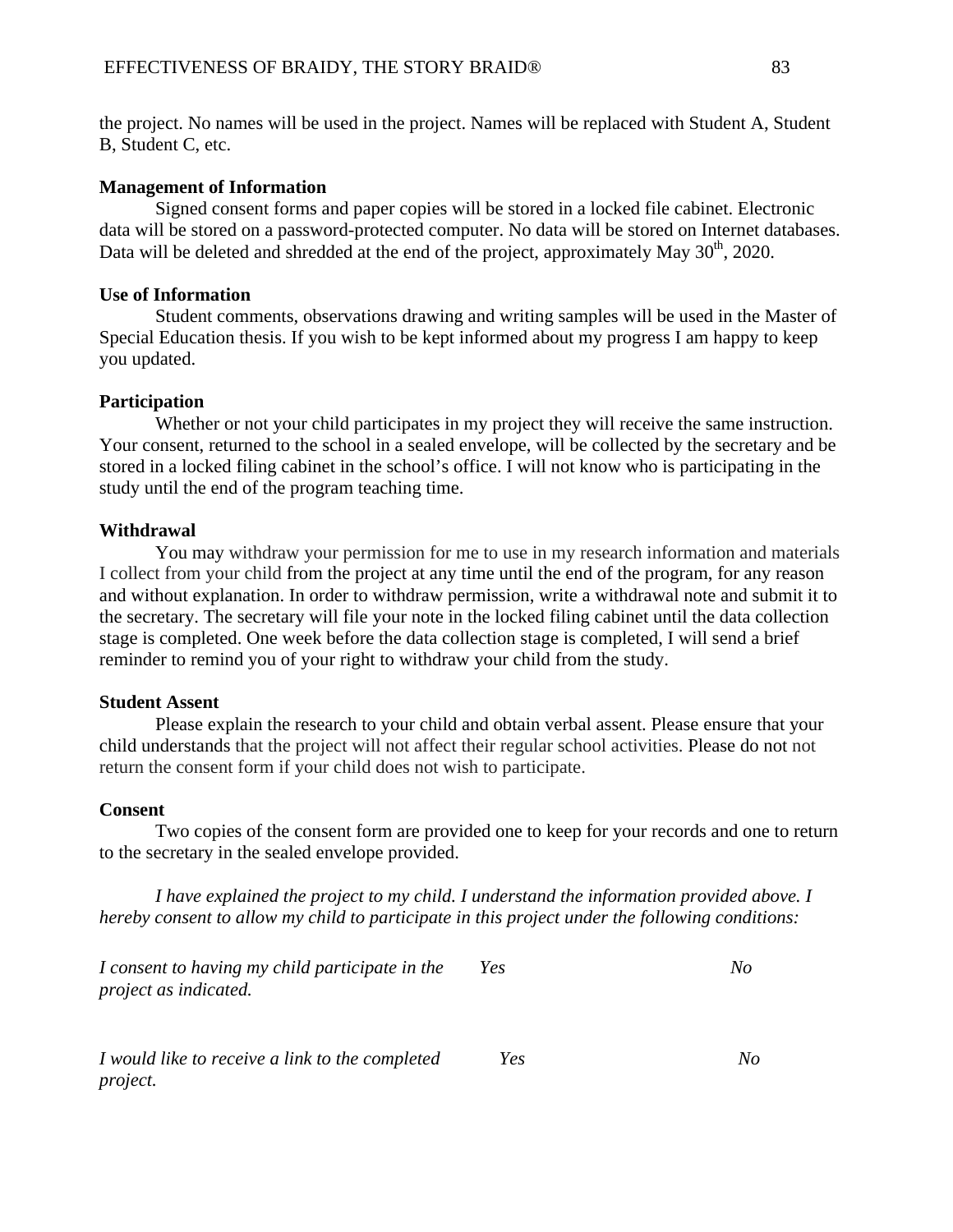the project. No names will be used in the project. Names will be replaced with Student A, Student B, Student C, etc.

**Management of Information**

Signed consent forms and paper copies will be stored in a locked file cabinet. Electronic data will be stored on a password-protected computer. No data will be stored on Internet databases. Data will be deleted and shredded at the end of the project, approximately May 30th, 2020.

**Use of Information**

Student comments, observations drawing and writing samples will be used in the Master of Special Education thesis. If you wish to be kept informed about my progress I am happy to keep you updated.

**Participation**

Whether or not your child participates in my project they will receive the same instruction. Your consent, returned to the school in a sealed envelope, will be collected by the secretary and be stored in a locked filing cabinet in the school's office. I will not know who is participating in the study until the end of the program teaching time.

**Withdrawal**

You may withdraw your permission for me to use in my research information and materials I collect from your child from the project at any time until the end of the program, for any reason and without explanation. In order to withdraw permission, write a withdrawal note and submit it to the secretary. The secretary will file your note in the locked filing cabinet until the data collection stage is completed. One week before the data collection stage is completed, I will send a brief reminder to remind you of your right to withdraw your child from the study.

**Student Assent**

Please explain the research to your child and obtain verbal assent. Please ensure that your child understands that the project will not affect their regular school activities. Please do not not return the consent form if your child does not wish to participate.

**Consent**

Two copies of the consent form are provided one to keep for your records and one to return to the secretary in the sealed envelope provided.

*I have explained the project to my child. I understand the information provided above. I hereby consent to allow my child to participate in this project under the following conditions:*

| | | |
|---|---|---|
| *I consent to having my child participate in the project as indicated.* | *Yes* | *No* |
| *I would like to receive a link to the completed project.* | *Yes* | *No* |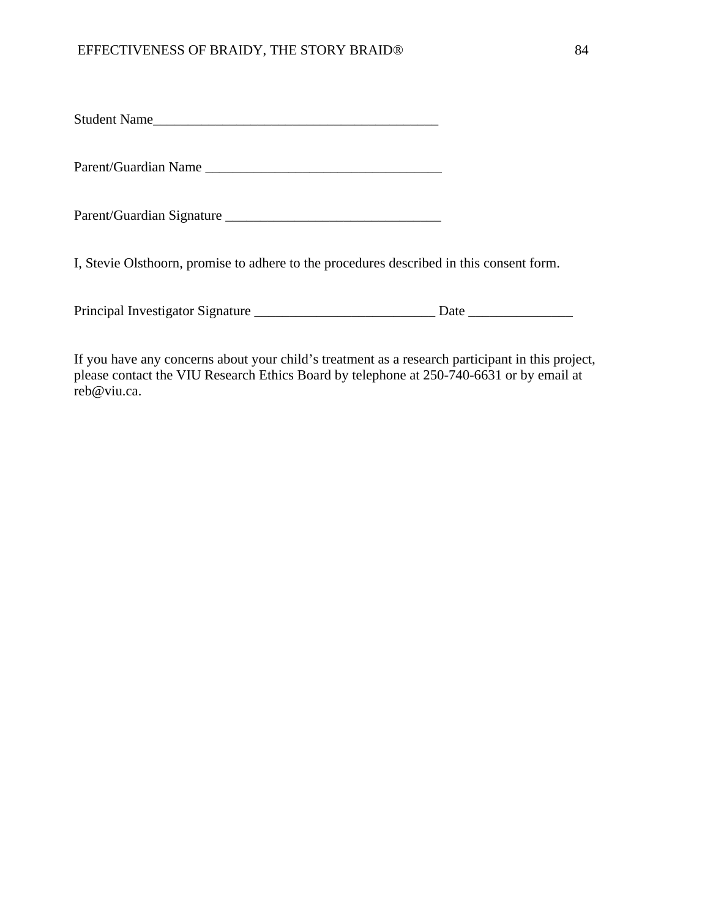Student Name________________________________________

Parent/Guardian Name __________________________________

Parent/Guardian Signature _______________________________

I, Stevie Olsthoorn, promise to adhere to the procedures described in this consent form.

Principal Investigator Signature __________________________ Date _______________

If you have any concerns about your child's treatment as a research participant in this project, please contact the VIU Research Ethics Board by telephone at 250-740-6631 or by email at reb@viu.ca.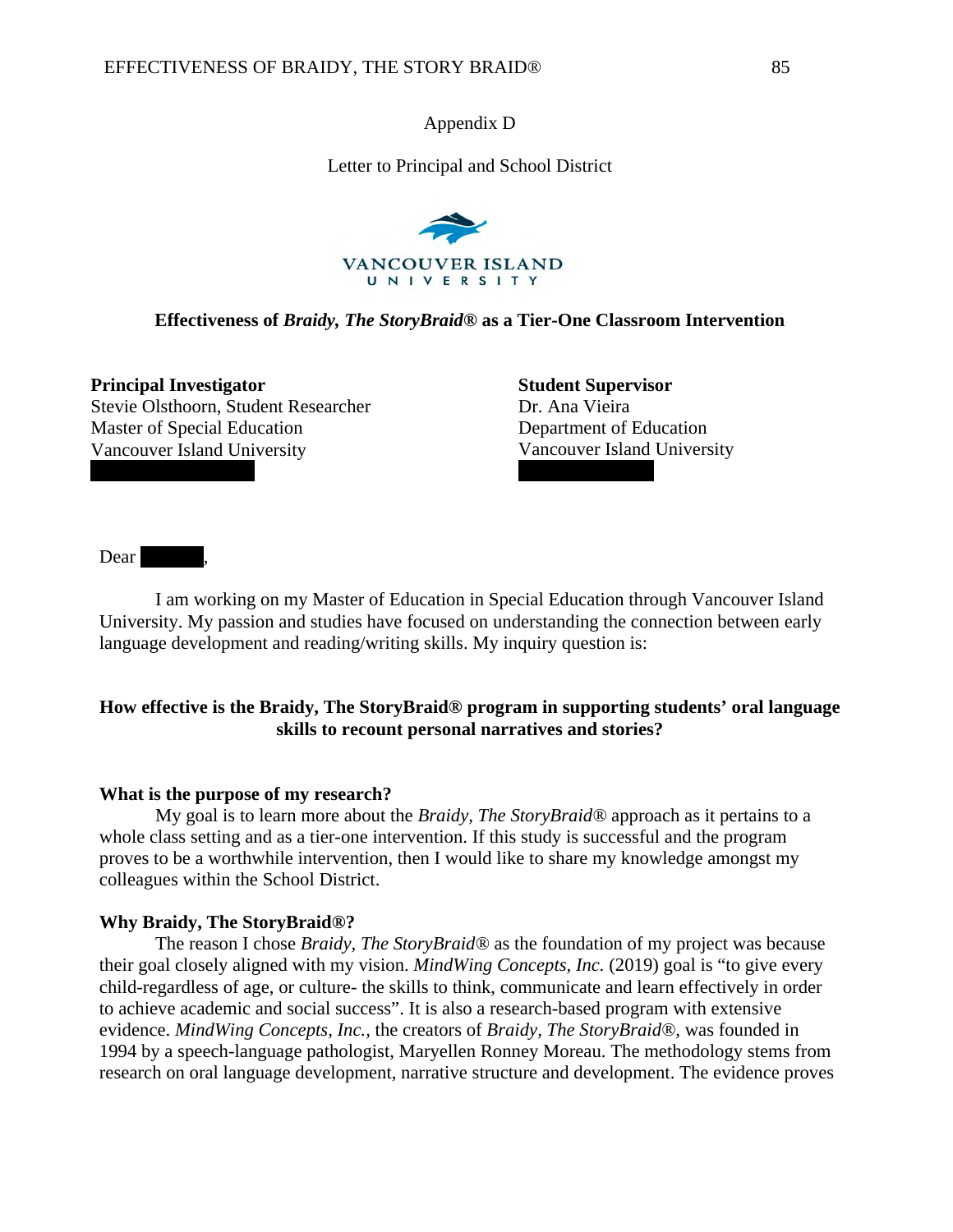Appendix D

Letter to Principal and School District

VANCOUVER ISLAND
UNIVERSITY

**Effectiveness of *Braidy, The StoryBraid*® as a Tier-One Classroom Intervention**

**Principal Investigator**
Stevie Olsthoorn, Student Researcher
Master of Special Education
Vancouver Island University

**Student Supervisor**
Dr. Ana Vieira
Department of Education
Vancouver Island University

Dear ,

I am working on my Master of Education in Special Education through Vancouver Island University. My passion and studies have focused on understanding the connection between early language development and reading/writing skills. My inquiry question is:

**How effective is the Braidy, The StoryBraid® program in supporting students' oral language skills to recount personal narratives and stories?**

**What is the purpose of my research?**

My goal is to learn more about the *Braidy, The StoryBraid*® approach as it pertains to a whole class setting and as a tier-one intervention. If this study is successful and the program proves to be a worthwhile intervention, then I would like to share my knowledge amongst my colleagues within the School District.

**Why Braidy, The StoryBraid®?**

The reason I chose *Braidy, The StoryBraid*® as the foundation of my project was because their goal closely aligned with my vision. *MindWing Concepts, Inc.* (2019) goal is "to give every child-regardless of age, or culture- the skills to think, communicate and learn effectively in order to achieve academic and social success". It is also a research-based program with extensive evidence. *MindWing Concepts, Inc.*, the creators of *Braidy, The StoryBraid*®, was founded in 1994 by a speech-language pathologist, Maryellen Ronney Moreau. The methodology stems from research on oral language development, narrative structure and development. The evidence proves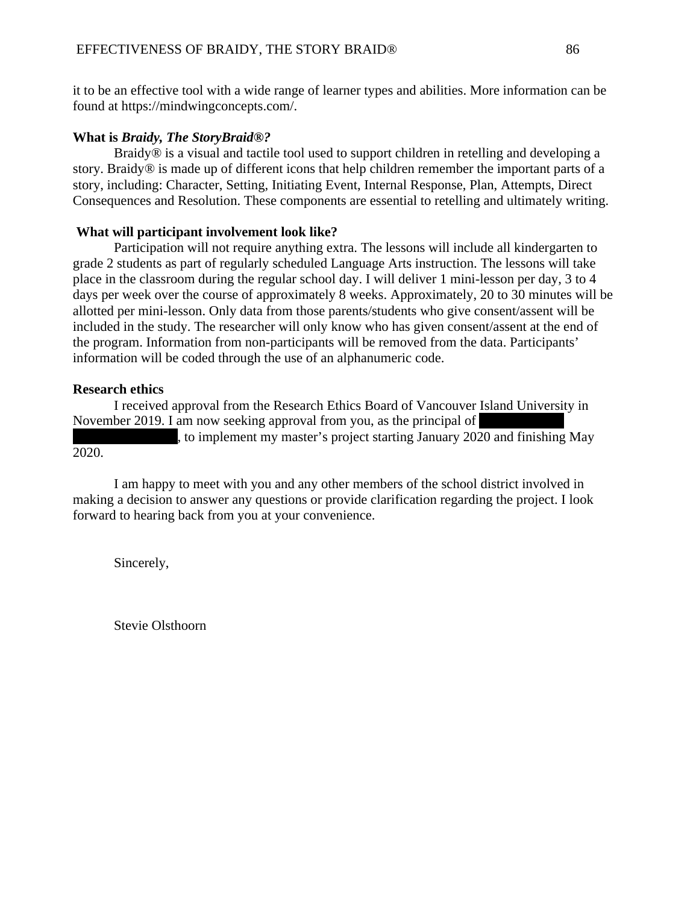it to be an effective tool with a wide range of learner types and abilities. More information can be found at https://mindwingconcepts.com/.

**What is *Braidy, The StoryBraid®?***

Braidy® is a visual and tactile tool used to support children in retelling and developing a story. Braidy® is made up of different icons that help children remember the important parts of a story, including: Character, Setting, Initiating Event, Internal Response, Plan, Attempts, Direct Consequences and Resolution. These components are essential to retelling and ultimately writing.

**What will participant involvement look like?**

Participation will not require anything extra. The lessons will include all kindergarten to grade 2 students as part of regularly scheduled Language Arts instruction. The lessons will take place in the classroom during the regular school day. I will deliver 1 mini-lesson per day, 3 to 4 days per week over the course of approximately 8 weeks. Approximately, 20 to 30 minutes will be allotted per mini-lesson. Only data from those parents/students who give consent/assent will be included in the study. The researcher will only know who has given consent/assent at the end of the program. Information from non-participants will be removed from the data. Participants' information will be coded through the use of an alphanumeric code.

**Research ethics**

I received approval from the Research Ethics Board of Vancouver Island University in November 2019. I am now seeking approval from you, as the principal of [redacted], to implement my master's project starting January 2020 and finishing May 2020.

I am happy to meet with you and any other members of the school district involved in making a decision to answer any questions or provide clarification regarding the project. I look forward to hearing back from you at your convenience.

Sincerely,

Stevie Olsthoorn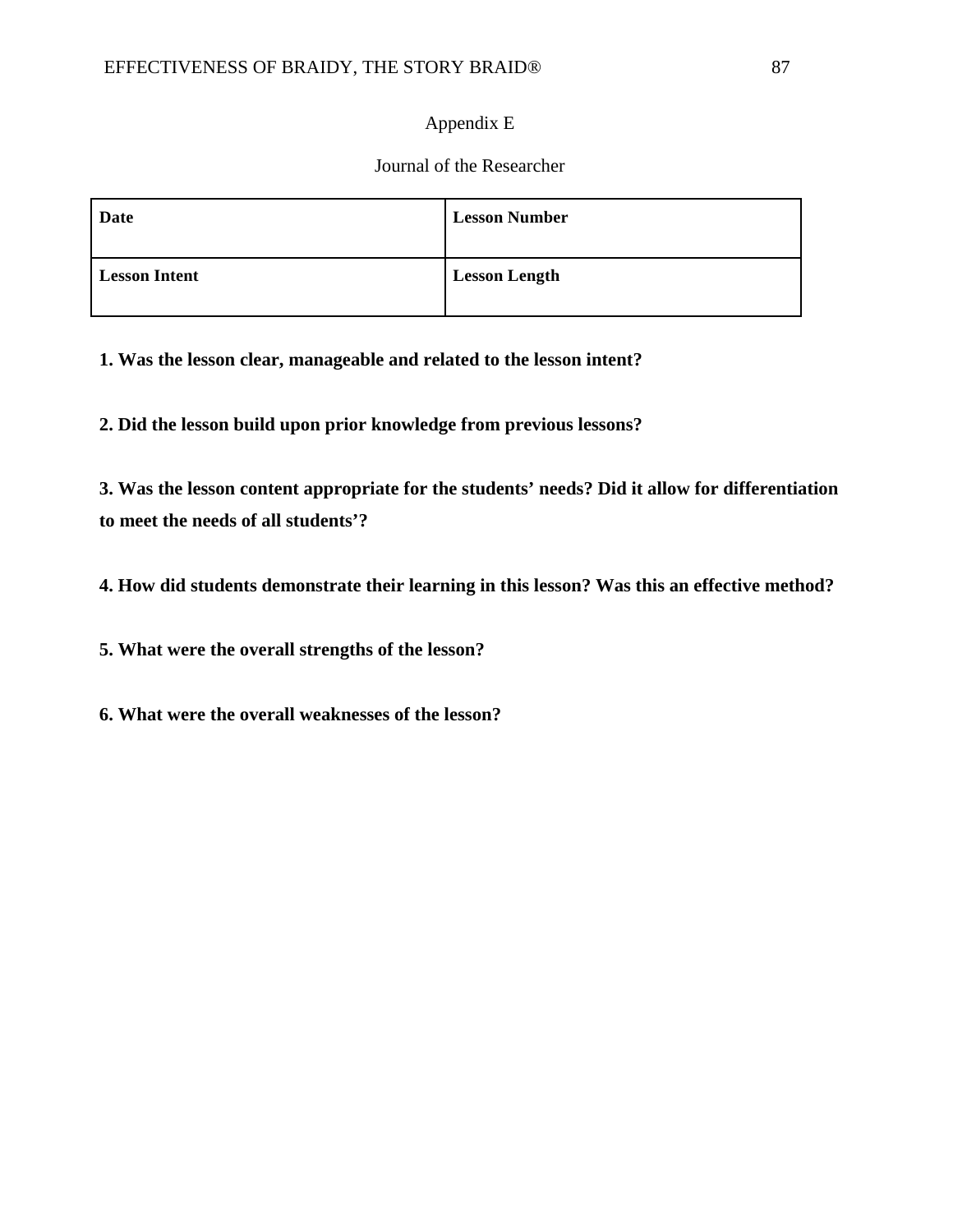Appendix E

Journal of the Researcher

| **Date** | **Lesson Number** |
|---|---|
| **Lesson Intent** | **Lesson Length** |

**1. Was the lesson clear, manageable and related to the lesson intent?**

**2. Did the lesson build upon prior knowledge from previous lessons?**

**3. Was the lesson content appropriate for the students' needs? Did it allow for differentiation to meet the needs of all students'?**

**4. How did students demonstrate their learning in this lesson? Was this an effective method?**

**5. What were the overall strengths of the lesson?**

**6. What were the overall weaknesses of the lesson?**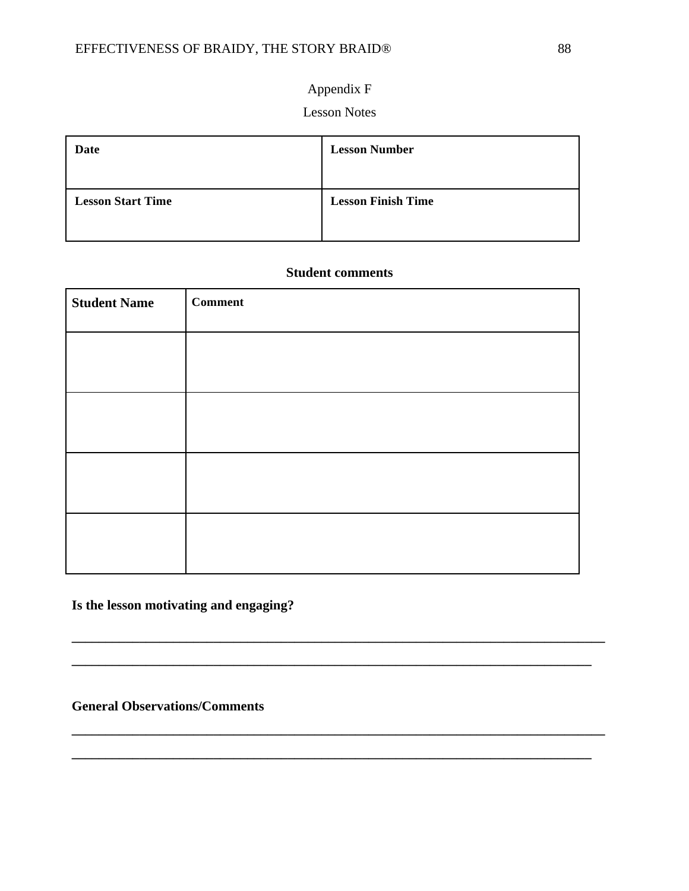Appendix F

Lesson Notes

| | |
|---|---|
| **Date** | **Lesson Number** |
| **Lesson Start Time** | **Lesson Finish Time** |

**Student comments**

| **Student Name** | **Comment** |
|---|---|
| | |
| | |
| | |
| | |

**Is the lesson motivating and engaging?**

______________________________________________________________________________

______________________________________________________________________________

**General Observations/Comments**

______________________________________________________________________________

______________________________________________________________________________